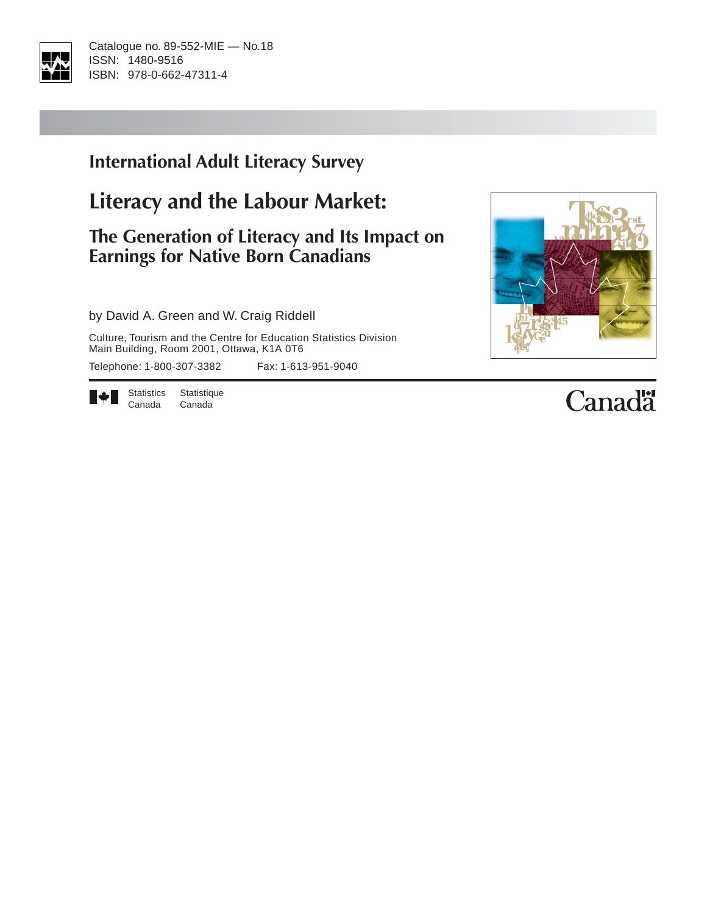Catalogue no. 89-552-MIE — No.18
ISSN: 1480-9516
ISBN: 978-0-662-47311-4

## International Adult Literacy Survey

# Literacy and the Labour Market:

## The Generation of Literacy and Its Impact on Earnings for Native Born Canadians

by David A. Green and W. Craig Riddell

Culture, Tourism and the Centre for Education Statistics Division
Main Building, Room 2001, Ottawa, K1A 0T6

Telephone: 1-800-307-3382 Fax: 1-613-951-9040

Statistics Canada Statistique Canada

Canada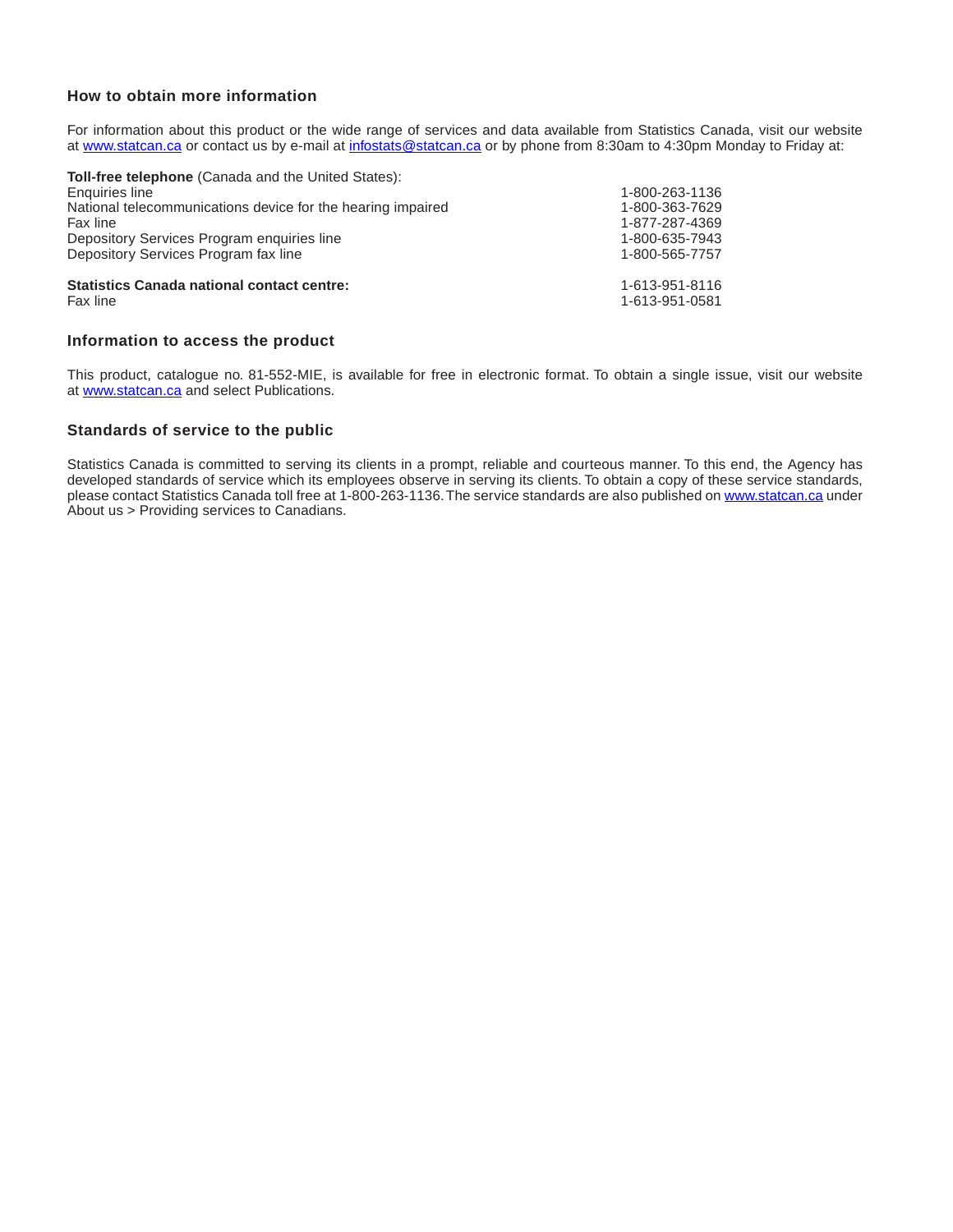### How to obtain more information

For information about this product or the wide range of services and data available from Statistics Canada, visit our website at www.statcan.ca or contact us by e-mail at infostats@statcan.ca or by phone from 8:30am to 4:30pm Monday to Friday at:

**Toll-free telephone** (Canada and the United States):

| | |
|---|---|
| Enquiries line | 1-800-263-1136 |
| National telecommunications device for the hearing impaired | 1-800-363-7629 |
| Fax line | 1-877-287-4369 |
| Depository Services Program enquiries line | 1-800-635-7943 |
| Depository Services Program fax line | 1-800-565-7757 |
| | |
| **Statistics Canada national contact centre:** | 1-613-951-8116 |
| Fax line | 1-613-951-0581 |

### Information to access the product

This product, catalogue no. 81-552-MIE, is available for free in electronic format. To obtain a single issue, visit our website at www.statcan.ca and select Publications.

### Standards of service to the public

Statistics Canada is committed to serving its clients in a prompt, reliable and courteous manner. To this end, the Agency has developed standards of service which its employees observe in serving its clients. To obtain a copy of these service standards, please contact Statistics Canada toll free at 1-800-263-1136. The service standards are also published on www.statcan.ca under About us > Providing services to Canadians.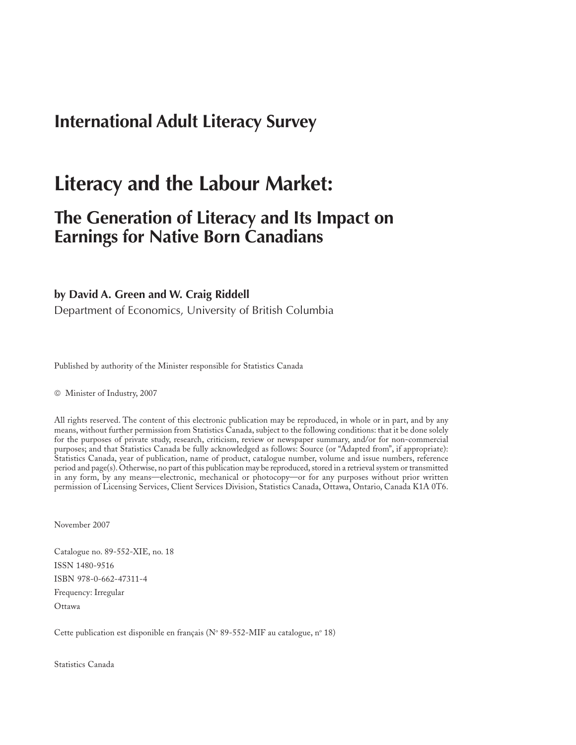## International Adult Literacy Survey

# Literacy and the Labour Market:

## The Generation of Literacy and Its Impact on Earnings for Native Born Canadians

**by David A. Green and W. Craig Riddell**

Department of Economics, University of British Columbia

Published by authority of the Minister responsible for Statistics Canada

© Minister of Industry, 2007

All rights reserved. The content of this electronic publication may be reproduced, in whole or in part, and by any means, without further permission from Statistics Canada, subject to the following conditions: that it be done solely for the purposes of private study, research, criticism, review or newspaper summary, and/or for non-commercial purposes; and that Statistics Canada be fully acknowledged as follows: Source (or "Adapted from", if appropriate): Statistics Canada, year of publication, name of product, catalogue number, volume and issue numbers, reference period and page(s). Otherwise, no part of this publication may be reproduced, stored in a retrieval system or transmitted in any form, by any means—electronic, mechanical or photocopy—or for any purposes without prior written permission of Licensing Services, Client Services Division, Statistics Canada, Ottawa, Ontario, Canada K1A 0T6.

November 2007

Catalogue no. 89-552-XIE, no. 18

ISSN 1480-9516

ISBN 978-0-662-47311-4

Frequency: Irregular

Ottawa

Cette publication est disponible en français (N° 89-552-MIF au catalogue, n° 18)

Statistics Canada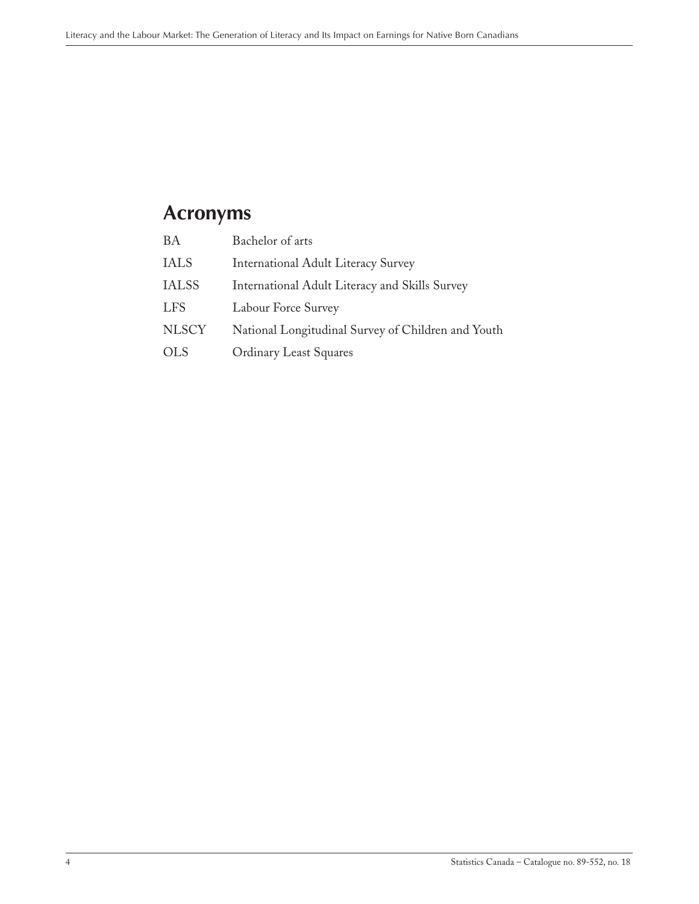## Acronyms

| | |
|---|---|
| BA | Bachelor of arts |
| IALS | International Adult Literacy Survey |
| IALSS | International Adult Literacy and Skills Survey |
| LFS | Labour Force Survey |
| NLSCY | National Longitudinal Survey of Children and Youth |
| OLS | Ordinary Least Squares |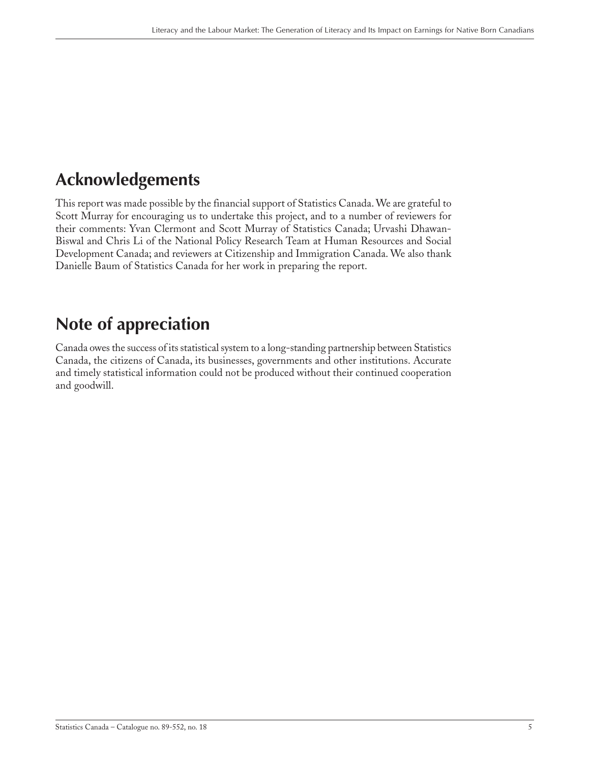## Acknowledgements

This report was made possible by the financial support of Statistics Canada. We are grateful to Scott Murray for encouraging us to undertake this project, and to a number of reviewers for their comments: Yvan Clermont and Scott Murray of Statistics Canada; Urvashi Dhawan-Biswal and Chris Li of the National Policy Research Team at Human Resources and Social Development Canada; and reviewers at Citizenship and Immigration Canada. We also thank Danielle Baum of Statistics Canada for her work in preparing the report.

## Note of appreciation

Canada owes the success of its statistical system to a long-standing partnership between Statistics Canada, the citizens of Canada, its businesses, governments and other institutions. Accurate and timely statistical information could not be produced without their continued cooperation and goodwill.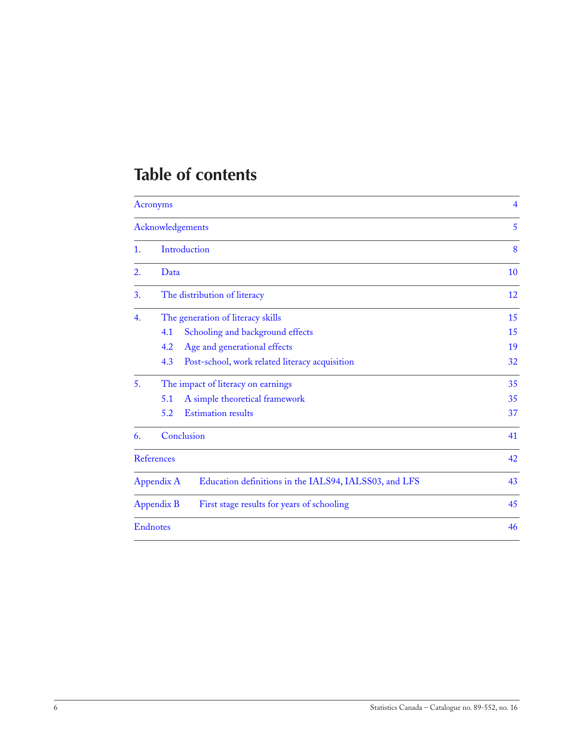# Table of contents

| | | |
|---|---|---|
| Acronyms | | 4 |
| Acknowledgements | | 5 |
| 1. | Introduction | 8 |
| 2. | Data | 10 |
| 3. | The distribution of literacy | 12 |
| 4. | The generation of literacy skills | 15 |
| | 4.1 Schooling and background effects | 15 |
| | 4.2 Age and generational effects | 19 |
| | 4.3 Post-school, work related literacy acquisition | 32 |
| 5. | The impact of literacy on earnings | 35 |
| | 5.1 A simple theoretical framework | 35 |
| | 5.2 Estimation results | 37 |
| 6. | Conclusion | 41 |
| References | | 42 |
| Appendix A | Education definitions in the IALS94, IALSS03, and LFS | 43 |
| Appendix B | First stage results for years of schooling | 45 |
| Endnotes | | 46 |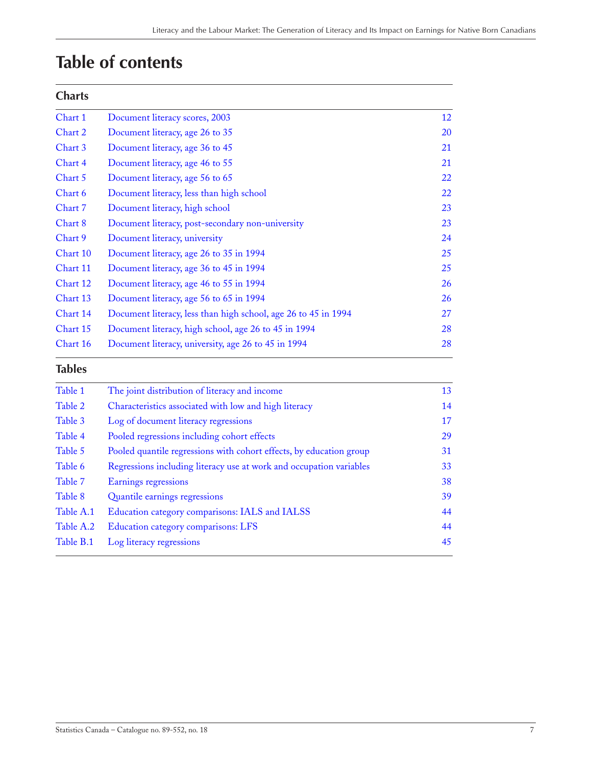# Table of contents

## Charts

| | | |
|---|---|---|
| Chart 1 | Document literacy scores, 2003 | 12 |
| Chart 2 | Document literacy, age 26 to 35 | 20 |
| Chart 3 | Document literacy, age 36 to 45 | 21 |
| Chart 4 | Document literacy, age 46 to 55 | 21 |
| Chart 5 | Document literacy, age 56 to 65 | 22 |
| Chart 6 | Document literacy, less than high school | 22 |
| Chart 7 | Document literacy, high school | 23 |
| Chart 8 | Document literacy, post-secondary non-university | 23 |
| Chart 9 | Document literacy, university | 24 |
| Chart 10 | Document literacy, age 26 to 35 in 1994 | 25 |
| Chart 11 | Document literacy, age 36 to 45 in 1994 | 25 |
| Chart 12 | Document literacy, age 46 to 55 in 1994 | 26 |
| Chart 13 | Document literacy, age 56 to 65 in 1994 | 26 |
| Chart 14 | Document literacy, less than high school, age 26 to 45 in 1994 | 27 |
| Chart 15 | Document literacy, high school, age 26 to 45 in 1994 | 28 |
| Chart 16 | Document literacy, university, age 26 to 45 in 1994 | 28 |

## Tables

| | | |
|---|---|---|
| Table 1 | The joint distribution of literacy and income | 13 |
| Table 2 | Characteristics associated with low and high literacy | 14 |
| Table 3 | Log of document literacy regressions | 17 |
| Table 4 | Pooled regressions including cohort effects | 29 |
| Table 5 | Pooled quantile regressions with cohort effects, by education group | 31 |
| Table 6 | Regressions including literacy use at work and occupation variables | 33 |
| Table 7 | Earnings regressions | 38 |
| Table 8 | Quantile earnings regressions | 39 |
| Table A.1 | Education category comparisons: IALS and IALSS | 44 |
| Table A.2 | Education category comparisons: LFS | 44 |
| Table B.1 | Log literacy regressions | 45 |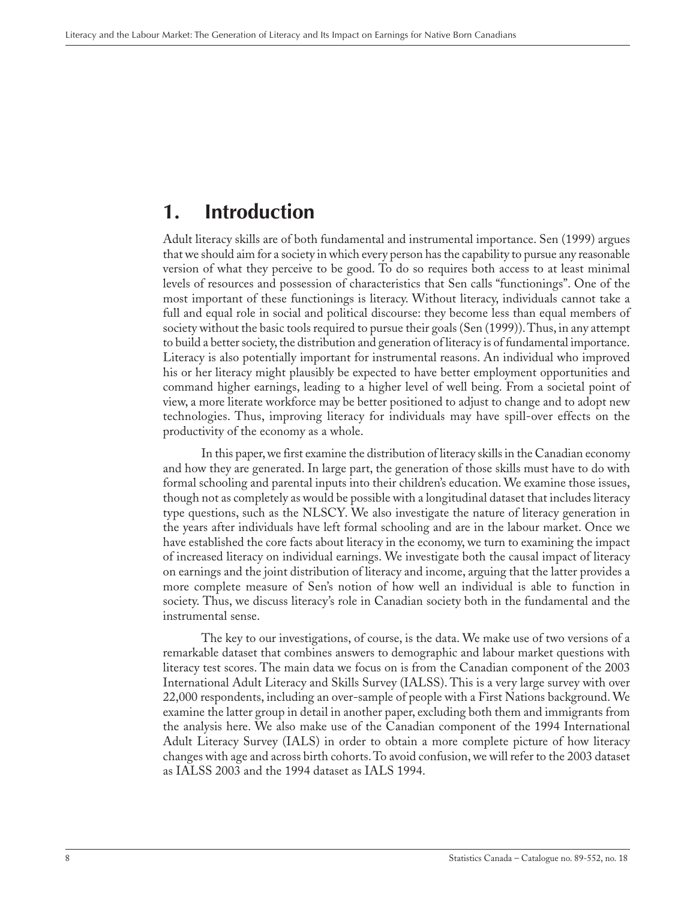# 1. Introduction

Adult literacy skills are of both fundamental and instrumental importance. Sen (1999) argues that we should aim for a society in which every person has the capability to pursue any reasonable version of what they perceive to be good. To do so requires both access to at least minimal levels of resources and possession of characteristics that Sen calls "functionings". One of the most important of these functionings is literacy. Without literacy, individuals cannot take a full and equal role in social and political discourse: they become less than equal members of society without the basic tools required to pursue their goals (Sen (1999)). Thus, in any attempt to build a better society, the distribution and generation of literacy is of fundamental importance. Literacy is also potentially important for instrumental reasons. An individual who improved his or her literacy might plausibly be expected to have better employment opportunities and command higher earnings, leading to a higher level of well being. From a societal point of view, a more literate workforce may be better positioned to adjust to change and to adopt new technologies. Thus, improving literacy for individuals may have spill-over effects on the productivity of the economy as a whole.

In this paper, we first examine the distribution of literacy skills in the Canadian economy and how they are generated. In large part, the generation of those skills must have to do with formal schooling and parental inputs into their children's education. We examine those issues, though not as completely as would be possible with a longitudinal dataset that includes literacy type questions, such as the NLSCY. We also investigate the nature of literacy generation in the years after individuals have left formal schooling and are in the labour market. Once we have established the core facts about literacy in the economy, we turn to examining the impact of increased literacy on individual earnings. We investigate both the causal impact of literacy on earnings and the joint distribution of literacy and income, arguing that the latter provides a more complete measure of Sen's notion of how well an individual is able to function in society. Thus, we discuss literacy's role in Canadian society both in the fundamental and the instrumental sense.

The key to our investigations, of course, is the data. We make use of two versions of a remarkable dataset that combines answers to demographic and labour market questions with literacy test scores. The main data we focus on is from the Canadian component of the 2003 International Adult Literacy and Skills Survey (IALSS). This is a very large survey with over 22,000 respondents, including an over-sample of people with a First Nations background. We examine the latter group in detail in another paper, excluding both them and immigrants from the analysis here. We also make use of the Canadian component of the 1994 International Adult Literacy Survey (IALS) in order to obtain a more complete picture of how literacy changes with age and across birth cohorts. To avoid confusion, we will refer to the 2003 dataset as IALSS 2003 and the 1994 dataset as IALS 1994.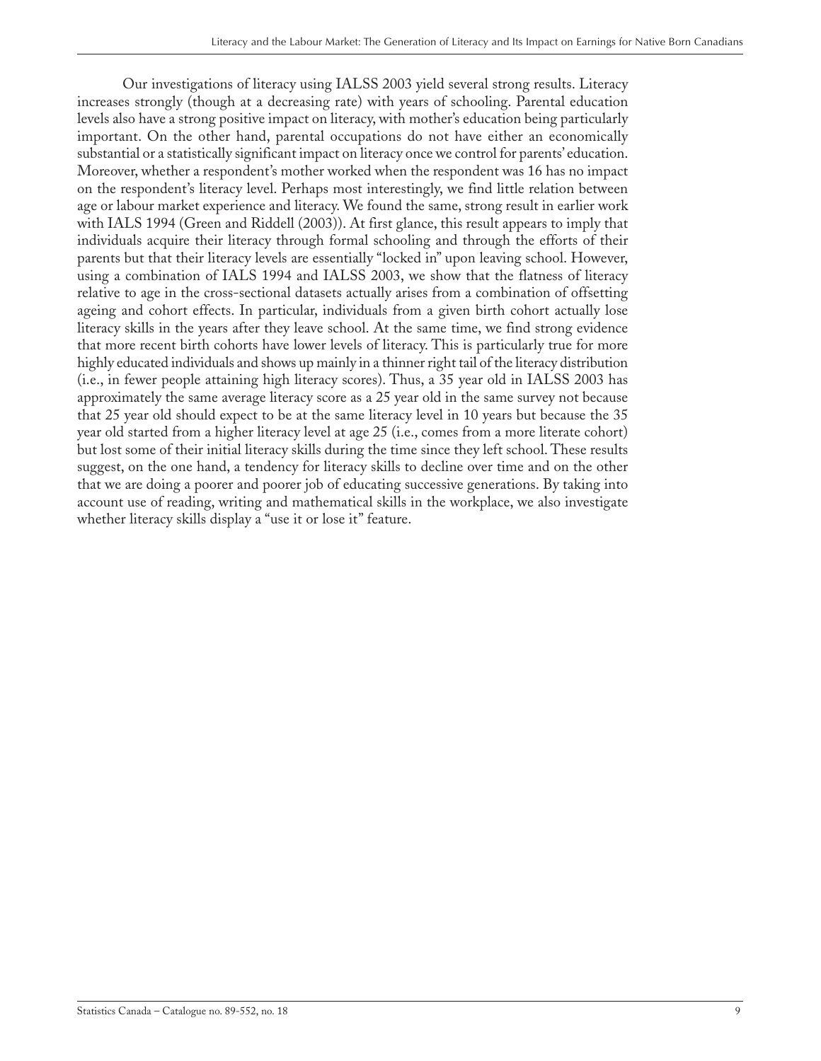Our investigations of literacy using IALSS 2003 yield several strong results. Literacy increases strongly (though at a decreasing rate) with years of schooling. Parental education levels also have a strong positive impact on literacy, with mother's education being particularly important. On the other hand, parental occupations do not have either an economically substantial or a statistically significant impact on literacy once we control for parents' education. Moreover, whether a respondent's mother worked when the respondent was 16 has no impact on the respondent's literacy level. Perhaps most interestingly, we find little relation between age or labour market experience and literacy. We found the same, strong result in earlier work with IALS 1994 (Green and Riddell (2003)). At first glance, this result appears to imply that individuals acquire their literacy through formal schooling and through the efforts of their parents but that their literacy levels are essentially "locked in" upon leaving school. However, using a combination of IALS 1994 and IALSS 2003, we show that the flatness of literacy relative to age in the cross-sectional datasets actually arises from a combination of offsetting ageing and cohort effects. In particular, individuals from a given birth cohort actually lose literacy skills in the years after they leave school. At the same time, we find strong evidence that more recent birth cohorts have lower levels of literacy. This is particularly true for more highly educated individuals and shows up mainly in a thinner right tail of the literacy distribution (i.e., in fewer people attaining high literacy scores). Thus, a 35 year old in IALSS 2003 has approximately the same average literacy score as a 25 year old in the same survey not because that 25 year old should expect to be at the same literacy level in 10 years but because the 35 year old started from a higher literacy level at age 25 (i.e., comes from a more literate cohort) but lost some of their initial literacy skills during the time since they left school. These results suggest, on the one hand, a tendency for literacy skills to decline over time and on the other that we are doing a poorer and poorer job of educating successive generations. By taking into account use of reading, writing and mathematical skills in the workplace, we also investigate whether literacy skills display a "use it or lose it" feature.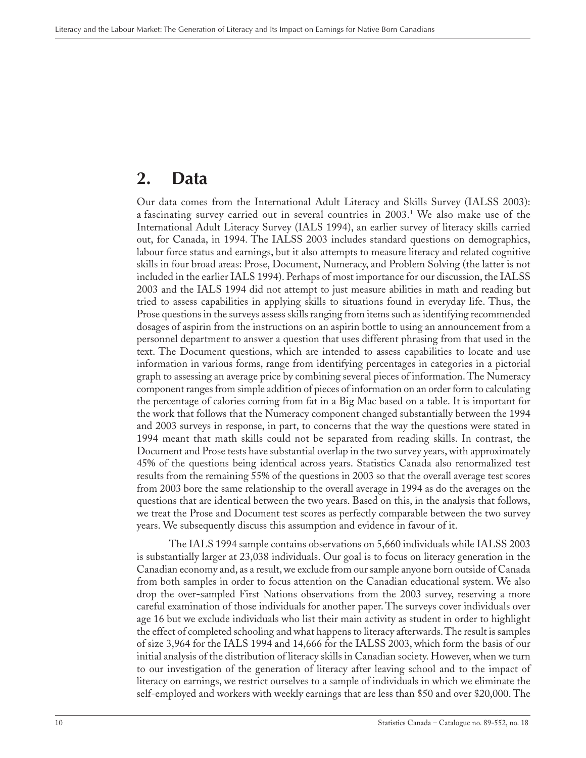## 2. Data

Our data comes from the International Adult Literacy and Skills Survey (IALSS 2003): a fascinating survey carried out in several countries in 2003.[1] We also make use of the International Adult Literacy Survey (IALS 1994), an earlier survey of literacy skills carried out, for Canada, in 1994. The IALSS 2003 includes standard questions on demographics, labour force status and earnings, but it also attempts to measure literacy and related cognitive skills in four broad areas: Prose, Document, Numeracy, and Problem Solving (the latter is not included in the earlier IALS 1994). Perhaps of most importance for our discussion, the IALSS 2003 and the IALS 1994 did not attempt to just measure abilities in math and reading but tried to assess capabilities in applying skills to situations found in everyday life. Thus, the Prose questions in the surveys assess skills ranging from items such as identifying recommended dosages of aspirin from the instructions on an aspirin bottle to using an announcement from a personnel department to answer a question that uses different phrasing from that used in the text. The Document questions, which are intended to assess capabilities to locate and use information in various forms, range from identifying percentages in categories in a pictorial graph to assessing an average price by combining several pieces of information. The Numeracy component ranges from simple addition of pieces of information on an order form to calculating the percentage of calories coming from fat in a Big Mac based on a table. It is important for the work that follows that the Numeracy component changed substantially between the 1994 and 2003 surveys in response, in part, to concerns that the way the questions were stated in 1994 meant that math skills could not be separated from reading skills. In contrast, the Document and Prose tests have substantial overlap in the two survey years, with approximately 45% of the questions being identical across years. Statistics Canada also renormalized test results from the remaining 55% of the questions in 2003 so that the overall average test scores from 2003 bore the same relationship to the overall average in 1994 as do the averages on the questions that are identical between the two years. Based on this, in the analysis that follows, we treat the Prose and Document test scores as perfectly comparable between the two survey years. We subsequently discuss this assumption and evidence in favour of it.

The IALS 1994 sample contains observations on 5,660 individuals while IALSS 2003 is substantially larger at 23,038 individuals. Our goal is to focus on literacy generation in the Canadian economy and, as a result, we exclude from our sample anyone born outside of Canada from both samples in order to focus attention on the Canadian educational system. We also drop the over-sampled First Nations observations from the 2003 survey, reserving a more careful examination of those individuals for another paper. The surveys cover individuals over age 16 but we exclude individuals who list their main activity as student in order to highlight the effect of completed schooling and what happens to literacy afterwards. The result is samples of size 3,964 for the IALS 1994 and 14,666 for the IALSS 2003, which form the basis of our initial analysis of the distribution of literacy skills in Canadian society. However, when we turn to our investigation of the generation of literacy after leaving school and to the impact of literacy on earnings, we restrict ourselves to a sample of individuals in which we eliminate the self-employed and workers with weekly earnings that are less than \$50 and over \$20,000. The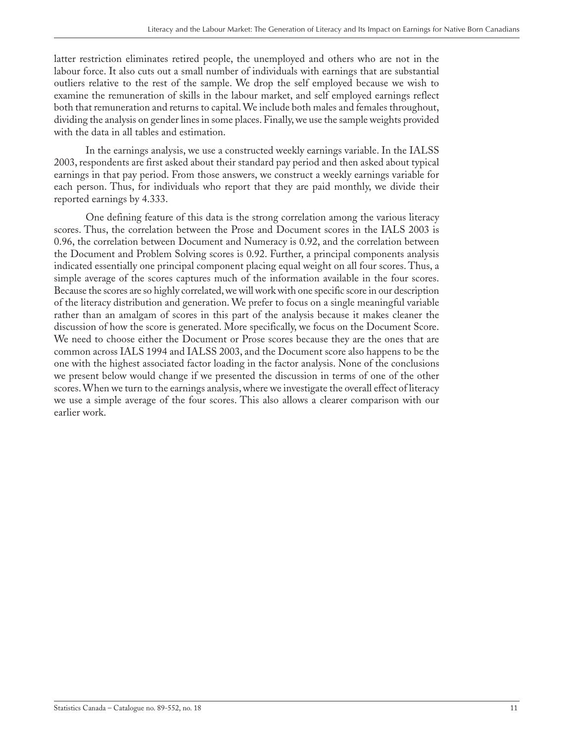latter restriction eliminates retired people, the unemployed and others who are not in the labour force. It also cuts out a small number of individuals with earnings that are substantial outliers relative to the rest of the sample. We drop the self employed because we wish to examine the remuneration of skills in the labour market, and self employed earnings reflect both that remuneration and returns to capital. We include both males and females throughout, dividing the analysis on gender lines in some places. Finally, we use the sample weights provided with the data in all tables and estimation.

In the earnings analysis, we use a constructed weekly earnings variable. In the IALSS 2003, respondents are first asked about their standard pay period and then asked about typical earnings in that pay period. From those answers, we construct a weekly earnings variable for each person. Thus, for individuals who report that they are paid monthly, we divide their reported earnings by 4.333.

One defining feature of this data is the strong correlation among the various literacy scores. Thus, the correlation between the Prose and Document scores in the IALS 2003 is 0.96, the correlation between Document and Numeracy is 0.92, and the correlation between the Document and Problem Solving scores is 0.92. Further, a principal components analysis indicated essentially one principal component placing equal weight on all four scores. Thus, a simple average of the scores captures much of the information available in the four scores. Because the scores are so highly correlated, we will work with one specific score in our description of the literacy distribution and generation. We prefer to focus on a single meaningful variable rather than an amalgam of scores in this part of the analysis because it makes cleaner the discussion of how the score is generated. More specifically, we focus on the Document Score. We need to choose either the Document or Prose scores because they are the ones that are common across IALS 1994 and IALSS 2003, and the Document score also happens to be the one with the highest associated factor loading in the factor analysis. None of the conclusions we present below would change if we presented the discussion in terms of one of the other scores. When we turn to the earnings analysis, where we investigate the overall effect of literacy we use a simple average of the four scores. This also allows a clearer comparison with our earlier work.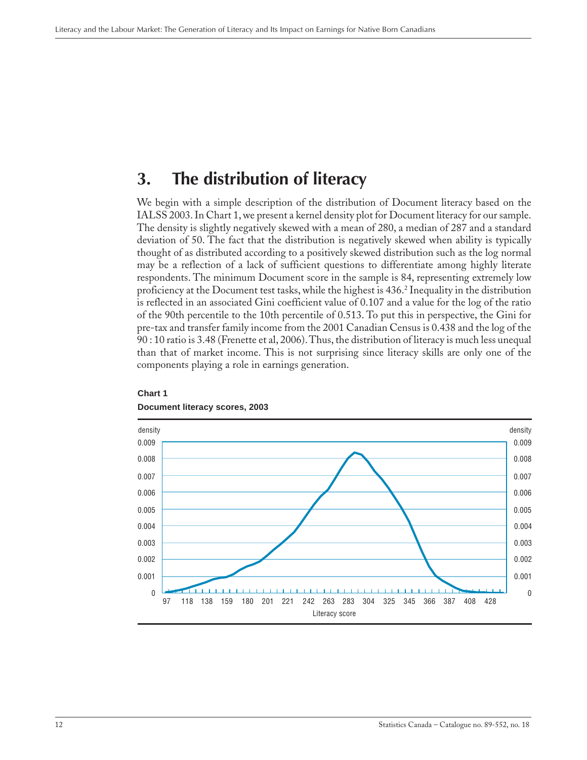## 3. The distribution of literacy

We begin with a simple description of the distribution of Document literacy based on the IALSS 2003. In Chart 1, we present a kernel density plot for Document literacy for our sample. The density is slightly negatively skewed with a mean of 280, a median of 287 and a standard deviation of 50. The fact that the distribution is negatively skewed when ability is typically thought of as distributed according to a positively skewed distribution such as the log normal may be a reflection of a lack of sufficient questions to differentiate among highly literate respondents. The minimum Document score in the sample is 84, representing extremely low proficiency at the Document test tasks, while the highest is 436.[2] Inequality in the distribution is reflected in an associated Gini coefficient value of 0.107 and a value for the log of the ratio of the 90th percentile to the 10th percentile of 0.513. To put this in perspective, the Gini for pre-tax and transfer family income from the 2001 Canadian Census is 0.438 and the log of the 90 : 10 ratio is 3.48 (Frenette et al, 2006). Thus, the distribution of literacy is much less unequal than that of market income. This is not surprising since literacy skills are only one of the components playing a role in earnings generation.

**Chart 1**

**Document literacy scores, 2003**

density (y-axis: 0 to 0.009); Literacy score (x-axis: 97, 118, 138, 159, 180, 201, 221, 242, 263, 283, 304, 325, 345, 366, 387, 408, 428)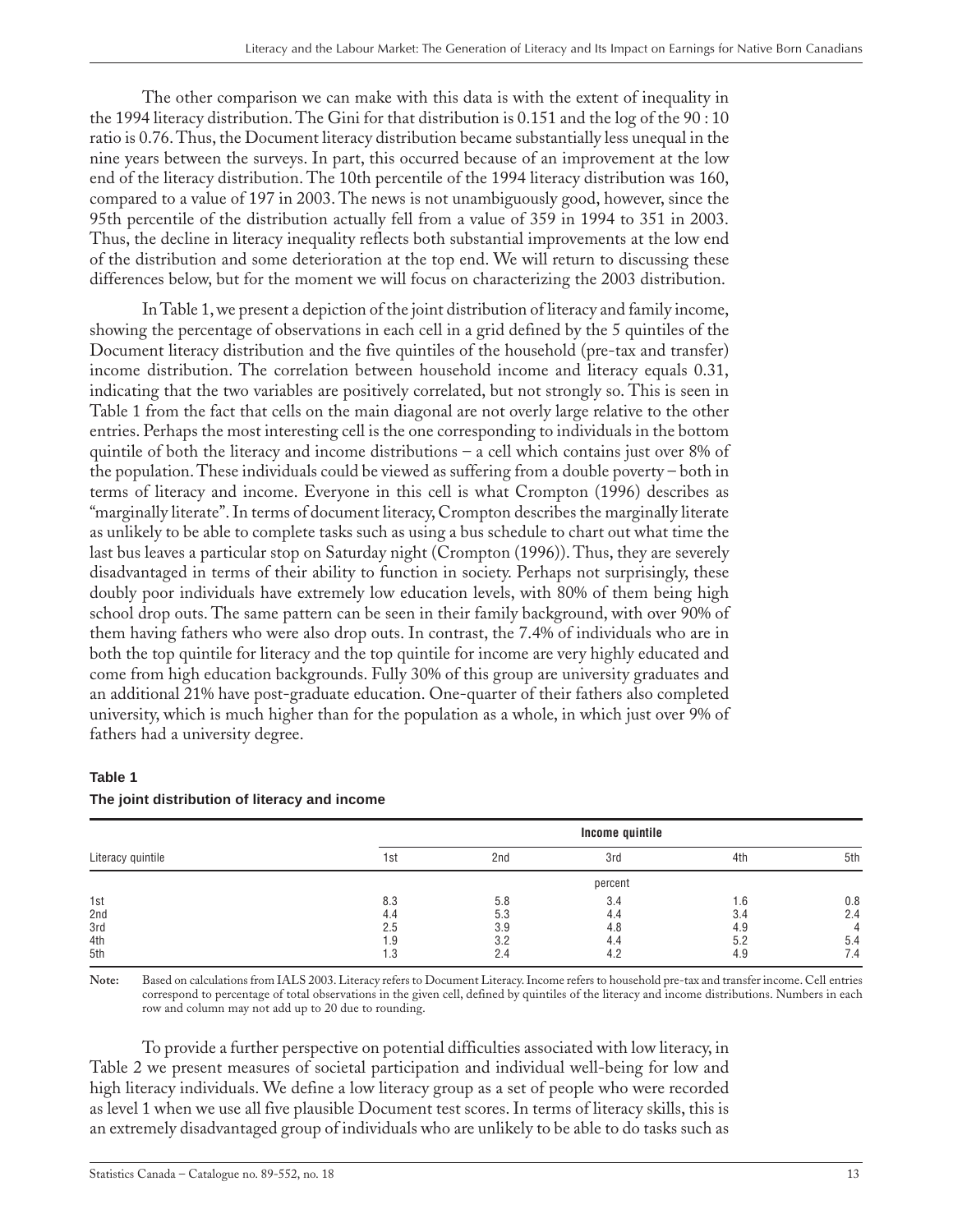The other comparison we can make with this data is with the extent of inequality in the 1994 literacy distribution. The Gini for that distribution is 0.151 and the log of the 90 : 10 ratio is 0.76. Thus, the Document literacy distribution became substantially less unequal in the nine years between the surveys. In part, this occurred because of an improvement at the low end of the literacy distribution. The 10th percentile of the 1994 literacy distribution was 160, compared to a value of 197 in 2003. The news is not unambiguously good, however, since the 95th percentile of the distribution actually fell from a value of 359 in 1994 to 351 in 2003. Thus, the decline in literacy inequality reflects both substantial improvements at the low end of the distribution and some deterioration at the top end. We will return to discussing these differences below, but for the moment we will focus on characterizing the 2003 distribution.

In Table 1, we present a depiction of the joint distribution of literacy and family income, showing the percentage of observations in each cell in a grid defined by the 5 quintiles of the Document literacy distribution and the five quintiles of the household (pre-tax and transfer) income distribution. The correlation between household income and literacy equals 0.31, indicating that the two variables are positively correlated, but not strongly so. This is seen in Table 1 from the fact that cells on the main diagonal are not overly large relative to the other entries. Perhaps the most interesting cell is the one corresponding to individuals in the bottom quintile of both the literacy and income distributions – a cell which contains just over 8% of the population. These individuals could be viewed as suffering from a double poverty – both in terms of literacy and income. Everyone in this cell is what Crompton (1996) describes as "marginally literate". In terms of document literacy, Crompton describes the marginally literate as unlikely to be able to complete tasks such as using a bus schedule to chart out what time the last bus leaves a particular stop on Saturday night (Crompton (1996)). Thus, they are severely disadvantaged in terms of their ability to function in society. Perhaps not surprisingly, these doubly poor individuals have extremely low education levels, with 80% of them being high school drop outs. The same pattern can be seen in their family background, with over 90% of them having fathers who were also drop outs. In contrast, the 7.4% of individuals who are in both the top quintile for literacy and the top quintile for income are very highly educated and come from high education backgrounds. Fully 30% of this group are university graduates and an additional 21% have post-graduate education. One-quarter of their fathers also completed university, which is much higher than for the population as a whole, in which just over 9% of fathers had a university degree.

**Table 1**
**The joint distribution of literacy and income**

| Literacy quintile | Income quintile | | | | |
|---|---|---|---|---|---|
| | 1st | 2nd | 3rd | 4th | 5th |
| | percent | | | | |
| 1st | 8.3 | 5.8 | 3.4 | 1.6 | 0.8 |
| 2nd | 4.4 | 5.3 | 4.4 | 3.4 | 2.4 |
| 3rd | 2.5 | 3.9 | 4.8 | 4.9 | 4 |
| 4th | 1.9 | 3.2 | 4.4 | 5.2 | 5.4 |
| 5th | 1.3 | 2.4 | 4.2 | 4.9 | 7.4 |

**Note:** Based on calculations from IALS 2003. Literacy refers to Document Literacy. Income refers to household pre-tax and transfer income. Cell entries correspond to percentage of total observations in the given cell, defined by quintiles of the literacy and income distributions. Numbers in each row and column may not add up to 20 due to rounding.

To provide a further perspective on potential difficulties associated with low literacy, in Table 2 we present measures of societal participation and individual well-being for low and high literacy individuals. We define a low literacy group as a set of people who were recorded as level 1 when we use all five plausible Document test scores. In terms of literacy skills, this is an extremely disadvantaged group of individuals who are unlikely to be able to do tasks such as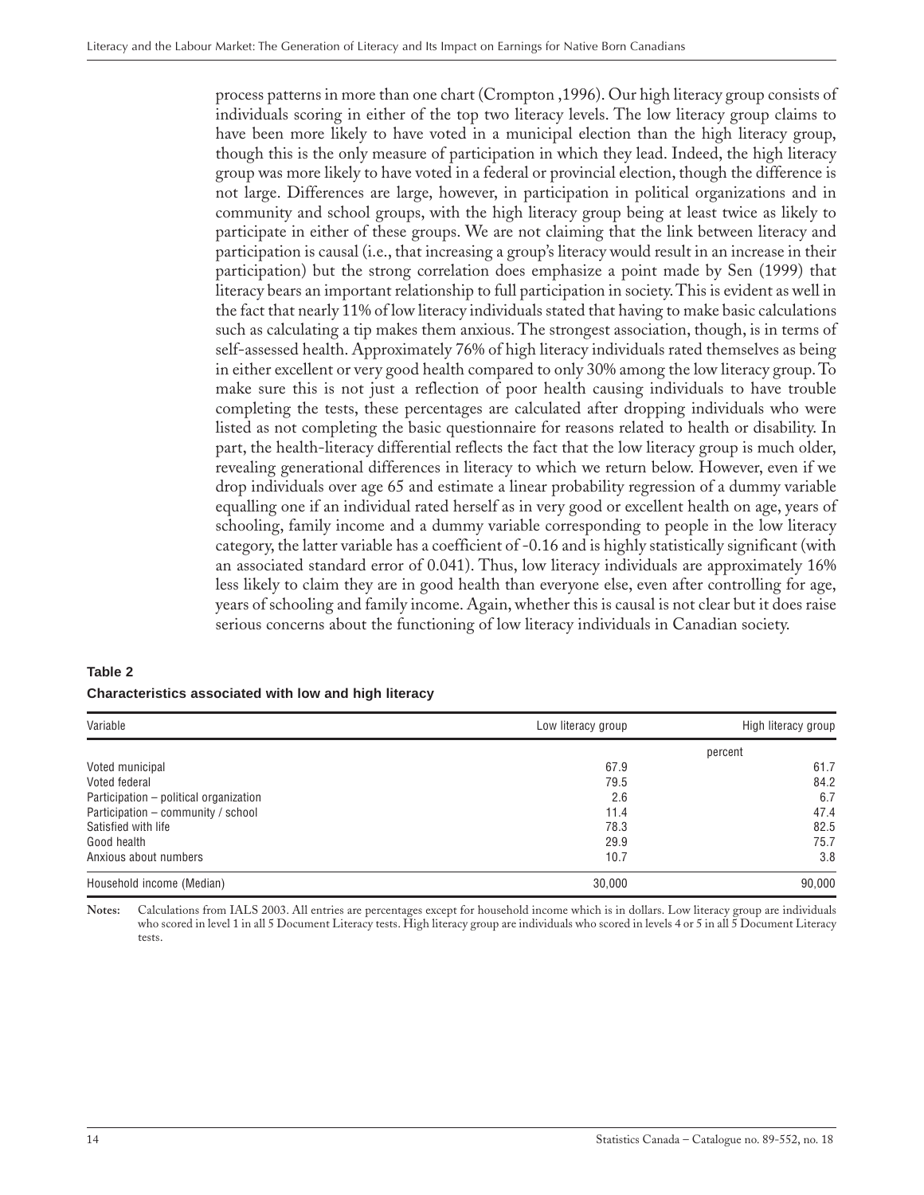process patterns in more than one chart (Crompton ,1996). Our high literacy group consists of individuals scoring in either of the top two literacy levels. The low literacy group claims to have been more likely to have voted in a municipal election than the high literacy group, though this is the only measure of participation in which they lead. Indeed, the high literacy group was more likely to have voted in a federal or provincial election, though the difference is not large. Differences are large, however, in participation in political organizations and in community and school groups, with the high literacy group being at least twice as likely to participate in either of these groups. We are not claiming that the link between literacy and participation is causal (i.e., that increasing a group's literacy would result in an increase in their participation) but the strong correlation does emphasize a point made by Sen (1999) that literacy bears an important relationship to full participation in society. This is evident as well in the fact that nearly 11% of low literacy individuals stated that having to make basic calculations such as calculating a tip makes them anxious. The strongest association, though, is in terms of self-assessed health. Approximately 76% of high literacy individuals rated themselves as being in either excellent or very good health compared to only 30% among the low literacy group. To make sure this is not just a reflection of poor health causing individuals to have trouble completing the tests, these percentages are calculated after dropping individuals who were listed as not completing the basic questionnaire for reasons related to health or disability. In part, the health-literacy differential reflects the fact that the low literacy group is much older, revealing generational differences in literacy to which we return below. However, even if we drop individuals over age 65 and estimate a linear probability regression of a dummy variable equalling one if an individual rated herself as in very good or excellent health on age, years of schooling, family income and a dummy variable corresponding to people in the low literacy category, the latter variable has a coefficient of -0.16 and is highly statistically significant (with an associated standard error of 0.041). Thus, low literacy individuals are approximately 16% less likely to claim they are in good health than everyone else, even after controlling for age, years of schooling and family income. Again, whether this is causal is not clear but it does raise serious concerns about the functioning of low literacy individuals in Canadian society.

**Table 2**

**Characteristics associated with low and high literacy**

| Variable | Low literacy group | High literacy group |
|---|---|---|
| | percent | |
| Voted municipal | 67.9 | 61.7 |
| Voted federal | 79.5 | 84.2 |
| Participation – political organization | 2.6 | 6.7 |
| Participation – community / school | 11.4 | 47.4 |
| Satisfied with life | 78.3 | 82.5 |
| Good health | 29.9 | 75.7 |
| Anxious about numbers | 10.7 | 3.8 |
| Household income (Median) | 30,000 | 90,000 |

**Notes:** Calculations from IALS 2003. All entries are percentages except for household income which is in dollars. Low literacy group are individuals who scored in level 1 in all 5 Document Literacy tests. High literacy group are individuals who scored in levels 4 or 5 in all 5 Document Literacy tests.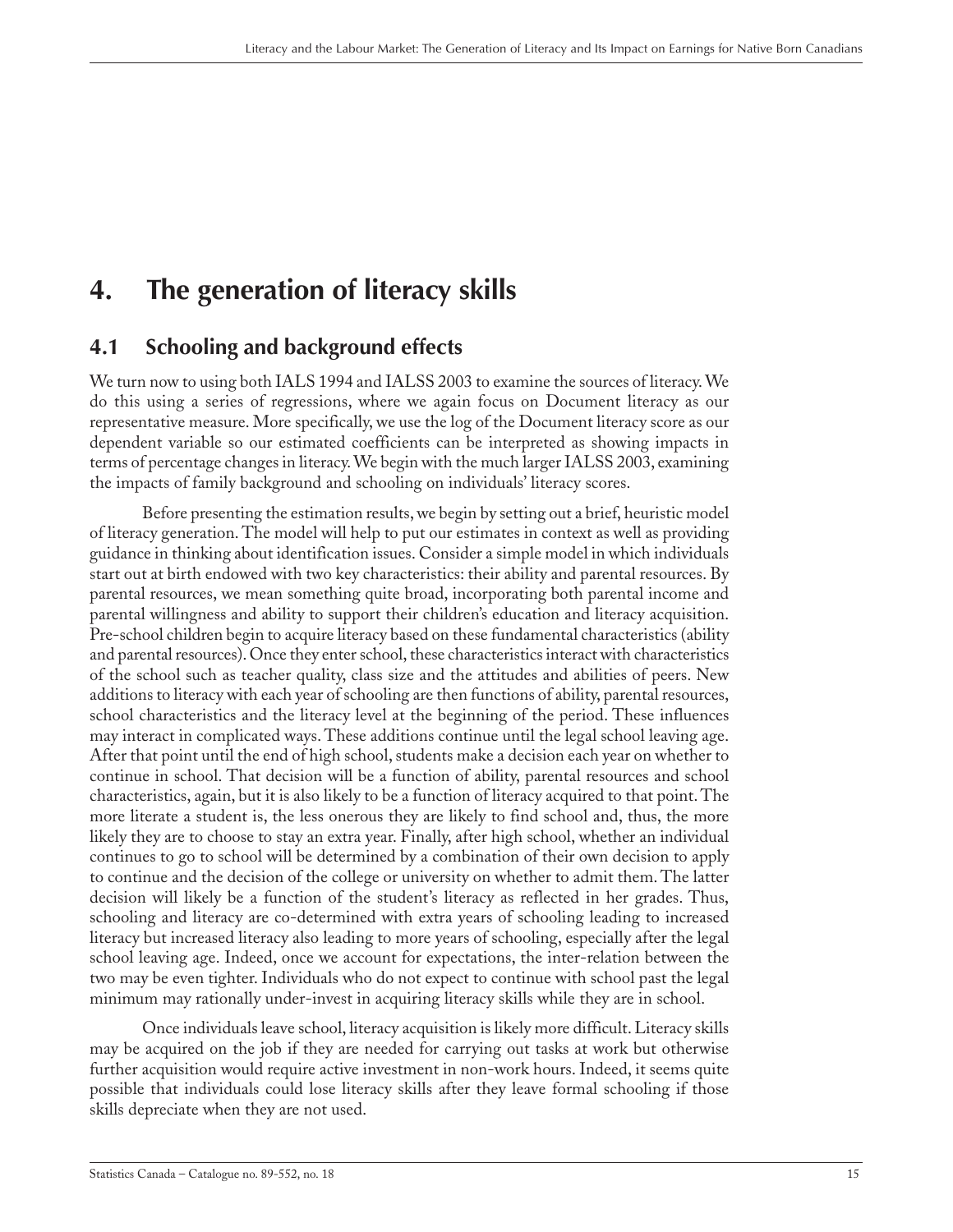# 4. The generation of literacy skills

## 4.1 Schooling and background effects

We turn now to using both IALS 1994 and IALSS 2003 to examine the sources of literacy. We do this using a series of regressions, where we again focus on Document literacy as our representative measure. More specifically, we use the log of the Document literacy score as our dependent variable so our estimated coefficients can be interpreted as showing impacts in terms of percentage changes in literacy. We begin with the much larger IALSS 2003, examining the impacts of family background and schooling on individuals' literacy scores.

Before presenting the estimation results, we begin by setting out a brief, heuristic model of literacy generation. The model will help to put our estimates in context as well as providing guidance in thinking about identification issues. Consider a simple model in which individuals start out at birth endowed with two key characteristics: their ability and parental resources. By parental resources, we mean something quite broad, incorporating both parental income and parental willingness and ability to support their children's education and literacy acquisition. Pre-school children begin to acquire literacy based on these fundamental characteristics (ability and parental resources). Once they enter school, these characteristics interact with characteristics of the school such as teacher quality, class size and the attitudes and abilities of peers. New additions to literacy with each year of schooling are then functions of ability, parental resources, school characteristics and the literacy level at the beginning of the period. These influences may interact in complicated ways. These additions continue until the legal school leaving age. After that point until the end of high school, students make a decision each year on whether to continue in school. That decision will be a function of ability, parental resources and school characteristics, again, but it is also likely to be a function of literacy acquired to that point. The more literate a student is, the less onerous they are likely to find school and, thus, the more likely they are to choose to stay an extra year. Finally, after high school, whether an individual continues to go to school will be determined by a combination of their own decision to apply to continue and the decision of the college or university on whether to admit them. The latter decision will likely be a function of the student's literacy as reflected in her grades. Thus, schooling and literacy are co-determined with extra years of schooling leading to increased literacy but increased literacy also leading to more years of schooling, especially after the legal school leaving age. Indeed, once we account for expectations, the inter-relation between the two may be even tighter. Individuals who do not expect to continue with school past the legal minimum may rationally under-invest in acquiring literacy skills while they are in school.

Once individuals leave school, literacy acquisition is likely more difficult. Literacy skills may be acquired on the job if they are needed for carrying out tasks at work but otherwise further acquisition would require active investment in non-work hours. Indeed, it seems quite possible that individuals could lose literacy skills after they leave formal schooling if those skills depreciate when they are not used.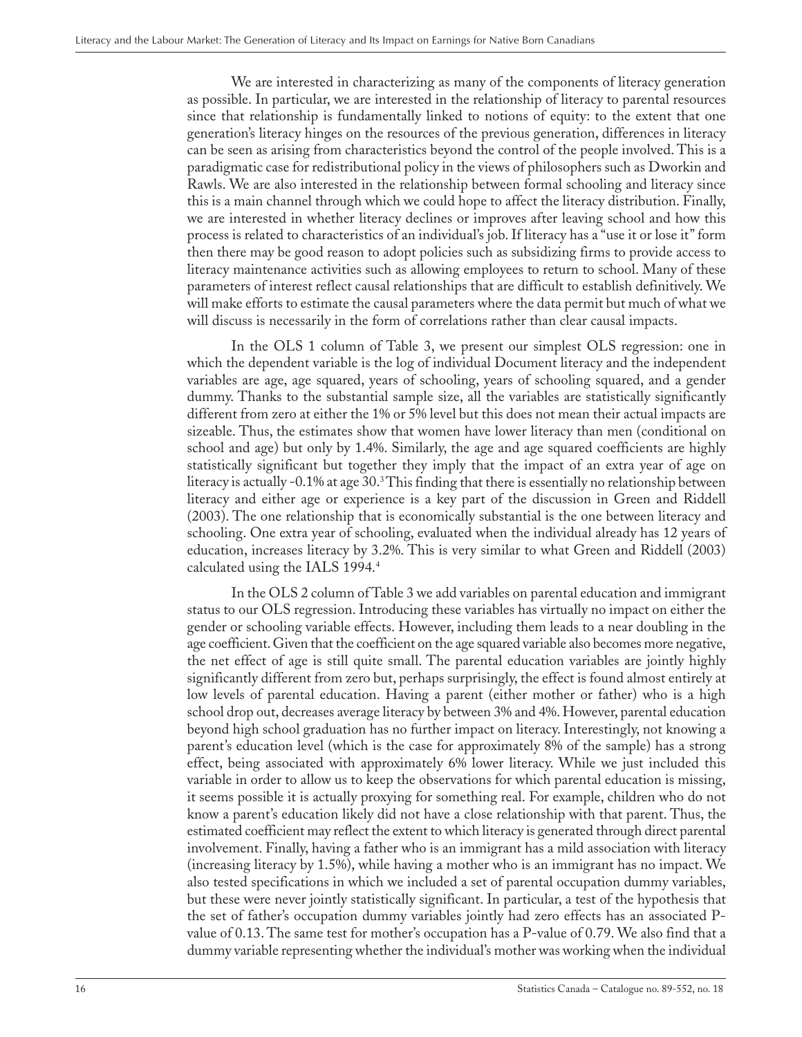We are interested in characterizing as many of the components of literacy generation as possible. In particular, we are interested in the relationship of literacy to parental resources since that relationship is fundamentally linked to notions of equity: to the extent that one generation's literacy hinges on the resources of the previous generation, differences in literacy can be seen as arising from characteristics beyond the control of the people involved. This is a paradigmatic case for redistributional policy in the views of philosophers such as Dworkin and Rawls. We are also interested in the relationship between formal schooling and literacy since this is a main channel through which we could hope to affect the literacy distribution. Finally, we are interested in whether literacy declines or improves after leaving school and how this process is related to characteristics of an individual's job. If literacy has a "use it or lose it" form then there may be good reason to adopt policies such as subsidizing firms to provide access to literacy maintenance activities such as allowing employees to return to school. Many of these parameters of interest reflect causal relationships that are difficult to establish definitively. We will make efforts to estimate the causal parameters where the data permit but much of what we will discuss is necessarily in the form of correlations rather than clear causal impacts.

In the OLS 1 column of Table 3, we present our simplest OLS regression: one in which the dependent variable is the log of individual Document literacy and the independent variables are age, age squared, years of schooling, years of schooling squared, and a gender dummy. Thanks to the substantial sample size, all the variables are statistically significantly different from zero at either the 1% or 5% level but this does not mean their actual impacts are sizeable. Thus, the estimates show that women have lower literacy than men (conditional on school and age) but only by 1.4%. Similarly, the age and age squared coefficients are highly statistically significant but together they imply that the impact of an extra year of age on literacy is actually -0.1% at age 30.[3] This finding that there is essentially no relationship between literacy and either age or experience is a key part of the discussion in Green and Riddell (2003). The one relationship that is economically substantial is the one between literacy and schooling. One extra year of schooling, evaluated when the individual already has 12 years of education, increases literacy by 3.2%. This is very similar to what Green and Riddell (2003) calculated using the IALS 1994.[4]

In the OLS 2 column of Table 3 we add variables on parental education and immigrant status to our OLS regression. Introducing these variables has virtually no impact on either the gender or schooling variable effects. However, including them leads to a near doubling in the age coefficient. Given that the coefficient on the age squared variable also becomes more negative, the net effect of age is still quite small. The parental education variables are jointly highly significantly different from zero but, perhaps surprisingly, the effect is found almost entirely at low levels of parental education. Having a parent (either mother or father) who is a high school drop out, decreases average literacy by between 3% and 4%. However, parental education beyond high school graduation has no further impact on literacy. Interestingly, not knowing a parent's education level (which is the case for approximately 8% of the sample) has a strong effect, being associated with approximately 6% lower literacy. While we just included this variable in order to allow us to keep the observations for which parental education is missing, it seems possible it is actually proxying for something real. For example, children who do not know a parent's education likely did not have a close relationship with that parent. Thus, the estimated coefficient may reflect the extent to which literacy is generated through direct parental involvement. Finally, having a father who is an immigrant has a mild association with literacy (increasing literacy by 1.5%), while having a mother who is an immigrant has no impact. We also tested specifications in which we included a set of parental occupation dummy variables, but these were never jointly statistically significant. In particular, a test of the hypothesis that the set of father's occupation dummy variables jointly had zero effects has an associated P-value of 0.13. The same test for mother's occupation has a P-value of 0.79. We also find that a dummy variable representing whether the individual's mother was working when the individual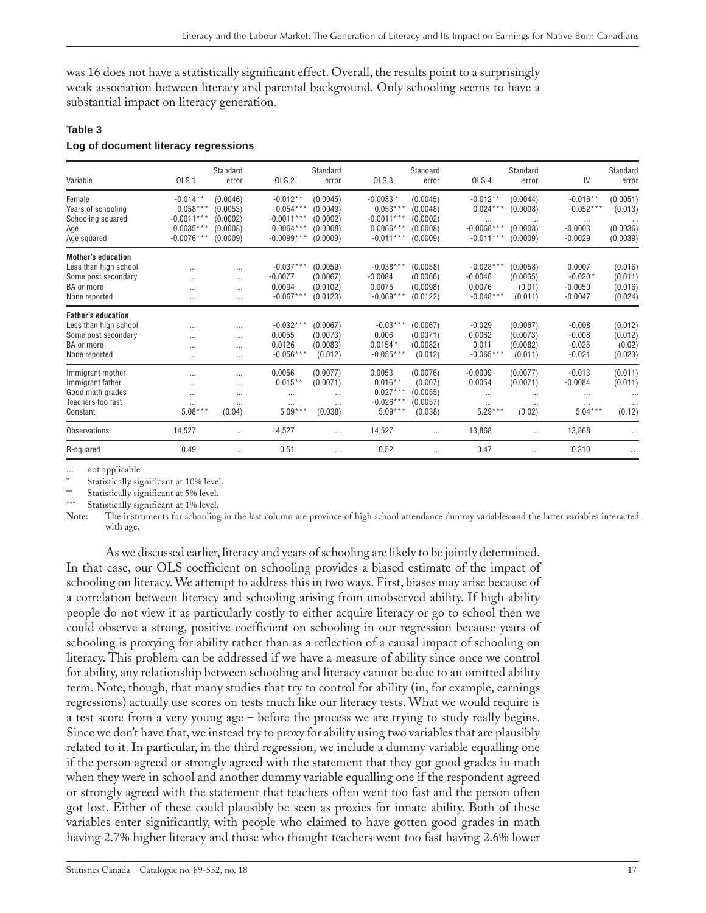was 16 does not have a statistically significant effect. Overall, the results point to a surprisingly weak association between literacy and parental background. Only schooling seems to have a substantial impact on literacy generation.

**Table 3**

**Log of document literacy regressions**

| Variable | OLS 1 | Standard error | OLS 2 | Standard error | OLS 3 | Standard error | OLS 4 | Standard error | IV | Standard error |
|---|---|---|---|---|---|---|---|---|---|---|
| Female | -0.014** | (0.0046) | -0.012** | (0.0045) | -0.0083* | (0.0045) | -0.012** | (0.0044) | -0.016** | (0.0051) |
| Years of schooling | 0.058*** | (0.0053) | 0.054*** | (0.0049) | 0.053*** | (0.0048) | 0.024*** | (0.0008) | 0.052*** | (0.013) |
| Schooling squared | -0.0011*** | (0.0002) | -0.0011*** | (0.0002) | -0.0011*** | (0.0002) | ... | ... | ... | ... |
| Age | 0.0035*** | (0.0008) | 0.0064*** | (0.0008) | 0.0066*** | (0.0008) | -0.0068*** | (0.0008) | -0.0003 | (0.0036) |
| Age squared | -0.0076*** | (0.0009) | -0.0099*** | (0.0009) | -0.011*** | (0.0009) | -0.011*** | (0.0009) | -0.0029 | (0.0039) |
| **Mother's education** | | | | | | | | | | |
| Less than high school | ... | ... | -0.037*** | (0.0059) | -0.038*** | (0.0058) | -0.028*** | (0.0058) | 0.0007 | (0.016) |
| Some post secondary | ... | ... | -0.0077 | (0.0067) | -0.0084 | (0.0066) | -0.0046 | (0.0065) | -0.020* | (0.011) |
| BA or more | ... | ... | 0.0094 | (0.0102) | 0.0075 | (0.0098) | 0.0076 | (0.01) | -0.0050 | (0.016) |
| None reported | ... | ... | -0.067*** | (0.0123) | -0.069*** | (0.0122) | -0.048*** | (0.011) | -0.0047 | (0.024) |
| **Father's education** | | | | | | | | | | |
| Less than high school | ... | ... | -0.032*** | (0.0067) | -0.03*** | (0.0067) | -0.029 | (0.0067) | -0.008 | (0.012) |
| Some post secondary | ... | ... | 0.0055 | (0.0073) | 0.006 | (0.0071) | 0.0062 | (0.0073) | -0.008 | (0.012) |
| BA or more | ... | ... | 0.0126 | (0.0083) | 0.0154* | (0.0082) | 0.011 | (0.0082) | -0.025 | (0.02) |
| None reported | ... | ... | -0.056*** | (0.012) | -0.055*** | (0.012) | -0.065*** | (0.011) | -0.021 | (0.023) |
| Immigrant mother | ... | ... | 0.0056 | (0.0077) | 0.0053 | (0.0076) | -0.0009 | (0.0077) | -0.013 | (0.011) |
| Immigrant father | ... | ... | 0.015** | (0.0071) | 0.016** | (0.007) | 0.0054 | (0.0071) | -0.0084 | (0.011) |
| Good math grades | ... | ... | ... | ... | 0.027*** | (0.0055) | ... | ... | ... | ... |
| Teachers too fast | ... | ... | ... | ... | -0.026*** | (0.0057) | ... | ... | ... | ... |
| Constant | 5.08*** | (0.04) | 5.09*** | (0.038) | 5.09*** | (0.038) | 5.29*** | (0.02) | 5.04*** | (0.12) |
| Observations | 14,527 | ... | 14,527 | ... | 14,527 | ... | 13,868 | ... | 13,868 | ... |
| R-squared | 0.49 | ... | 0.51 | ... | 0.52 | ... | 0.47 | ... | 0.310 | ... |

... not applicable

\* Statistically significant at 10% level.

\*\* Statistically significant at 5% level.

\*\*\* Statistically significant at 1% level.

**Note:** The instruments for schooling in the last column are province of high school attendance dummy variables and the latter variables interacted with age.

As we discussed earlier, literacy and years of schooling are likely to be jointly determined. In that case, our OLS coefficient on schooling provides a biased estimate of the impact of schooling on literacy. We attempt to address this in two ways. First, biases may arise because of a correlation between literacy and schooling arising from unobserved ability. If high ability people do not view it as particularly costly to either acquire literacy or go to school then we could observe a strong, positive coefficient on schooling in our regression because years of schooling is proxying for ability rather than as a reflection of a causal impact of schooling on literacy. This problem can be addressed if we have a measure of ability since once we control for ability, any relationship between schooling and literacy cannot be due to an omitted ability term. Note, though, that many studies that try to control for ability (in, for example, earnings regressions) actually use scores on tests much like our literacy tests. What we would require is a test score from a very young age – before the process we are trying to study really begins. Since we don't have that, we instead try to proxy for ability using two variables that are plausibly related to it. In particular, in the third regression, we include a dummy variable equalling one if the person agreed or strongly agreed with the statement that they got good grades in math when they were in school and another dummy variable equalling one if the respondent agreed or strongly agreed with the statement that teachers often went too fast and the person often got lost. Either of these could plausibly be seen as proxies for innate ability. Both of these variables enter significantly, with people who claimed to have gotten good grades in math having 2.7% higher literacy and those who thought teachers went too fast having 2.6% lower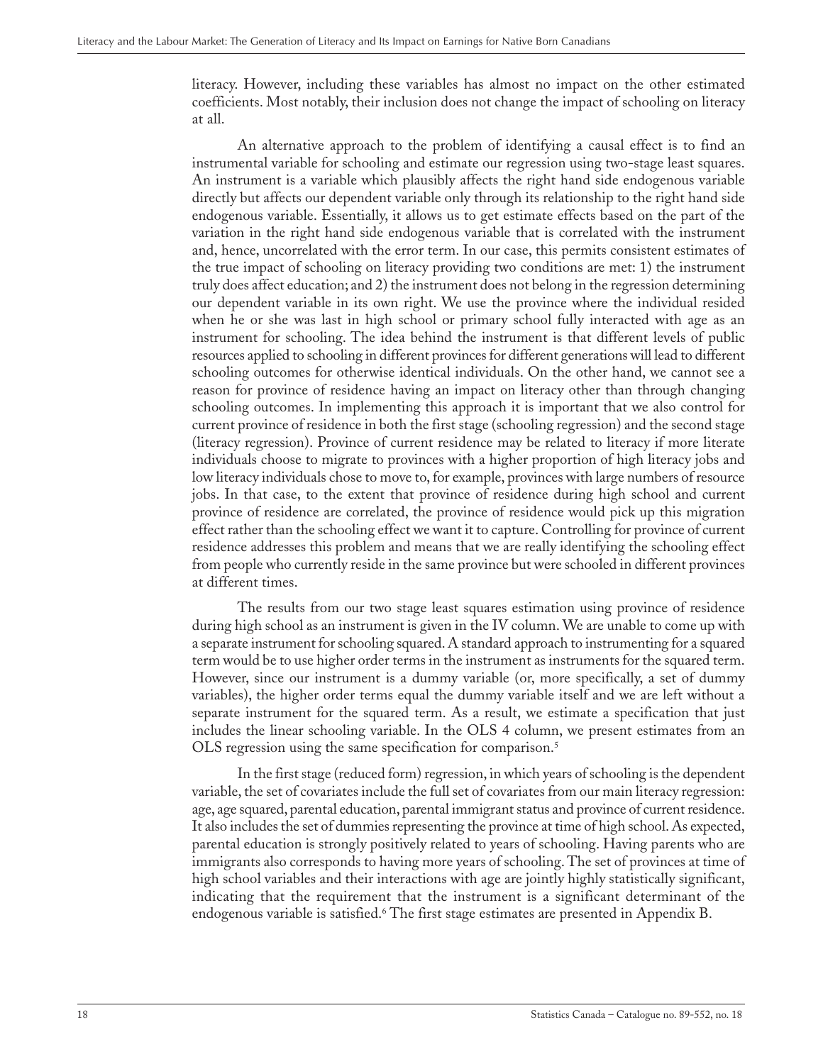literacy. However, including these variables has almost no impact on the other estimated coefficients. Most notably, their inclusion does not change the impact of schooling on literacy at all.

An alternative approach to the problem of identifying a causal effect is to find an instrumental variable for schooling and estimate our regression using two-stage least squares. An instrument is a variable which plausibly affects the right hand side endogenous variable directly but affects our dependent variable only through its relationship to the right hand side endogenous variable. Essentially, it allows us to get estimate effects based on the part of the variation in the right hand side endogenous variable that is correlated with the instrument and, hence, uncorrelated with the error term. In our case, this permits consistent estimates of the true impact of schooling on literacy providing two conditions are met: 1) the instrument truly does affect education; and 2) the instrument does not belong in the regression determining our dependent variable in its own right. We use the province where the individual resided when he or she was last in high school or primary school fully interacted with age as an instrument for schooling. The idea behind the instrument is that different levels of public resources applied to schooling in different provinces for different generations will lead to different schooling outcomes for otherwise identical individuals. On the other hand, we cannot see a reason for province of residence having an impact on literacy other than through changing schooling outcomes. In implementing this approach it is important that we also control for current province of residence in both the first stage (schooling regression) and the second stage (literacy regression). Province of current residence may be related to literacy if more literate individuals choose to migrate to provinces with a higher proportion of high literacy jobs and low literacy individuals chose to move to, for example, provinces with large numbers of resource jobs. In that case, to the extent that province of residence during high school and current province of residence are correlated, the province of residence would pick up this migration effect rather than the schooling effect we want it to capture. Controlling for province of current residence addresses this problem and means that we are really identifying the schooling effect from people who currently reside in the same province but were schooled in different provinces at different times.

The results from our two stage least squares estimation using province of residence during high school as an instrument is given in the IV column. We are unable to come up with a separate instrument for schooling squared. A standard approach to instrumenting for a squared term would be to use higher order terms in the instrument as instruments for the squared term. However, since our instrument is a dummy variable (or, more specifically, a set of dummy variables), the higher order terms equal the dummy variable itself and we are left without a separate instrument for the squared term. As a result, we estimate a specification that just includes the linear schooling variable. In the OLS 4 column, we present estimates from an OLS regression using the same specification for comparison.[5]

In the first stage (reduced form) regression, in which years of schooling is the dependent variable, the set of covariates include the full set of covariates from our main literacy regression: age, age squared, parental education, parental immigrant status and province of current residence. It also includes the set of dummies representing the province at time of high school. As expected, parental education is strongly positively related to years of schooling. Having parents who are immigrants also corresponds to having more years of schooling. The set of provinces at time of high school variables and their interactions with age are jointly highly statistically significant, indicating that the requirement that the instrument is a significant determinant of the endogenous variable is satisfied.[6] The first stage estimates are presented in Appendix B.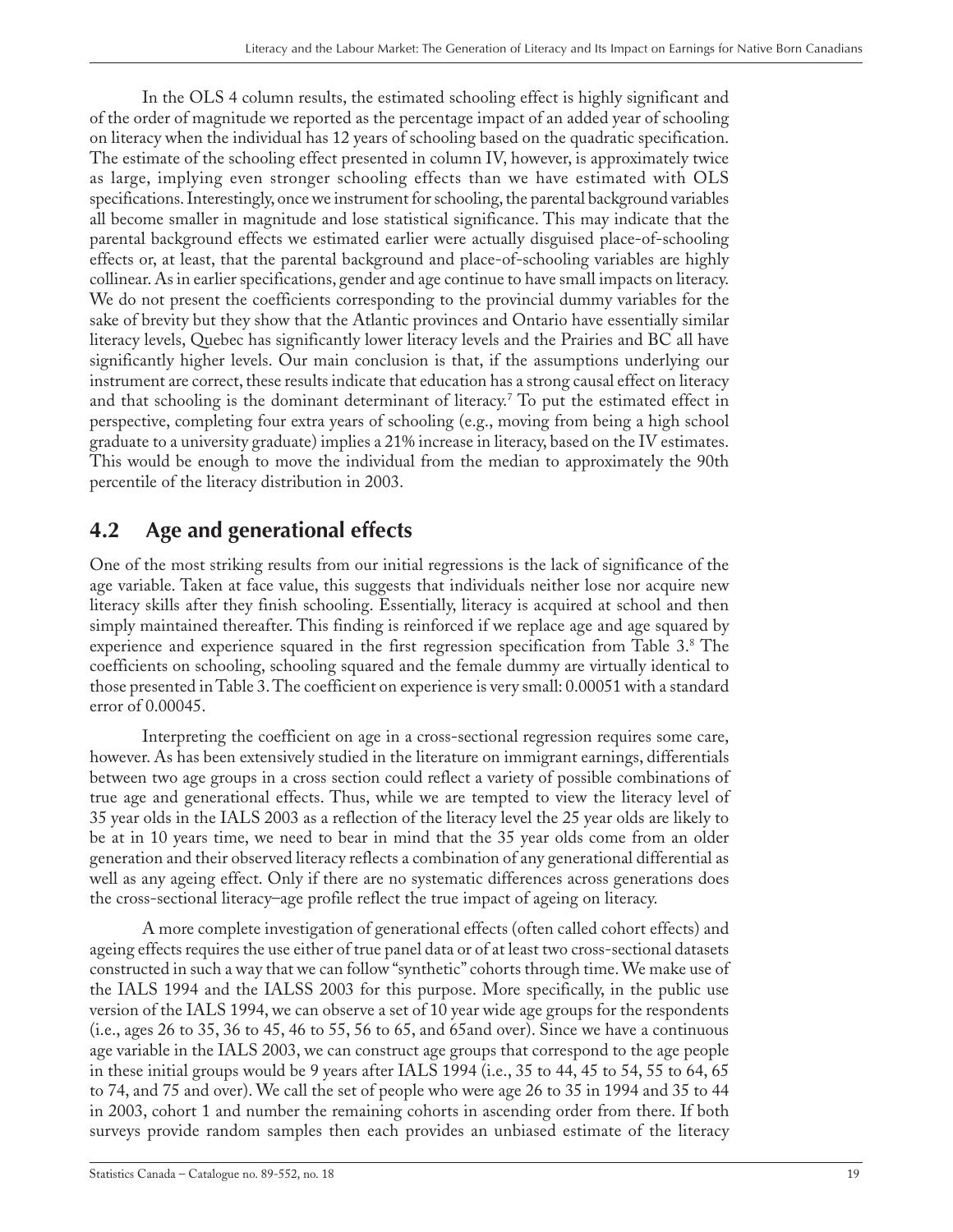In the OLS 4 column results, the estimated schooling effect is highly significant and of the order of magnitude we reported as the percentage impact of an added year of schooling on literacy when the individual has 12 years of schooling based on the quadratic specification. The estimate of the schooling effect presented in column IV, however, is approximately twice as large, implying even stronger schooling effects than we have estimated with OLS specifications. Interestingly, once we instrument for schooling, the parental background variables all become smaller in magnitude and lose statistical significance. This may indicate that the parental background effects we estimated earlier were actually disguised place-of-schooling effects or, at least, that the parental background and place-of-schooling variables are highly collinear. As in earlier specifications, gender and age continue to have small impacts on literacy. We do not present the coefficients corresponding to the provincial dummy variables for the sake of brevity but they show that the Atlantic provinces and Ontario have essentially similar literacy levels, Quebec has significantly lower literacy levels and the Prairies and BC all have significantly higher levels. Our main conclusion is that, if the assumptions underlying our instrument are correct, these results indicate that education has a strong causal effect on literacy and that schooling is the dominant determinant of literacy.[7] To put the estimated effect in perspective, completing four extra years of schooling (e.g., moving from being a high school graduate to a university graduate) implies a 21% increase in literacy, based on the IV estimates. This would be enough to move the individual from the median to approximately the 90th percentile of the literacy distribution in 2003.

## 4.2 Age and generational effects

One of the most striking results from our initial regressions is the lack of significance of the age variable. Taken at face value, this suggests that individuals neither lose nor acquire new literacy skills after they finish schooling. Essentially, literacy is acquired at school and then simply maintained thereafter. This finding is reinforced if we replace age and age squared by experience and experience squared in the first regression specification from Table 3.[8] The coefficients on schooling, schooling squared and the female dummy are virtually identical to those presented in Table 3. The coefficient on experience is very small: 0.00051 with a standard error of 0.00045.

Interpreting the coefficient on age in a cross-sectional regression requires some care, however. As has been extensively studied in the literature on immigrant earnings, differentials between two age groups in a cross section could reflect a variety of possible combinations of true age and generational effects. Thus, while we are tempted to view the literacy level of 35 year olds in the IALS 2003 as a reflection of the literacy level the 25 year olds are likely to be at in 10 years time, we need to bear in mind that the 35 year olds come from an older generation and their observed literacy reflects a combination of any generational differential as well as any ageing effect. Only if there are no systematic differences across generations does the cross-sectional literacy–age profile reflect the true impact of ageing on literacy.

A more complete investigation of generational effects (often called cohort effects) and ageing effects requires the use either of true panel data or of at least two cross-sectional datasets constructed in such a way that we can follow "synthetic" cohorts through time. We make use of the IALS 1994 and the IALSS 2003 for this purpose. More specifically, in the public use version of the IALS 1994, we can observe a set of 10 year wide age groups for the respondents (i.e., ages 26 to 35, 36 to 45, 46 to 55, 56 to 65, and 65and over). Since we have a continuous age variable in the IALS 2003, we can construct age groups that correspond to the age people in these initial groups would be 9 years after IALS 1994 (i.e., 35 to 44, 45 to 54, 55 to 64, 65 to 74, and 75 and over). We call the set of people who were age 26 to 35 in 1994 and 35 to 44 in 2003, cohort 1 and number the remaining cohorts in ascending order from there. If both surveys provide random samples then each provides an unbiased estimate of the literacy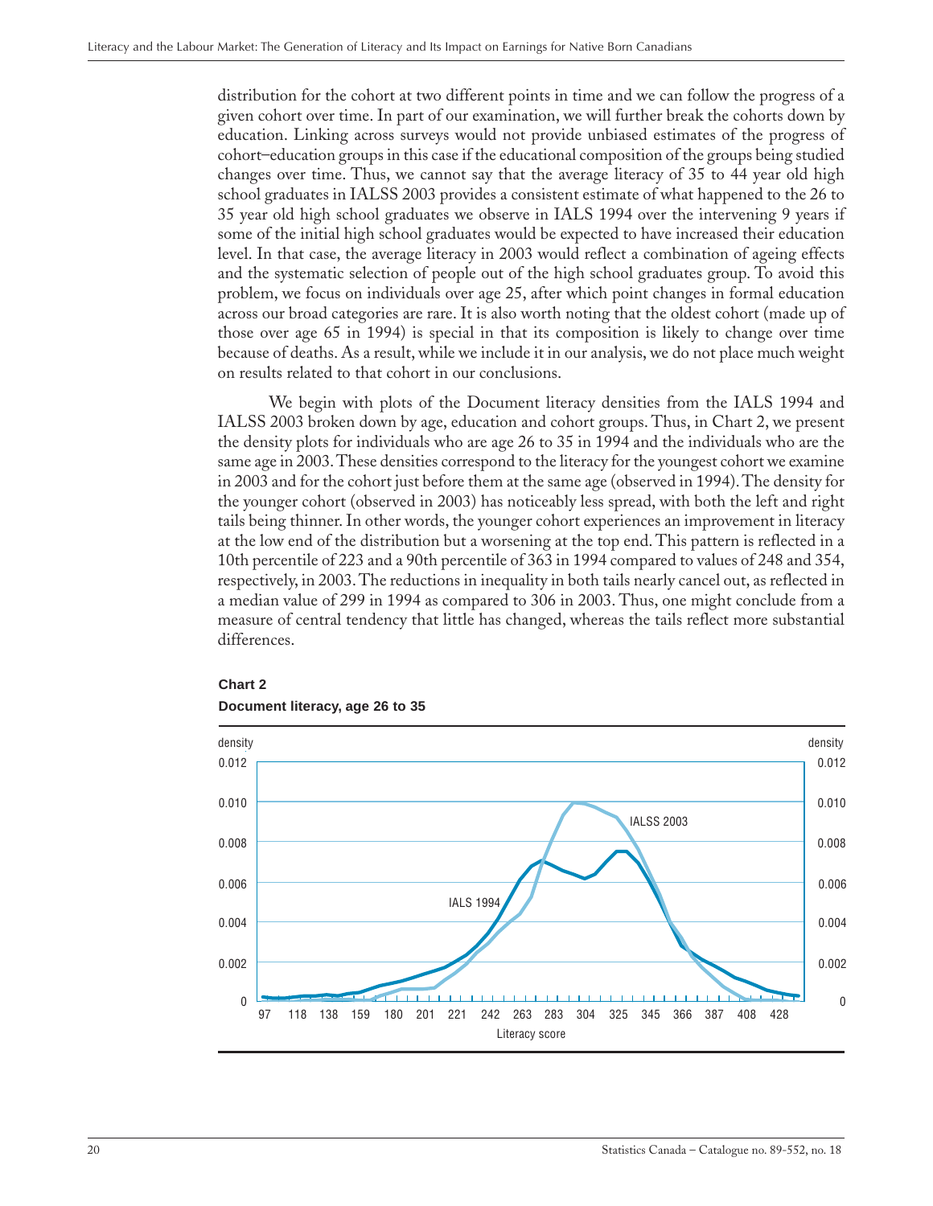distribution for the cohort at two different points in time and we can follow the progress of a given cohort over time. In part of our examination, we will further break the cohorts down by education. Linking across surveys would not provide unbiased estimates of the progress of cohort–education groups in this case if the educational composition of the groups being studied changes over time. Thus, we cannot say that the average literacy of 35 to 44 year old high school graduates in IALSS 2003 provides a consistent estimate of what happened to the 26 to 35 year old high school graduates we observe in IALS 1994 over the intervening 9 years if some of the initial high school graduates would be expected to have increased their education level. In that case, the average literacy in 2003 would reflect a combination of ageing effects and the systematic selection of people out of the high school graduates group. To avoid this problem, we focus on individuals over age 25, after which point changes in formal education across our broad categories are rare. It is also worth noting that the oldest cohort (made up of those over age 65 in 1994) is special in that its composition is likely to change over time because of deaths. As a result, while we include it in our analysis, we do not place much weight on results related to that cohort in our conclusions.

We begin with plots of the Document literacy densities from the IALS 1994 and IALSS 2003 broken down by age, education and cohort groups. Thus, in Chart 2, we present the density plots for individuals who are age 26 to 35 in 1994 and the individuals who are the same age in 2003. These densities correspond to the literacy for the youngest cohort we examine in 2003 and for the cohort just before them at the same age (observed in 1994). The density for the younger cohort (observed in 2003) has noticeably less spread, with both the left and right tails being thinner. In other words, the younger cohort experiences an improvement in literacy at the low end of the distribution but a worsening at the top end. This pattern is reflected in a 10th percentile of 223 and a 90th percentile of 363 in 1994 compared to values of 248 and 354, respectively, in 2003. The reductions in inequality in both tails nearly cancel out, as reflected in a median value of 299 in 1994 as compared to 306 in 2003. Thus, one might conclude from a measure of central tendency that little has changed, whereas the tails reflect more substantial differences.

**Chart 2**

**Document literacy, age 26 to 35**

density

0.012 — 0.010 — 0.008 — 0.006 — 0.004 — 0.002 — 0

IALSS 2003

IALS 1994

97 118 138 159 180 201 221 242 263 283 304 325 345 366 387 408 428

Literacy score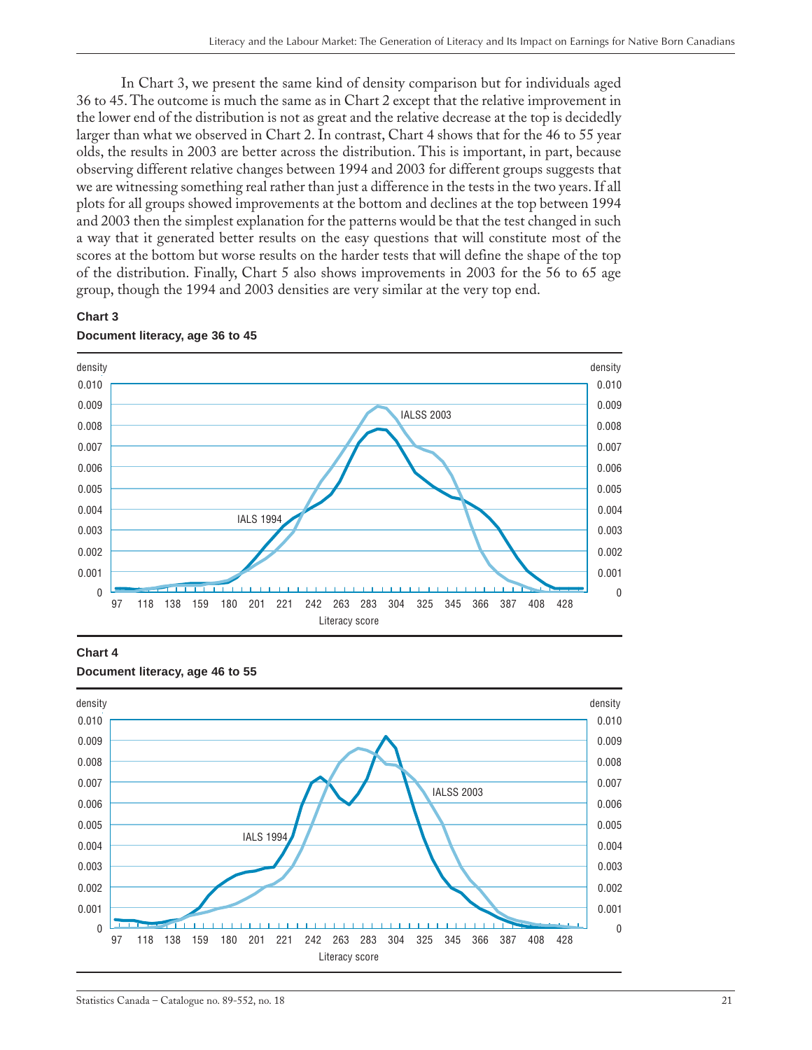In Chart 3, we present the same kind of density comparison but for individuals aged 36 to 45. The outcome is much the same as in Chart 2 except that the relative improvement in the lower end of the distribution is not as great and the relative decrease at the top is decidedly larger than what we observed in Chart 2. In contrast, Chart 4 shows that for the 46 to 55 year olds, the results in 2003 are better across the distribution. This is important, in part, because observing different relative changes between 1994 and 2003 for different groups suggests that we are witnessing something real rather than just a difference in the tests in the two years. If all plots for all groups showed improvements at the bottom and declines at the top between 1994 and 2003 then the simplest explanation for the patterns would be that the test changed in such a way that it generated better results on the easy questions that will constitute most of the scores at the bottom but worse results on the harder tests that will define the shape of the top of the distribution. Finally, Chart 5 also shows improvements in 2003 for the 56 to 65 age group, though the 1994 and 2003 densities are very similar at the very top end.

**Chart 3**

**Document literacy, age 36 to 45**

**Chart 4**

**Document literacy, age 46 to 55**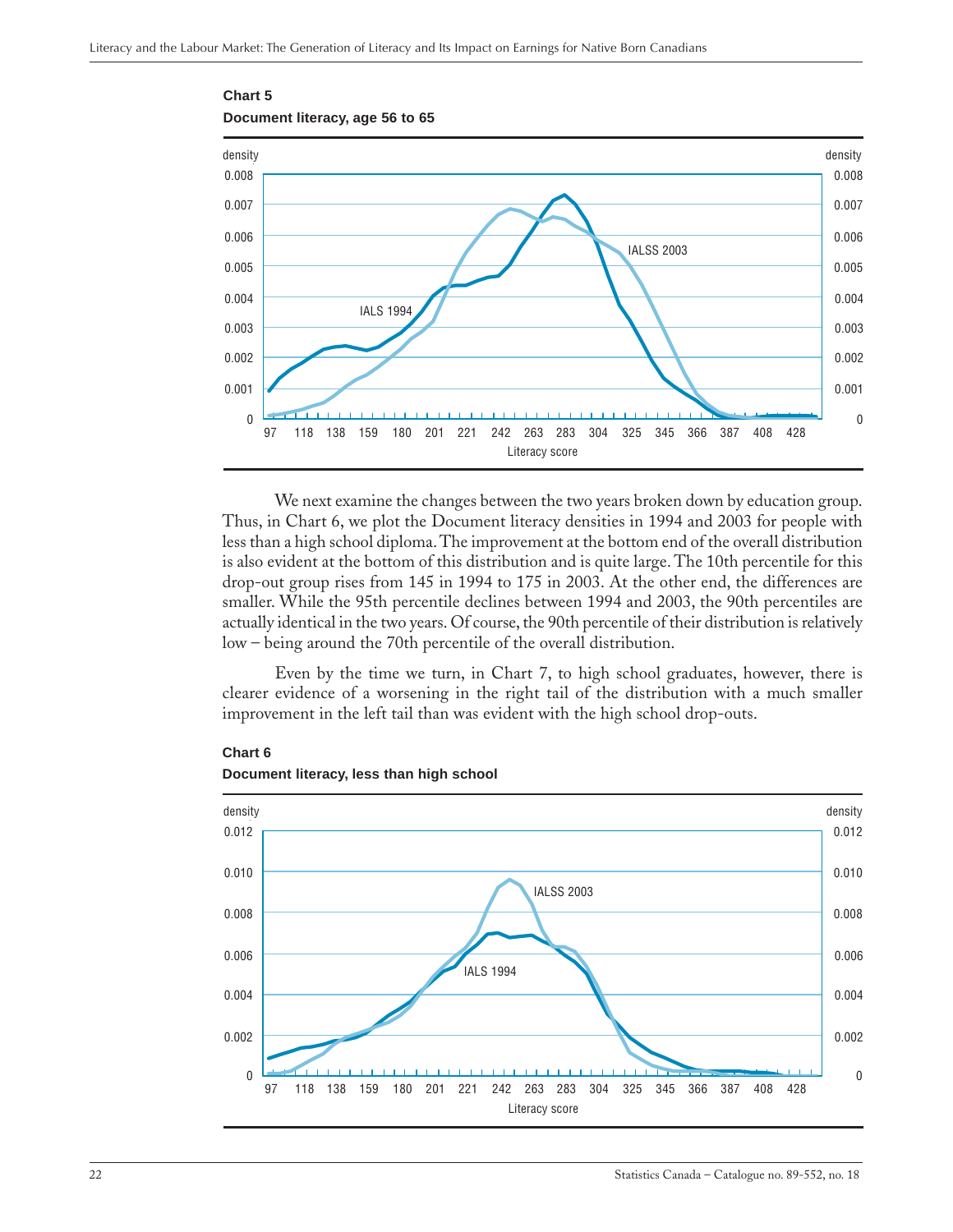**Chart 5**

**Document literacy, age 56 to 65**

We next examine the changes between the two years broken down by education group. Thus, in Chart 6, we plot the Document literacy densities in 1994 and 2003 for people with less than a high school diploma. The improvement at the bottom end of the overall distribution is also evident at the bottom of this distribution and is quite large. The 10th percentile for this drop-out group rises from 145 in 1994 to 175 in 2003. At the other end, the differences are smaller. While the 95th percentile declines between 1994 and 2003, the 90th percentiles are actually identical in the two years. Of course, the 90th percentile of their distribution is relatively low – being around the 70th percentile of the overall distribution.

Even by the time we turn, in Chart 7, to high school graduates, however, there is clearer evidence of a worsening in the right tail of the distribution with a much smaller improvement in the left tail than was evident with the high school drop-outs.

**Chart 6**

**Document literacy, less than high school**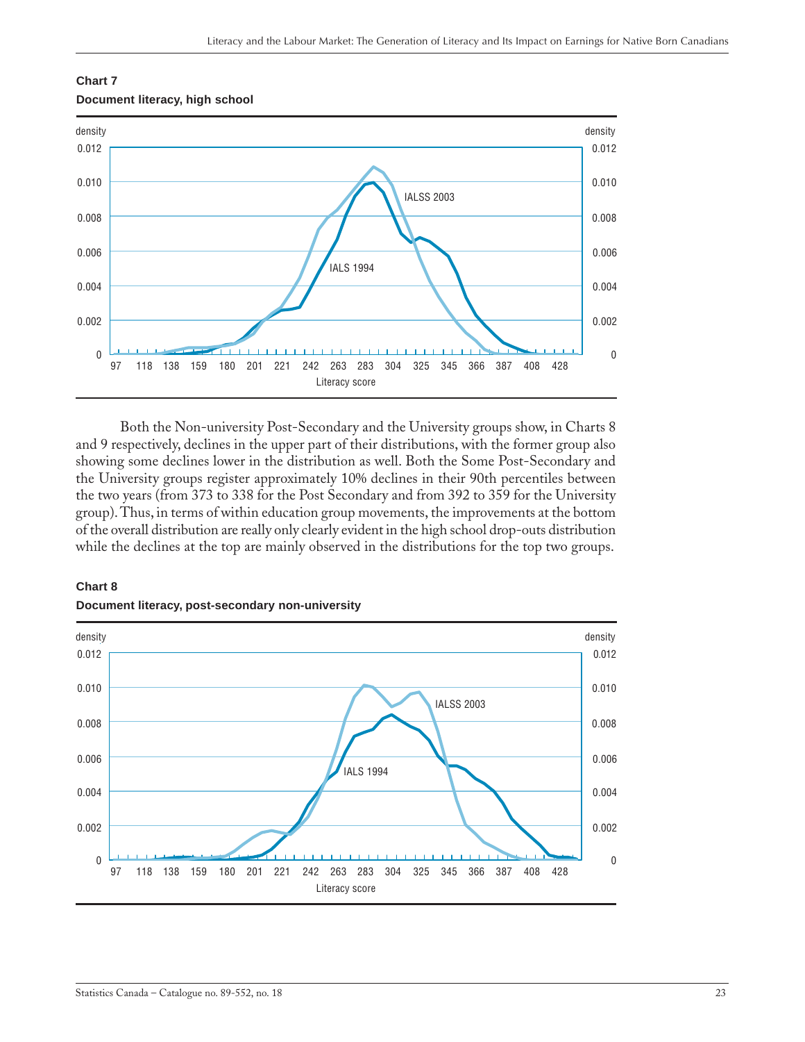**Chart 7**

**Document literacy, high school**

Both the Non-university Post-Secondary and the University groups show, in Charts 8 and 9 respectively, declines in the upper part of their distributions, with the former group also showing some declines lower in the distribution as well. Both the Some Post-Secondary and the University groups register approximately 10% declines in their 90th percentiles between the two years (from 373 to 338 for the Post Secondary and from 392 to 359 for the University group). Thus, in terms of within education group movements, the improvements at the bottom of the overall distribution are really only clearly evident in the high school drop-outs distribution while the declines at the top are mainly observed in the distributions for the top two groups.

**Chart 8**

**Document literacy, post-secondary non-university**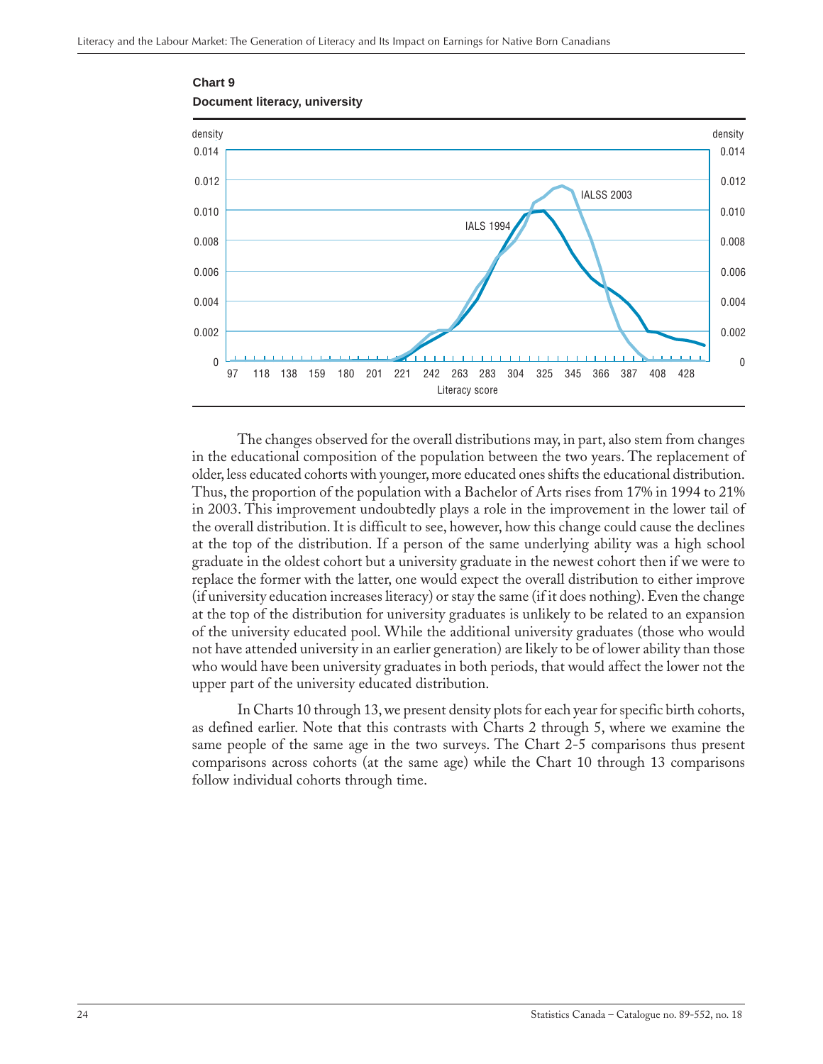**Chart 9**

**Document literacy, university**

The changes observed for the overall distributions may, in part, also stem from changes in the educational composition of the population between the two years. The replacement of older, less educated cohorts with younger, more educated ones shifts the educational distribution. Thus, the proportion of the population with a Bachelor of Arts rises from 17% in 1994 to 21% in 2003. This improvement undoubtedly plays a role in the improvement in the lower tail of the overall distribution. It is difficult to see, however, how this change could cause the declines at the top of the distribution. If a person of the same underlying ability was a high school graduate in the oldest cohort but a university graduate in the newest cohort then if we were to replace the former with the latter, one would expect the overall distribution to either improve (if university education increases literacy) or stay the same (if it does nothing). Even the change at the top of the distribution for university graduates is unlikely to be related to an expansion of the university educated pool. While the additional university graduates (those who would not have attended university in an earlier generation) are likely to be of lower ability than those who would have been university graduates in both periods, that would affect the lower not the upper part of the university educated distribution.

In Charts 10 through 13, we present density plots for each year for specific birth cohorts, as defined earlier. Note that this contrasts with Charts 2 through 5, where we examine the same people of the same age in the two surveys. The Chart 2-5 comparisons thus present comparisons across cohorts (at the same age) while the Chart 10 through 13 comparisons follow individual cohorts through time.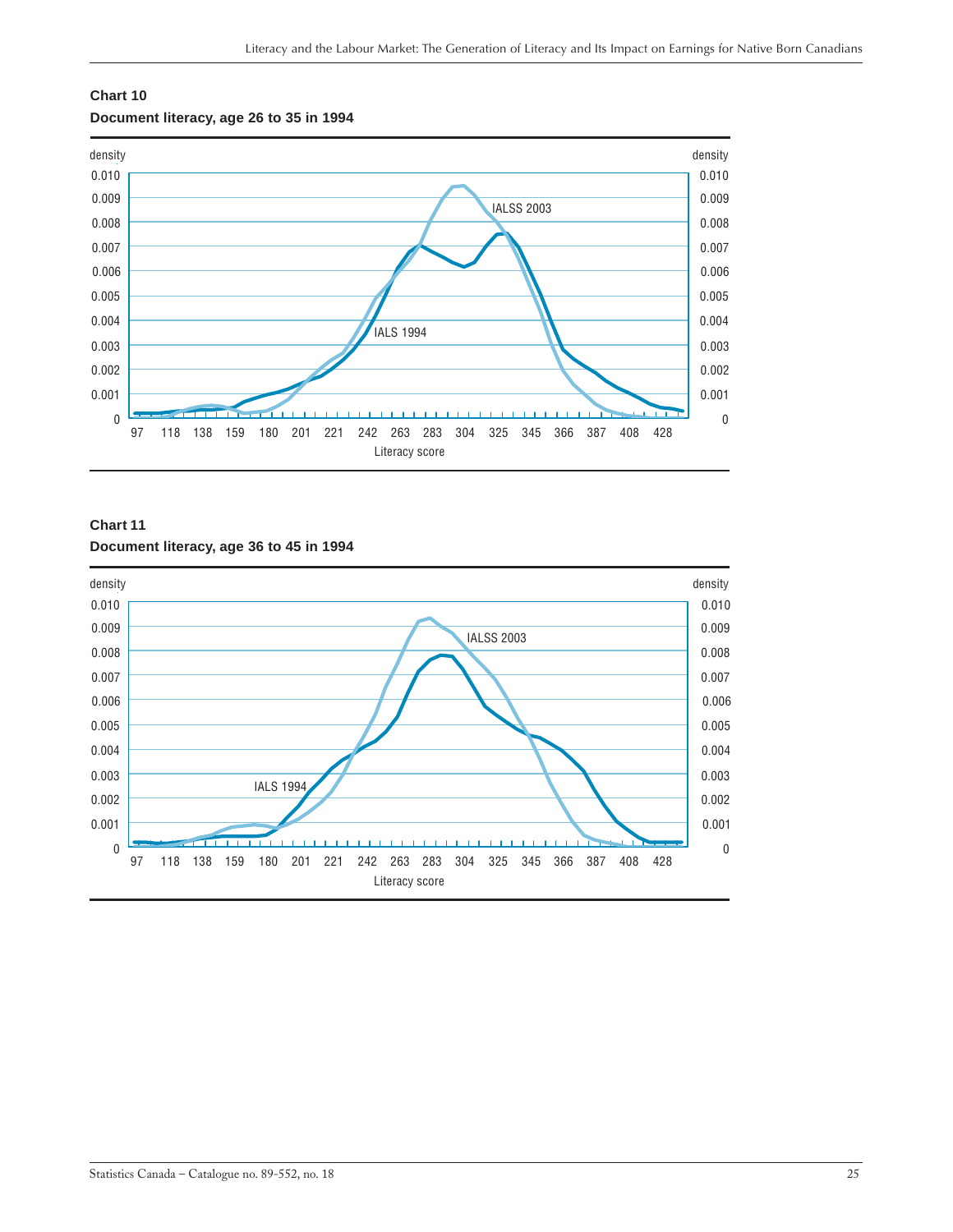**Chart 10**

**Document literacy, age 26 to 35 in 1994**

density

Literacy score

IALSS 2003

IALS 1994

**Chart 11**

**Document literacy, age 36 to 45 in 1994**

density

Literacy score

IALSS 2003

IALS 1994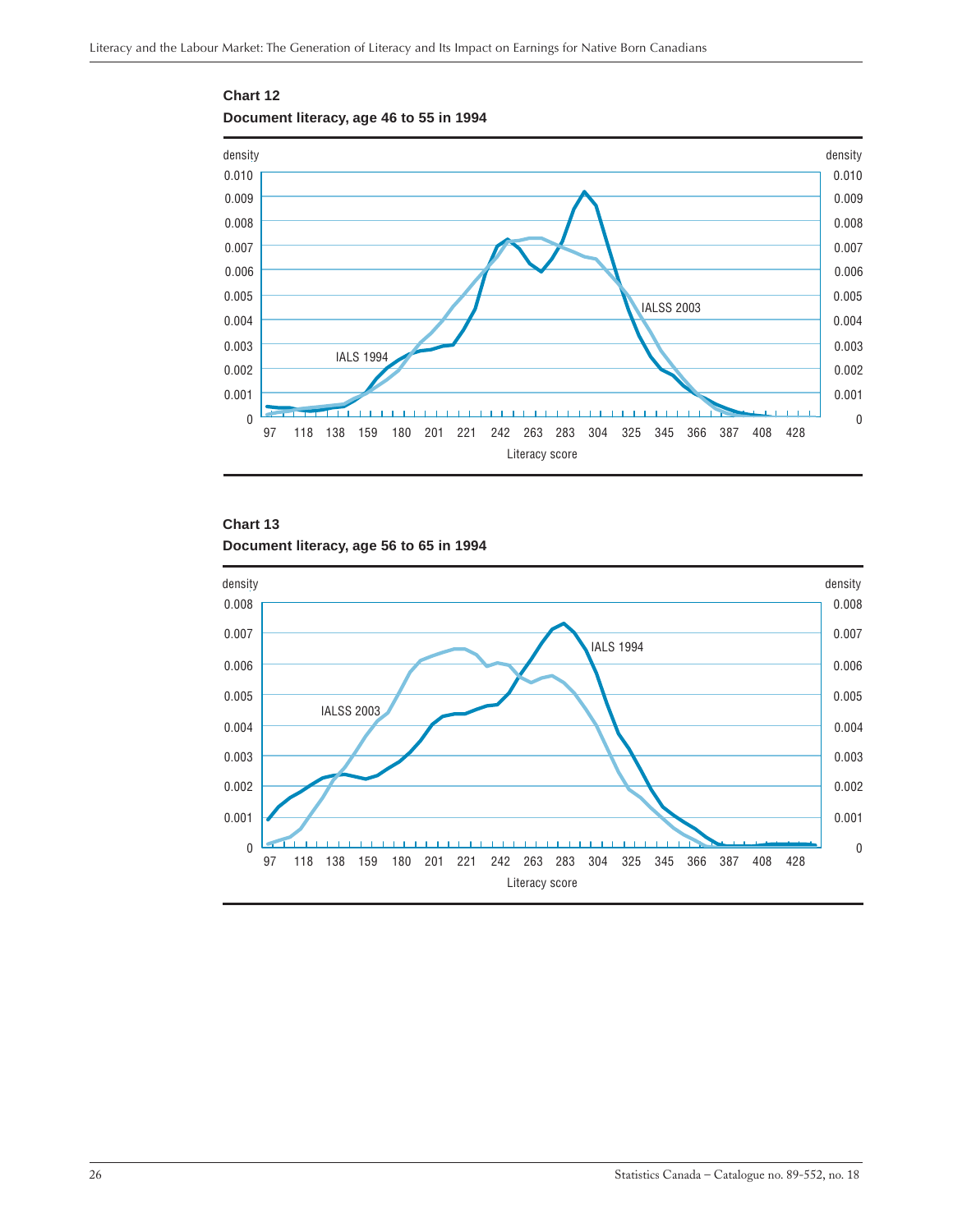**Chart 12**

**Document literacy, age 46 to 55 in 1994**

density

0.010, 0.009, 0.008, 0.007, 0.006, 0.005, 0.004, 0.003, 0.002, 0.001, 0

IALS 1994

IALSS 2003

97 118 138 159 180 201 221 242 263 283 304 325 345 366 387 408 428

Literacy score

**Chart 13**

**Document literacy, age 56 to 65 in 1994**

density

0.008, 0.007, 0.006, 0.005, 0.004, 0.003, 0.002, 0.001, 0

IALS 1994

IALSS 2003

97 118 138 159 180 201 221 242 263 283 304 325 345 366 387 408 428

Literacy score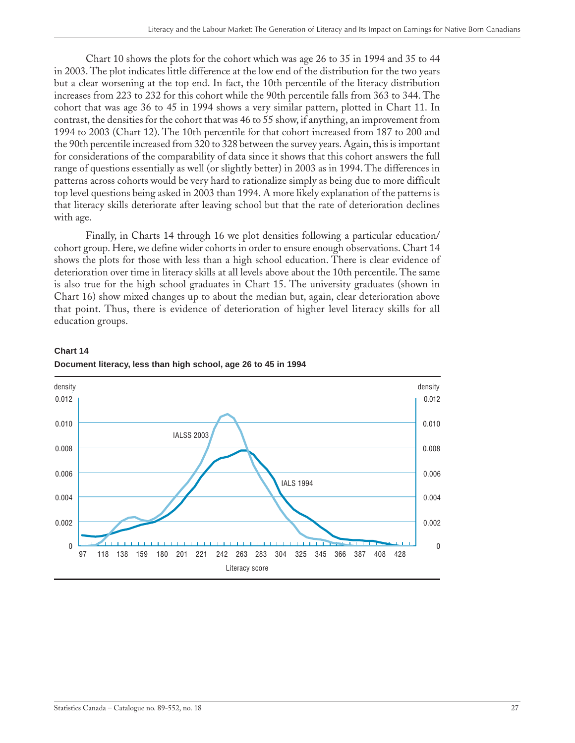Chart 10 shows the plots for the cohort which was age 26 to 35 in 1994 and 35 to 44 in 2003. The plot indicates little difference at the low end of the distribution for the two years but a clear worsening at the top end. In fact, the 10th percentile of the literacy distribution increases from 223 to 232 for this cohort while the 90th percentile falls from 363 to 344. The cohort that was age 36 to 45 in 1994 shows a very similar pattern, plotted in Chart 11. In contrast, the densities for the cohort that was 46 to 55 show, if anything, an improvement from 1994 to 2003 (Chart 12). The 10th percentile for that cohort increased from 187 to 200 and the 90th percentile increased from 320 to 328 between the survey years. Again, this is important for considerations of the comparability of data since it shows that this cohort answers the full range of questions essentially as well (or slightly better) in 2003 as in 1994. The differences in patterns across cohorts would be very hard to rationalize simply as being due to more difficult top level questions being asked in 2003 than 1994. A more likely explanation of the patterns is that literacy skills deteriorate after leaving school but that the rate of deterioration declines with age.

Finally, in Charts 14 through 16 we plot densities following a particular education/cohort group. Here, we define wider cohorts in order to ensure enough observations. Chart 14 shows the plots for those with less than a high school education. There is clear evidence of deterioration over time in literacy skills at all levels above about the 10th percentile. The same is also true for the high school graduates in Chart 15. The university graduates (shown in Chart 16) show mixed changes up to about the median but, again, clear deterioration above that point. Thus, there is evidence of deterioration of higher level literacy skills for all education groups.

**Chart 14**

**Document literacy, less than high school, age 26 to 45 in 1994**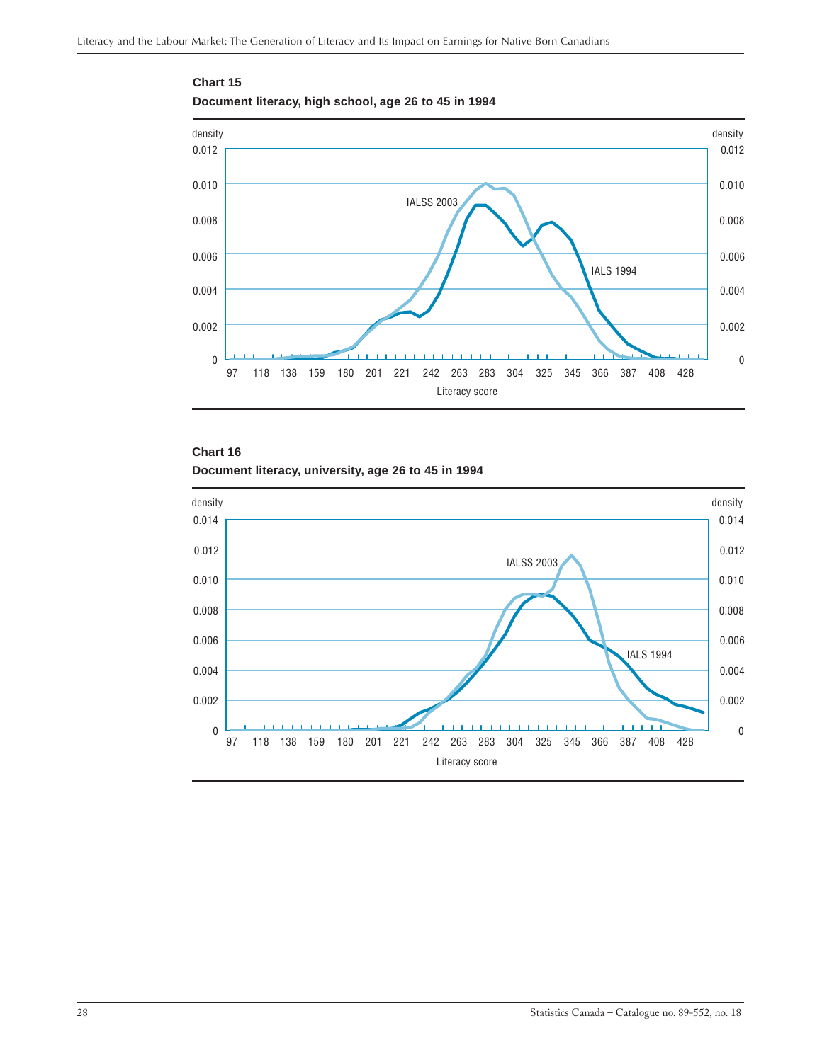**Chart 15**

**Document literacy, high school, age 26 to 45 in 1994**

density

0.012
0.010
0.008
0.006
0.004
0.002
0

IALSS 2003

IALS 1994

97 118 138 159 180 201 221 242 263 283 304 325 345 366 387 408 428

Literacy score

**Chart 16**

**Document literacy, university, age 26 to 45 in 1994**

density

0.014
0.012
0.010
0.008
0.006
0.004
0.002
0

IALSS 2003

IALS 1994

97 118 138 159 180 201 221 242 263 283 304 325 345 366 387 408 428

Literacy score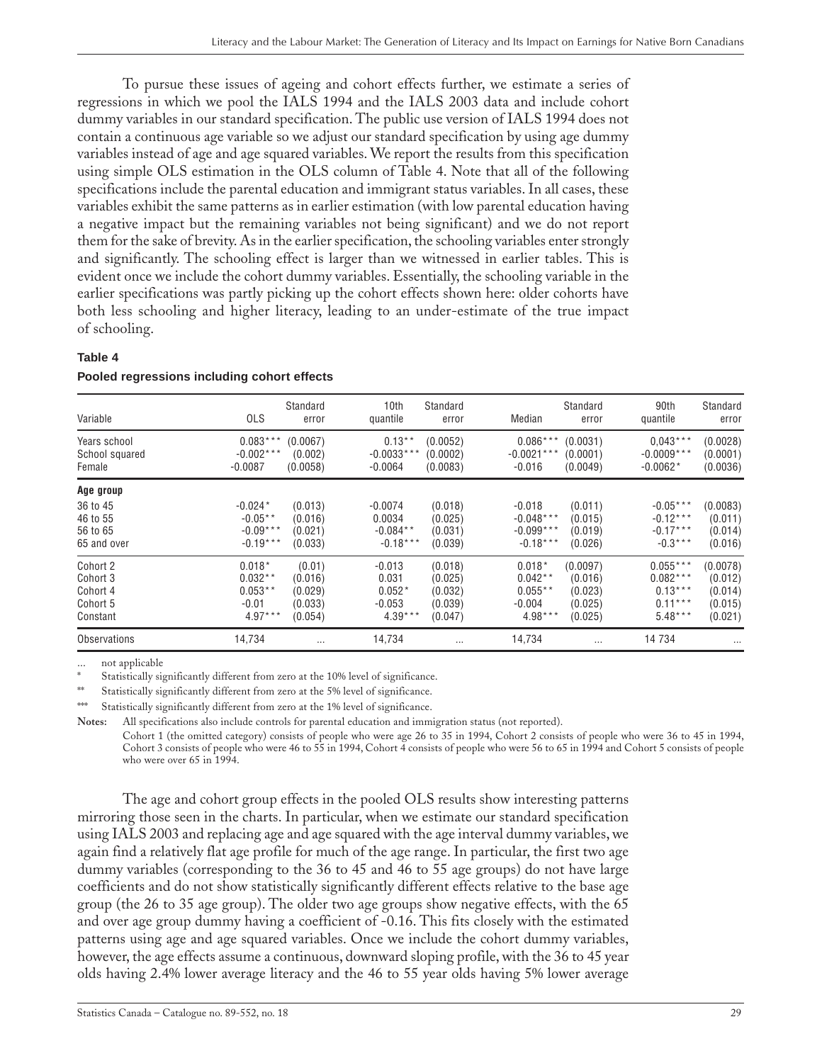To pursue these issues of ageing and cohort effects further, we estimate a series of regressions in which we pool the IALS 1994 and the IALS 2003 data and include cohort dummy variables in our standard specification. The public use version of IALS 1994 does not contain a continuous age variable so we adjust our standard specification by using age dummy variables instead of age and age squared variables. We report the results from this specification using simple OLS estimation in the OLS column of Table 4. Note that all of the following specifications include the parental education and immigrant status variables. In all cases, these variables exhibit the same patterns as in earlier estimation (with low parental education having a negative impact but the remaining variables not being significant) and we do not report them for the sake of brevity. As in the earlier specification, the schooling variables enter strongly and significantly. The schooling effect is larger than we witnessed in earlier tables. This is evident once we include the cohort dummy variables. Essentially, the schooling variable in the earlier specifications was partly picking up the cohort effects shown here: older cohorts have both less schooling and higher literacy, leading to an under-estimate of the true impact of schooling.

**Table 4**

**Pooled regressions including cohort effects**

| Variable | OLS | Standard error | 10th quantile | Standard error | Median | Standard error | 90th quantile | Standard error |
|---|---|---|---|---|---|---|---|---|
| Years school | 0.083*** | (0.0067) | 0.13** | (0.0052) | 0.086*** | (0.0031) | 0.043*** | (0.0028) |
| School squared | -0.002*** | (0.002) | -0.0033*** | (0.0002) | -0.0021*** | (0.0001) | -0.0009*** | (0.0001) |
| Female | -0.0087 | (0.0058) | -0.0064 | (0.0083) | -0.016 | (0.0049) | -0.0062* | (0.0036) |
| **Age group** | | | | | | | | |
| 36 to 45 | -0.024* | (0.013) | -0.0074 | (0.018) | -0.018 | (0.011) | -0.05*** | (0.0083) |
| 46 to 55 | -0.05** | (0.016) | 0.0034 | (0.025) | -0.048*** | (0.015) | -0.12*** | (0.011) |
| 56 to 65 | -0.09*** | (0.021) | -0.084** | (0.031) | -0.099*** | (0.019) | -0.17*** | (0.014) |
| 65 and over | -0.19*** | (0.033) | -0.18*** | (0.039) | -0.18*** | (0.026) | -0.3*** | (0.016) |
| Cohort 2 | 0.018* | (0.01) | -0.013 | (0.018) | 0.018* | (0.0097) | 0.055*** | (0.0078) |
| Cohort 3 | 0.032** | (0.016) | 0.031 | (0.025) | 0.042** | (0.016) | 0.082*** | (0.012) |
| Cohort 4 | 0.053** | (0.029) | 0.052* | (0.032) | 0.055** | (0.023) | 0.13*** | (0.014) |
| Cohort 5 | -0.01 | (0.033) | -0.053 | (0.039) | -0.004 | (0.025) | 0.11*** | (0.015) |
| Constant | 4.97*** | (0.054) | 4.39*** | (0.047) | 4.98*** | (0.025) | 5.48*** | (0.021) |
| Observations | 14,734 | ... | 14,734 | ... | 14,734 | ... | 14 734 | ... |

... not applicable

\* Statistically significantly different from zero at the 10% level of significance.

\*\* Statistically significantly different from zero at the 5% level of significance.

\*\*\* Statistically significantly different from zero at the 1% level of significance.

**Notes:** All specifications also include controls for parental education and immigration status (not reported).

Cohort 1 (the omitted category) consists of people who were age 26 to 35 in 1994, Cohort 2 consists of people who were 36 to 45 in 1994, Cohort 3 consists of people who were 46 to 55 in 1994, Cohort 4 consists of people who were 56 to 65 in 1994 and Cohort 5 consists of people who were over 65 in 1994.

The age and cohort group effects in the pooled OLS results show interesting patterns mirroring those seen in the charts. In particular, when we estimate our standard specification using IALS 2003 and replacing age and age squared with the age interval dummy variables, we again find a relatively flat age profile for much of the age range. In particular, the first two age dummy variables (corresponding to the 36 to 45 and 46 to 55 age groups) do not have large coefficients and do not show statistically significantly different effects relative to the base age group (the 26 to 35 age group). The older two age groups show negative effects, with the 65 and over age group dummy having a coefficient of -0.16. This fits closely with the estimated patterns using age and age squared variables. Once we include the cohort dummy variables, however, the age effects assume a continuous, downward sloping profile, with the 36 to 45 year olds having 2.4% lower average literacy and the 46 to 55 year olds having 5% lower average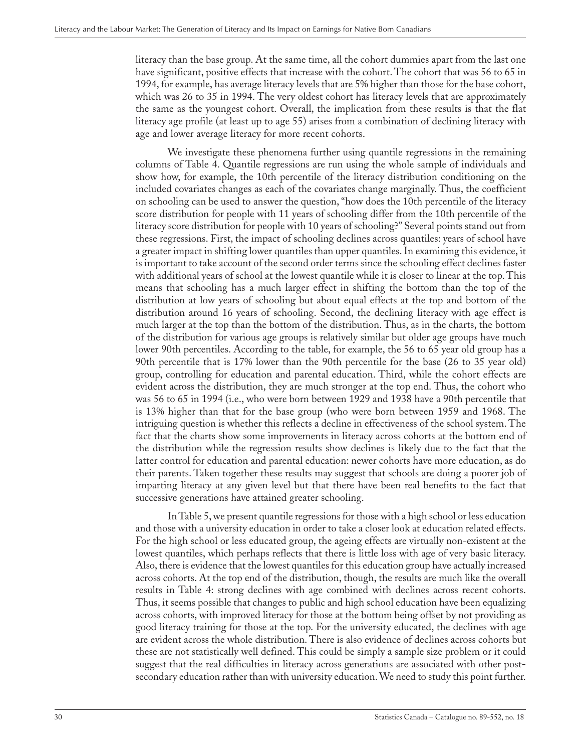literacy than the base group. At the same time, all the cohort dummies apart from the last one have significant, positive effects that increase with the cohort. The cohort that was 56 to 65 in 1994, for example, has average literacy levels that are 5% higher than those for the base cohort, which was 26 to 35 in 1994. The very oldest cohort has literacy levels that are approximately the same as the youngest cohort. Overall, the implication from these results is that the flat literacy age profile (at least up to age 55) arises from a combination of declining literacy with age and lower average literacy for more recent cohorts.

We investigate these phenomena further using quantile regressions in the remaining columns of Table 4. Quantile regressions are run using the whole sample of individuals and show how, for example, the 10th percentile of the literacy distribution conditioning on the included covariates changes as each of the covariates change marginally. Thus, the coefficient on schooling can be used to answer the question, "how does the 10th percentile of the literacy score distribution for people with 11 years of schooling differ from the 10th percentile of the literacy score distribution for people with 10 years of schooling?" Several points stand out from these regressions. First, the impact of schooling declines across quantiles: years of school have a greater impact in shifting lower quantiles than upper quantiles. In examining this evidence, it is important to take account of the second order terms since the schooling effect declines faster with additional years of school at the lowest quantile while it is closer to linear at the top. This means that schooling has a much larger effect in shifting the bottom than the top of the distribution at low years of schooling but about equal effects at the top and bottom of the distribution around 16 years of schooling. Second, the declining literacy with age effect is much larger at the top than the bottom of the distribution. Thus, as in the charts, the bottom of the distribution for various age groups is relatively similar but older age groups have much lower 90th percentiles. According to the table, for example, the 56 to 65 year old group has a 90th percentile that is 17% lower than the 90th percentile for the base (26 to 35 year old) group, controlling for education and parental education. Third, while the cohort effects are evident across the distribution, they are much stronger at the top end. Thus, the cohort who was 56 to 65 in 1994 (i.e., who were born between 1929 and 1938 have a 90th percentile that is 13% higher than that for the base group (who were born between 1959 and 1968. The intriguing question is whether this reflects a decline in effectiveness of the school system. The fact that the charts show some improvements in literacy across cohorts at the bottom end of the distribution while the regression results show declines is likely due to the fact that the latter control for education and parental education: newer cohorts have more education, as do their parents. Taken together these results may suggest that schools are doing a poorer job of imparting literacy at any given level but that there have been real benefits to the fact that successive generations have attained greater schooling.

In Table 5, we present quantile regressions for those with a high school or less education and those with a university education in order to take a closer look at education related effects. For the high school or less educated group, the ageing effects are virtually non-existent at the lowest quantiles, which perhaps reflects that there is little loss with age of very basic literacy. Also, there is evidence that the lowest quantiles for this education group have actually increased across cohorts. At the top end of the distribution, though, the results are much like the overall results in Table 4: strong declines with age combined with declines across recent cohorts. Thus, it seems possible that changes to public and high school education have been equalizing across cohorts, with improved literacy for those at the bottom being offset by not providing as good literacy training for those at the top. For the university educated, the declines with age are evident across the whole distribution. There is also evidence of declines across cohorts but these are not statistically well defined. This could be simply a sample size problem or it could suggest that the real difficulties in literacy across generations are associated with other post-secondary education rather than with university education. We need to study this point further.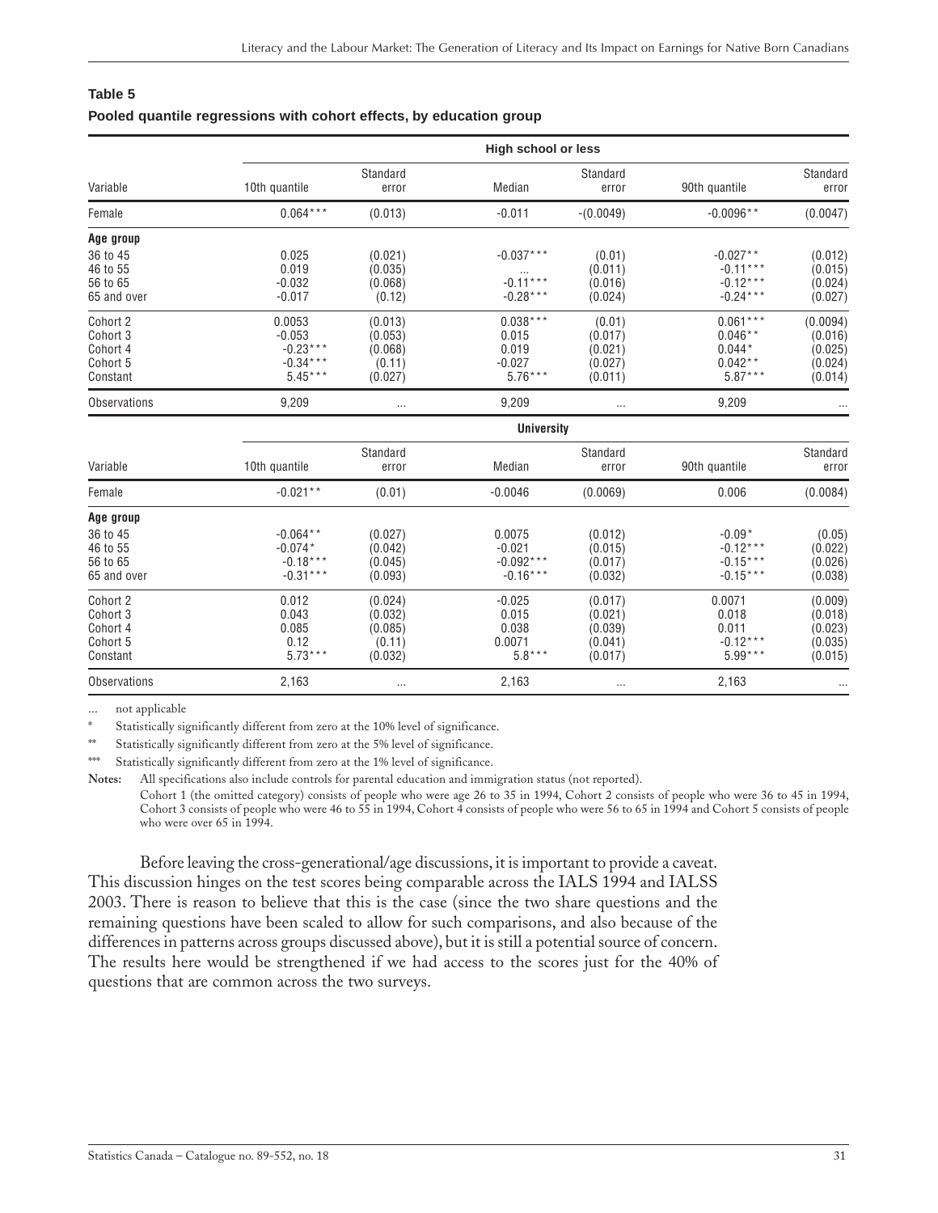**Table 5**

**Pooled quantile regressions with cohort effects, by education group**

| | High school or less | | | | | |
|---|---|---|---|---|---|---|
| Variable | 10th quantile | Standard error | Median | Standard error | 90th quantile | Standard error |
| Female | 0.064*** | (0.013) | -0.011 | -(0.0049) | -0.0096** | (0.0047) |
| **Age group** | | | | | | |
| 36 to 45 | 0.025 | (0.021) | -0.037*** | (0.01) | -0.027** | (0.012) |
| 46 to 55 | 0.019 | (0.035) | ... | (0.011) | -0.11*** | (0.015) |
| 56 to 65 | -0.032 | (0.068) | -0.11*** | (0.016) | -0.12*** | (0.024) |
| 65 and over | -0.017 | (0.12) | -0.28*** | (0.024) | -0.24*** | (0.027) |
| Cohort 2 | 0.0053 | (0.013) | 0.038*** | (0.01) | 0.061*** | (0.0094) |
| Cohort 3 | -0.053 | (0.053) | 0.015 | (0.017) | 0.046** | (0.016) |
| Cohort 4 | -0.23*** | (0.068) | 0.019 | (0.021) | 0.044* | (0.025) |
| Cohort 5 | -0.34*** | (0.11) | -0.027 | (0.027) | 0.042** | (0.024) |
| Constant | 5.45*** | (0.027) | 5.76*** | (0.011) | 5.87*** | (0.014) |
| Observations | 9,209 | ... | 9,209 | ... | 9,209 | ... |

| | University | | | | | |
|---|---|---|---|---|---|---|
| Variable | 10th quantile | Standard error | Median | Standard error | 90th quantile | Standard error |
| Female | -0.021** | (0.01) | -0.0046 | (0.0069) | 0.006 | (0.0084) |
| **Age group** | | | | | | |
| 36 to 45 | -0.064** | (0.027) | 0.0075 | (0.012) | -0.09* | (0.05) |
| 46 to 55 | -0.074* | (0.042) | -0.021 | (0.015) | -0.12*** | (0.022) |
| 56 to 65 | -0.18*** | (0.045) | -0.092*** | (0.017) | -0.15*** | (0.026) |
| 65 and over | -0.31*** | (0.093) | -0.16*** | (0.032) | -0.15*** | (0.038) |
| Cohort 2 | 0.012 | (0.024) | -0.025 | (0.017) | 0.0071 | (0.009) |
| Cohort 3 | 0.043 | (0.032) | 0.015 | (0.021) | 0.018 | (0.018) |
| Cohort 4 | 0.085 | (0.085) | 0.038 | (0.039) | 0.011 | (0.023) |
| Cohort 5 | 0.12 | (0.11) | 0.0071 | (0.041) | -0.12*** | (0.035) |
| Constant | 5.73*** | (0.032) | 5.8*** | (0.017) | 5.99*** | (0.015) |
| Observations | 2,163 | ... | 2,163 | ... | 2,163 | ... |

... not applicable

\* Statistically significantly different from zero at the 10% level of significance.

\*\* Statistically significantly different from zero at the 5% level of significance.

\*\*\* Statistically significantly different from zero at the 1% level of significance.

**Notes:** All specifications also include controls for parental education and immigration status (not reported).

Cohort 1 (the omitted category) consists of people who were age 26 to 35 in 1994, Cohort 2 consists of people who were 36 to 45 in 1994, Cohort 3 consists of people who were 46 to 55 in 1994, Cohort 4 consists of people who were 56 to 65 in 1994 and Cohort 5 consists of people who were over 65 in 1994.

Before leaving the cross-generational/age discussions, it is important to provide a caveat. This discussion hinges on the test scores being comparable across the IALS 1994 and IALSS 2003. There is reason to believe that this is the case (since the two share questions and the remaining questions have been scaled to allow for such comparisons, and also because of the differences in patterns across groups discussed above), but it is still a potential source of concern. The results here would be strengthened if we had access to the scores just for the 40% of questions that are common across the two surveys.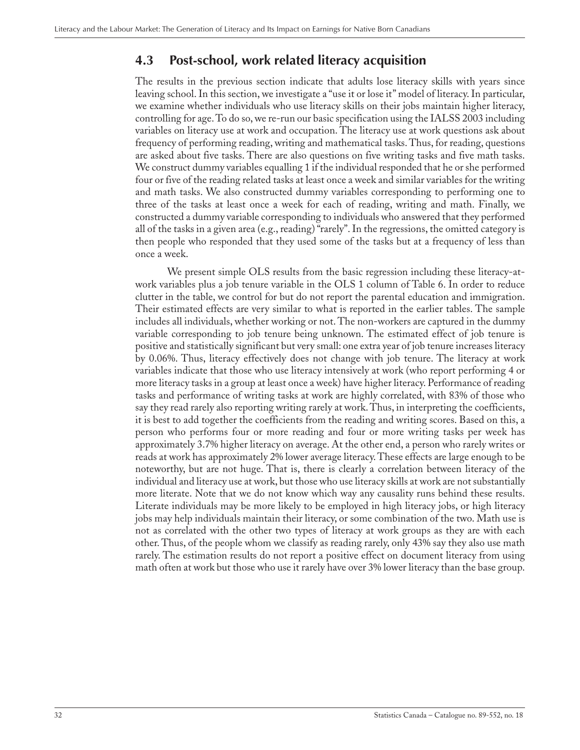## 4.3 Post-school, work related literacy acquisition

The results in the previous section indicate that adults lose literacy skills with years since leaving school. In this section, we investigate a "use it or lose it" model of literacy. In particular, we examine whether individuals who use literacy skills on their jobs maintain higher literacy, controlling for age. To do so, we re-run our basic specification using the IALSS 2003 including variables on literacy use at work and occupation. The literacy use at work questions ask about frequency of performing reading, writing and mathematical tasks. Thus, for reading, questions are asked about five tasks. There are also questions on five writing tasks and five math tasks. We construct dummy variables equalling 1 if the individual responded that he or she performed four or five of the reading related tasks at least once a week and similar variables for the writing and math tasks. We also constructed dummy variables corresponding to performing one to three of the tasks at least once a week for each of reading, writing and math. Finally, we constructed a dummy variable corresponding to individuals who answered that they performed all of the tasks in a given area (e.g., reading) "rarely". In the regressions, the omitted category is then people who responded that they used some of the tasks but at a frequency of less than once a week.

We present simple OLS results from the basic regression including these literacy-at-work variables plus a job tenure variable in the OLS 1 column of Table 6. In order to reduce clutter in the table, we control for but do not report the parental education and immigration. Their estimated effects are very similar to what is reported in the earlier tables. The sample includes all individuals, whether working or not. The non-workers are captured in the dummy variable corresponding to job tenure being unknown. The estimated effect of job tenure is positive and statistically significant but very small: one extra year of job tenure increases literacy by 0.06%. Thus, literacy effectively does not change with job tenure. The literacy at work variables indicate that those who use literacy intensively at work (who report performing 4 or more literacy tasks in a group at least once a week) have higher literacy. Performance of reading tasks and performance of writing tasks at work are highly correlated, with 83% of those who say they read rarely also reporting writing rarely at work. Thus, in interpreting the coefficients, it is best to add together the coefficients from the reading and writing scores. Based on this, a person who performs four or more reading and four or more writing tasks per week has approximately 3.7% higher literacy on average. At the other end, a person who rarely writes or reads at work has approximately 2% lower average literacy. These effects are large enough to be noteworthy, but are not huge. That is, there is clearly a correlation between literacy of the individual and literacy use at work, but those who use literacy skills at work are not substantially more literate. Note that we do not know which way any causality runs behind these results. Literate individuals may be more likely to be employed in high literacy jobs, or high literacy jobs may help individuals maintain their literacy, or some combination of the two. Math use is not as correlated with the other two types of literacy at work groups as they are with each other. Thus, of the people whom we classify as reading rarely, only 43% say they also use math rarely. The estimation results do not report a positive effect on document literacy from using math often at work but those who use it rarely have over 3% lower literacy than the base group.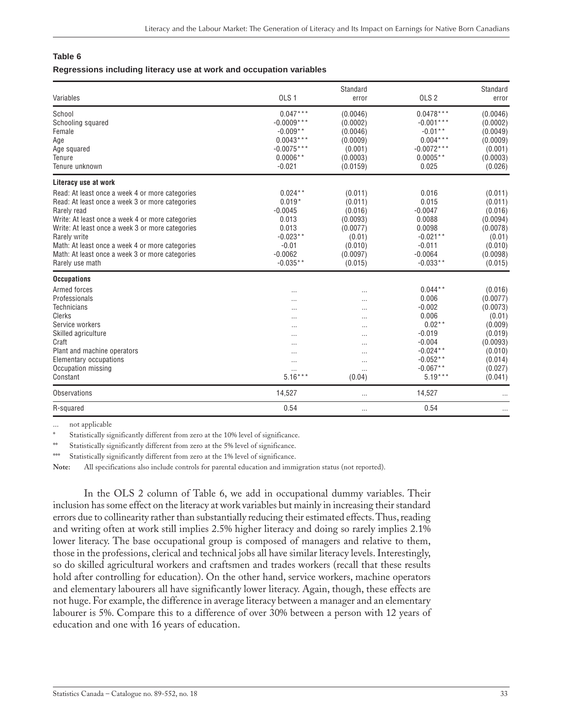**Table 6**

**Regressions including literacy use at work and occupation variables**

| Variables | OLS 1 | Standard error | OLS 2 | Standard error |
|---|---|---|---|---|
| School | 0.047*** | (0.0046) | 0.0478*** | (0.0046) |
| Schooling squared | -0.0009*** | (0.0002) | -0.001*** | (0.0002) |
| Female | -0.009** | (0.0046) | -0.01** | (0.0049) |
| Age | 0.0043*** | (0.0009) | 0.004*** | (0.0009) |
| Age squared | -0.0075*** | (0.001) | -0.0072*** | (0.001) |
| Tenure | 0.0006** | (0.0003) | 0.0005** | (0.0003) |
| Tenure unknown | -0.021 | (0.0159) | 0.025 | (0.026) |
| **Literacy use at work** | | | | |
| Read: At least once a week 4 or more categories | 0.024** | (0.011) | 0.016 | (0.011) |
| Read: At least once a week 3 or more categories | 0.019* | (0.011) | 0.015 | (0.011) |
| Rarely read | -0.0045 | (0.016) | -0.0047 | (0.016) |
| Write: At least once a week 4 or more categories | 0.013 | (0.0093) | 0.0088 | (0.0094) |
| Write: At least once a week 3 or more categories | 0.013 | (0.0077) | 0.0098 | (0.0078) |
| Rarely write | -0.023** | (0.01) | -0.021** | (0.01) |
| Math: At least once a week 4 or more categories | -0.01 | (0.010) | -0.011 | (0.010) |
| Math: At least once a week 3 or more categories | -0.0062 | (0.0097) | -0.0064 | (0.0098) |
| Rarely use math | -0.035** | (0.015) | -0.033** | (0.015) |
| **Occupations** | | | | |
| Armed forces | ... | ... | 0.044** | (0.016) |
| Professionals | ... | ... | 0.006 | (0.0077) |
| Technicians | ... | ... | -0.002 | (0.0073) |
| Clerks | ... | ... | 0.006 | (0.01) |
| Service workers | ... | ... | 0.02** | (0.009) |
| Skilled agriculture | ... | ... | -0.019 | (0.019) |
| Craft | ... | ... | -0.004 | (0.0093) |
| Plant and machine operators | ... | ... | -0.024** | (0.010) |
| Elementary occupations | ... | ... | -0.052** | (0.014) |
| Occupation missing | ... | ... | -0.067** | (0.027) |
| Constant | 5.16*** | (0.04) | 5.19*** | (0.041) |
| Observations | 14,527 | ... | 14,527 | ... |
| R-squared | 0.54 | ... | 0.54 | ... |

... not applicable

\* Statistically significantly different from zero at the 10% level of significance.

\*\* Statistically significantly different from zero at the 5% level of significance.

\*\*\* Statistically significantly different from zero at the 1% level of significance.

**Note:** All specifications also include controls for parental education and immigration status (not reported).

In the OLS 2 column of Table 6, we add in occupational dummy variables. Their inclusion has some effect on the literacy at work variables but mainly in increasing their standard errors due to collinearity rather than substantially reducing their estimated effects. Thus, reading and writing often at work still implies 2.5% higher literacy and doing so rarely implies 2.1% lower literacy. The base occupational group is composed of managers and relative to them, those in the professions, clerical and technical jobs all have similar literacy levels. Interestingly, so do skilled agricultural workers and craftsmen and trades workers (recall that these results hold after controlling for education). On the other hand, service workers, machine operators and elementary labourers all have significantly lower literacy. Again, though, these effects are not huge. For example, the difference in average literacy between a manager and an elementary labourer is 5%. Compare this to a difference of over 30% between a person with 12 years of education and one with 16 years of education.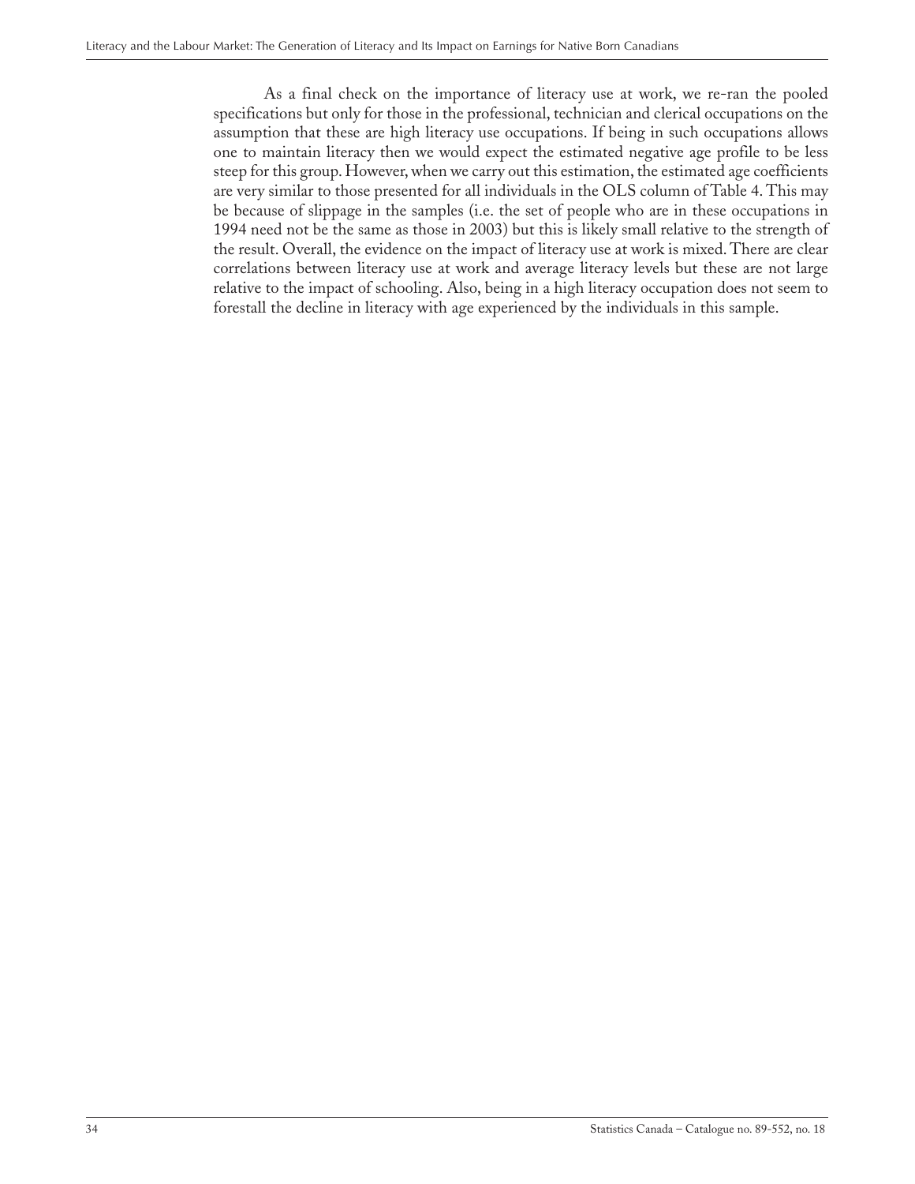As a final check on the importance of literacy use at work, we re-ran the pooled specifications but only for those in the professional, technician and clerical occupations on the assumption that these are high literacy use occupations. If being in such occupations allows one to maintain literacy then we would expect the estimated negative age profile to be less steep for this group. However, when we carry out this estimation, the estimated age coefficients are very similar to those presented for all individuals in the OLS column of Table 4. This may be because of slippage in the samples (i.e. the set of people who are in these occupations in 1994 need not be the same as those in 2003) but this is likely small relative to the strength of the result. Overall, the evidence on the impact of literacy use at work is mixed. There are clear correlations between literacy use at work and average literacy levels but these are not large relative to the impact of schooling. Also, being in a high literacy occupation does not seem to forestall the decline in literacy with age experienced by the individuals in this sample.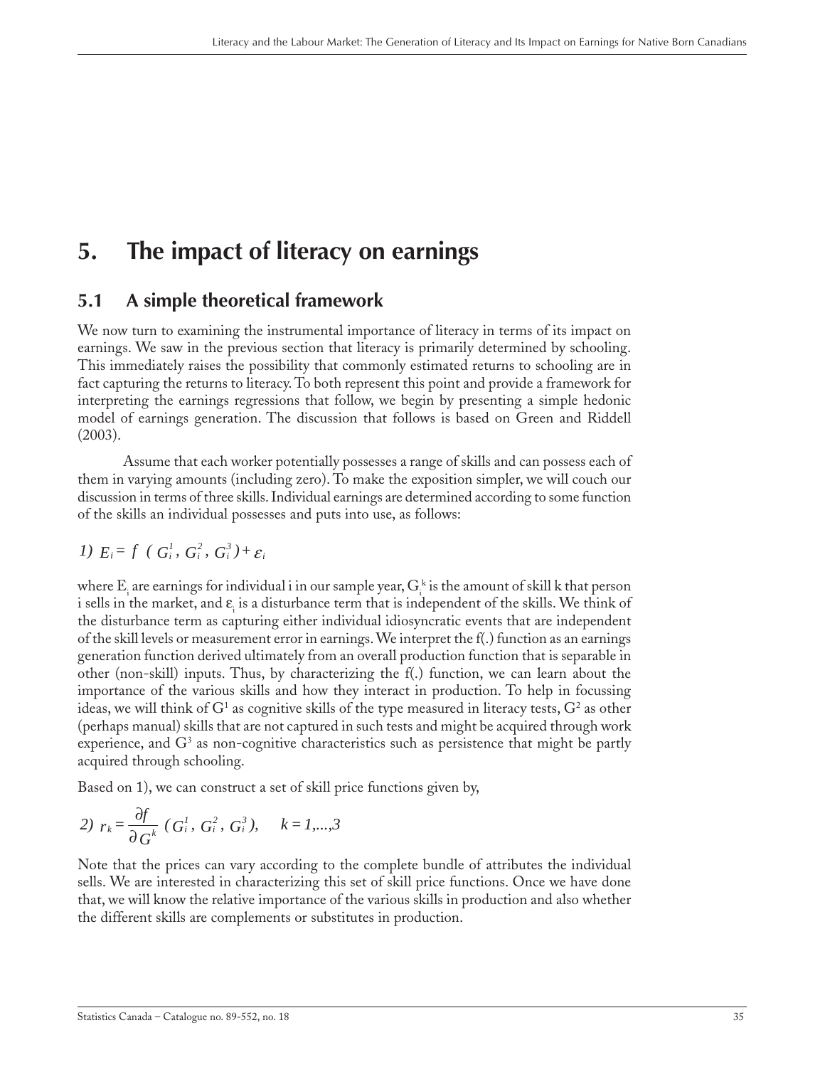# 5. The impact of literacy on earnings

## 5.1 A simple theoretical framework

We now turn to examining the instrumental importance of literacy in terms of its impact on earnings. We saw in the previous section that literacy is primarily determined by schooling. This immediately raises the possibility that commonly estimated returns to schooling are in fact capturing the returns to literacy. To both represent this point and provide a framework for interpreting the earnings regressions that follow, we begin by presenting a simple hedonic model of earnings generation. The discussion that follows is based on Green and Riddell (2003).

Assume that each worker potentially possesses a range of skills and can possess each of them in varying amounts (including zero). To make the exposition simpler, we will couch our discussion in terms of three skills. Individual earnings are determined according to some function of the skills an individual possesses and puts into use, as follows:

$$1) \quad E_i = f\ (G_i^1, G_i^2, G_i^3) + \varepsilon_i$$

where $E_i$ are earnings for individual i in our sample year, $G_i^k$ is the amount of skill k that person i sells in the market, and $\varepsilon_i$ is a disturbance term that is independent of the skills. We think of the disturbance term as capturing either individual idiosyncratic events that are independent of the skill levels or measurement error in earnings. We interpret the f(.) function as an earnings generation function derived ultimately from an overall production function that is separable in other (non-skill) inputs. Thus, by characterizing the f(.) function, we can learn about the importance of the various skills and how they interact in production. To help in focussing ideas, we will think of $G^1$ as cognitive skills of the type measured in literacy tests, $G^2$ as other (perhaps manual) skills that are not captured in such tests and might be acquired through work experience, and $G^3$ as non-cognitive characteristics such as persistence that might be partly acquired through schooling.

Based on 1), we can construct a set of skill price functions given by,

$$2) \quad r_k = \frac{\partial f}{\partial G^k}\ (G_i^1, G_i^2, G_i^3), \quad k = 1,...,3$$

Note that the prices can vary according to the complete bundle of attributes the individual sells. We are interested in characterizing this set of skill price functions. Once we have done that, we will know the relative importance of the various skills in production and also whether the different skills are complements or substitutes in production.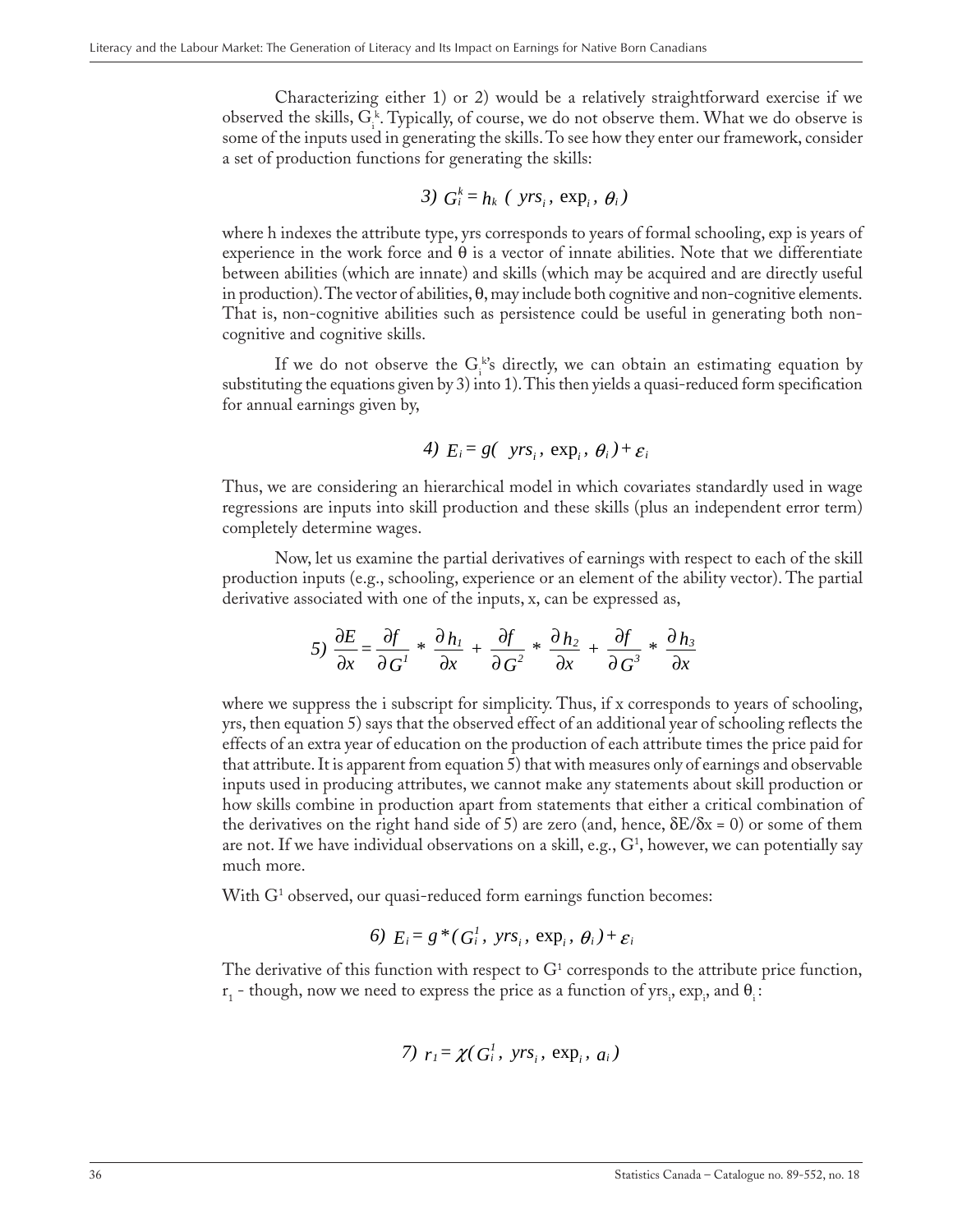Characterizing either 1) or 2) would be a relatively straightforward exercise if we observed the skills, $G_i^k$. Typically, of course, we do not observe them. What we do observe is some of the inputs used in generating the skills. To see how they enter our framework, consider a set of production functions for generating the skills:

$$3)\ G_i^k = h_k\ (\ yrs_i\ ,\ \exp_i\ ,\ \theta_i\ )$$

where h indexes the attribute type, yrs corresponds to years of formal schooling, exp is years of experience in the work force and θ is a vector of innate abilities. Note that we differentiate between abilities (which are innate) and skills (which may be acquired and are directly useful in production). The vector of abilities, θ, may include both cognitive and non-cognitive elements. That is, non-cognitive abilities such as persistence could be useful in generating both non-cognitive and cognitive skills.

If we do not observe the $G_i^k$'s directly, we can obtain an estimating equation by substituting the equations given by 3) into 1). This then yields a quasi-reduced form specification for annual earnings given by,

$$4)\ E_i = g(\ \ yrs_i\ ,\ \exp_i\ ,\ \theta_i\ ) + \varepsilon_i$$

Thus, we are considering an hierarchical model in which covariates standardly used in wage regressions are inputs into skill production and these skills (plus an independent error term) completely determine wages.

Now, let us examine the partial derivatives of earnings with respect to each of the skill production inputs (e.g., schooling, experience or an element of the ability vector). The partial derivative associated with one of the inputs, x, can be expressed as,

$$5)\ \frac{\partial E}{\partial x} = \frac{\partial f}{\partial G^1} * \frac{\partial h_1}{\partial x} + \frac{\partial f}{\partial G^2} * \frac{\partial h_2}{\partial x} + \frac{\partial f}{\partial G^3} * \frac{\partial h_3}{\partial x}$$

where we suppress the i subscript for simplicity. Thus, if x corresponds to years of schooling, yrs, then equation 5) says that the observed effect of an additional year of schooling reflects the effects of an extra year of education on the production of each attribute times the price paid for that attribute. It is apparent from equation 5) that with measures only of earnings and observable inputs used in producing attributes, we cannot make any statements about skill production or how skills combine in production apart from statements that either a critical combination of the derivatives on the right hand side of 5) are zero (and, hence, $\delta E/\delta x = 0$) or some of them are not. If we have individual observations on a skill, e.g., $G^1$, however, we can potentially say much more.

With $G^1$ observed, our quasi-reduced form earnings function becomes:

$$6)\ E_i = g^*(\ G_i^1\ ,\ yrs_i\ ,\ \exp_i\ ,\ \theta_i\ ) + \varepsilon_i$$

The derivative of this function with respect to $G^1$ corresponds to the attribute price function, $r_1$ - though, now we need to express the price as a function of $yrs_i$, $\exp_i$, and $\theta_i$:

$$7)\ r_1 = \chi(\ G_i^1\ ,\ yrs_i\ ,\ \exp_i\ ,\ a_i\ )$$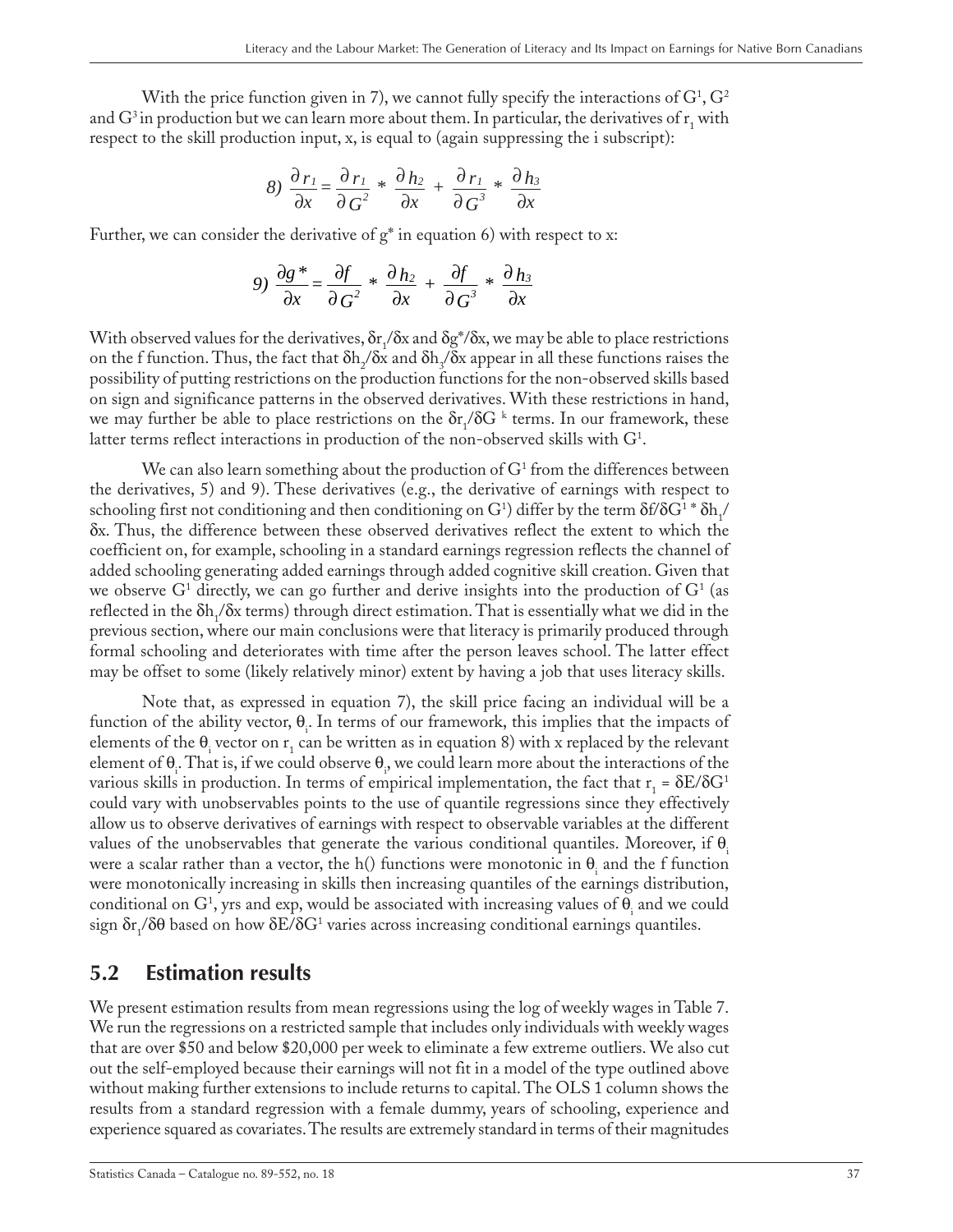With the price function given in 7), we cannot fully specify the interactions of $G^1$, $G^2$ and $G^3$ in production but we can learn more about them. In particular, the derivatives of $r_1$ with respect to the skill production input, x, is equal to (again suppressing the i subscript):

$$8)\ \frac{\partial r_1}{\partial x} = \frac{\partial r_1}{\partial G^2} * \frac{\partial h_2}{\partial x} + \frac{\partial r_1}{\partial G^3} * \frac{\partial h_3}{\partial x}$$

Further, we can consider the derivative of g* in equation 6) with respect to x:

$$9)\ \frac{\partial g^*}{\partial x} = \frac{\partial f}{\partial G^2} * \frac{\partial h_2}{\partial x} + \frac{\partial f}{\partial G^3} * \frac{\partial h_3}{\partial x}$$

With observed values for the derivatives, $\delta r_1/\delta x$ and $\delta g^*/\delta x$, we may be able to place restrictions on the f function. Thus, the fact that $\delta h_2/\delta x$ and $\delta h_3/\delta x$ appear in all these functions raises the possibility of putting restrictions on the production functions for the non-observed skills based on sign and significance patterns in the observed derivatives. With these restrictions in hand, we may further be able to place restrictions on the $\delta r_1/\delta G^k$ terms. In our framework, these latter terms reflect interactions in production of the non-observed skills with $G^1$.

We can also learn something about the production of $G^1$ from the differences between the derivatives, 5) and 9). These derivatives (e.g., the derivative of earnings with respect to schooling first not conditioning and then conditioning on $G^1$) differ by the term $\delta f/\delta G^1 * \delta h_1/\delta x$. Thus, the difference between these observed derivatives reflect the extent to which the coefficient on, for example, schooling in a standard earnings regression reflects the channel of added schooling generating added earnings through added cognitive skill creation. Given that we observe $G^1$ directly, we can go further and derive insights into the production of $G^1$ (as reflected in the $\delta h_1/\delta x$ terms) through direct estimation. That is essentially what we did in the previous section, where our main conclusions were that literacy is primarily produced through formal schooling and deteriorates with time after the person leaves school. The latter effect may be offset to some (likely relatively minor) extent by having a job that uses literacy skills.

Note that, as expressed in equation 7), the skill price facing an individual will be a function of the ability vector, $\theta_i$. In terms of our framework, this implies that the impacts of elements of the $\theta_i$ vector on $r_1$ can be written as in equation 8) with x replaced by the relevant element of $\theta_i$. That is, if we could observe $\theta_i$, we could learn more about the interactions of the various skills in production. In terms of empirical implementation, the fact that $r_1 = \delta E/\delta G^1$ could vary with unobservables points to the use of quantile regressions since they effectively allow us to observe derivatives of earnings with respect to observable variables at the different values of the unobservables that generate the various conditional quantiles. Moreover, if $\theta_i$ were a scalar rather than a vector, the h() functions were monotonic in $\theta_i$ and the f function were monotonically increasing in skills then increasing quantiles of the earnings distribution, conditional on $G^1$, yrs and exp, would be associated with increasing values of $\theta_i$ and we could sign $\delta r_1/\delta\theta$ based on how $\delta E/\delta G^1$ varies across increasing conditional earnings quantiles.

## 5.2 Estimation results

We present estimation results from mean regressions using the log of weekly wages in Table 7. We run the regressions on a restricted sample that includes only individuals with weekly wages that are over \$50 and below \$20,000 per week to eliminate a few extreme outliers. We also cut out the self-employed because their earnings will not fit in a model of the type outlined above without making further extensions to include returns to capital. The OLS 1 column shows the results from a standard regression with a female dummy, years of schooling, experience and experience squared as covariates. The results are extremely standard in terms of their magnitudes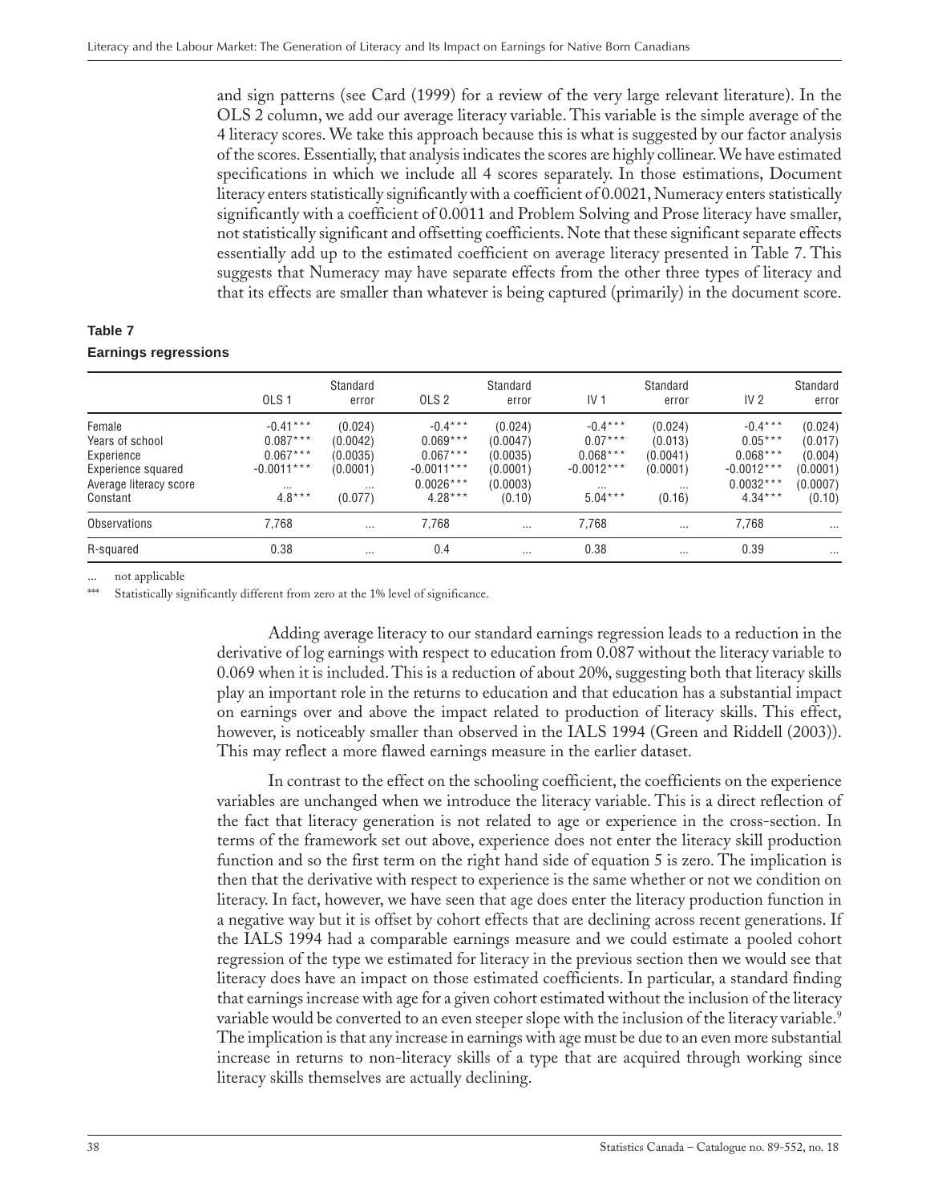and sign patterns (see Card (1999) for a review of the very large relevant literature). In the OLS 2 column, we add our average literacy variable. This variable is the simple average of the 4 literacy scores. We take this approach because this is what is suggested by our factor analysis of the scores. Essentially, that analysis indicates the scores are highly collinear. We have estimated specifications in which we include all 4 scores separately. In those estimations, Document literacy enters statistically significantly with a coefficient of 0.0021, Numeracy enters statistically significantly with a coefficient of 0.0011 and Problem Solving and Prose literacy have smaller, not statistically significant and offsetting coefficients. Note that these significant separate effects essentially add up to the estimated coefficient on average literacy presented in Table 7. This suggests that Numeracy may have separate effects from the other three types of literacy and that its effects are smaller than whatever is being captured (primarily) in the document score.

**Table 7**

**Earnings regressions**

| | OLS 1 | Standard error | OLS 2 | Standard error | IV 1 | Standard error | IV 2 | Standard error |
|---|---|---|---|---|---|---|---|---|
| Female | -0.41*** | (0.024) | -0.4*** | (0.024) | -0.4*** | (0.024) | -0.4*** | (0.024) |
| Years of school | 0.087*** | (0.0042) | 0.069*** | (0.0047) | 0.07*** | (0.013) | 0.05*** | (0.017) |
| Experience | 0.067*** | (0.0035) | 0.067*** | (0.0035) | 0.068*** | (0.0041) | 0.068*** | (0.004) |
| Experience squared | -0.0011*** | (0.0001) | -0.0011*** | (0.0001) | -0.0012*** | (0.0001) | -0.0012*** | (0.0001) |
| Average literacy score | ... | ... | 0.0026*** | (0.0003) | ... | ... | 0.0032*** | (0.0007) |
| Constant | 4.8*** | (0.077) | 4.28*** | (0.10) | 5.04*** | (0.16) | 4.34*** | (0.10) |
| Observations | 7,768 | ... | 7,768 | ... | 7,768 | ... | 7,768 | ... |
| R-squared | 0.38 | ... | 0.4 | ... | 0.38 | ... | 0.39 | ... |

... not applicable

*** Statistically significantly different from zero at the 1% level of significance.

Adding average literacy to our standard earnings regression leads to a reduction in the derivative of log earnings with respect to education from 0.087 without the literacy variable to 0.069 when it is included. This is a reduction of about 20%, suggesting both that literacy skills play an important role in the returns to education and that education has a substantial impact on earnings over and above the impact related to production of literacy skills. This effect, however, is noticeably smaller than observed in the IALS 1994 (Green and Riddell (2003)). This may reflect a more flawed earnings measure in the earlier dataset.

In contrast to the effect on the schooling coefficient, the coefficients on the experience variables are unchanged when we introduce the literacy variable. This is a direct reflection of the fact that literacy generation is not related to age or experience in the cross-section. In terms of the framework set out above, experience does not enter the literacy skill production function and so the first term on the right hand side of equation 5 is zero. The implication is then that the derivative with respect to experience is the same whether or not we condition on literacy. In fact, however, we have seen that age does enter the literacy production function in a negative way but it is offset by cohort effects that are declining across recent generations. If the IALS 1994 had a comparable earnings measure and we could estimate a pooled cohort regression of the type we estimated for literacy in the previous section then we would see that literacy does have an impact on those estimated coefficients. In particular, a standard finding that earnings increase with age for a given cohort estimated without the inclusion of the literacy variable would be converted to an even steeper slope with the inclusion of the literacy variable.[9] The implication is that any increase in earnings with age must be due to an even more substantial increase in returns to non-literacy skills of a type that are acquired through working since literacy skills themselves are actually declining.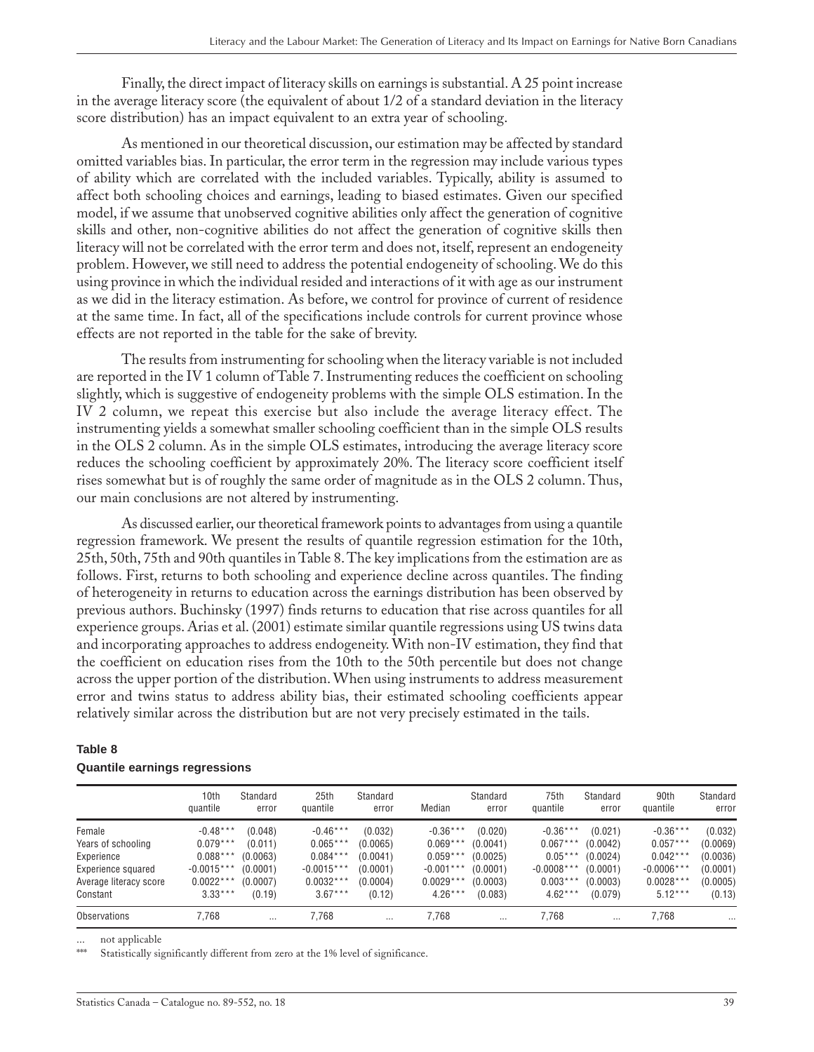Finally, the direct impact of literacy skills on earnings is substantial. A 25 point increase in the average literacy score (the equivalent of about 1/2 of a standard deviation in the literacy score distribution) has an impact equivalent to an extra year of schooling.

As mentioned in our theoretical discussion, our estimation may be affected by standard omitted variables bias. In particular, the error term in the regression may include various types of ability which are correlated with the included variables. Typically, ability is assumed to affect both schooling choices and earnings, leading to biased estimates. Given our specified model, if we assume that unobserved cognitive abilities only affect the generation of cognitive skills and other, non-cognitive abilities do not affect the generation of cognitive skills then literacy will not be correlated with the error term and does not, itself, represent an endogeneity problem. However, we still need to address the potential endogeneity of schooling. We do this using province in which the individual resided and interactions of it with age as our instrument as we did in the literacy estimation. As before, we control for province of current of residence at the same time. In fact, all of the specifications include controls for current province whose effects are not reported in the table for the sake of brevity.

The results from instrumenting for schooling when the literacy variable is not included are reported in the IV 1 column of Table 7. Instrumenting reduces the coefficient on schooling slightly, which is suggestive of endogeneity problems with the simple OLS estimation. In the IV 2 column, we repeat this exercise but also include the average literacy effect. The instrumenting yields a somewhat smaller schooling coefficient than in the simple OLS results in the OLS 2 column. As in the simple OLS estimates, introducing the average literacy score reduces the schooling coefficient by approximately 20%. The literacy score coefficient itself rises somewhat but is of roughly the same order of magnitude as in the OLS 2 column. Thus, our main conclusions are not altered by instrumenting.

As discussed earlier, our theoretical framework points to advantages from using a quantile regression framework. We present the results of quantile regression estimation for the 10th, 25th, 50th, 75th and 90th quantiles in Table 8. The key implications from the estimation are as follows. First, returns to both schooling and experience decline across quantiles. The finding of heterogeneity in returns to education across the earnings distribution has been observed by previous authors. Buchinsky (1997) finds returns to education that rise across quantiles for all experience groups. Arias et al. (2001) estimate similar quantile regressions using US twins data and incorporating approaches to address endogeneity. With non-IV estimation, they find that the coefficient on education rises from the 10th to the 50th percentile but does not change across the upper portion of the distribution. When using instruments to address measurement error and twins status to address ability bias, their estimated schooling coefficients appear relatively similar across the distribution but are not very precisely estimated in the tails.

**Table 8**
**Quantile earnings regressions**

| | 10th quantile | Standard error | 25th quantile | Standard error | Median | Standard error | 75th quantile | Standard error | 90th quantile | Standard error |
|---|---|---|---|---|---|---|---|---|---|---|
| Female | -0.48*** | (0.048) | -0.46*** | (0.032) | -0.36*** | (0.020) | -0.36*** | (0.021) | -0.36*** | (0.032) |
| Years of schooling | 0.079*** | (0.011) | 0.065*** | (0.0065) | 0.069*** | (0.0041) | 0.067*** | (0.0042) | 0.057*** | (0.0069) |
| Experience | 0.088*** | (0.0063) | 0.084*** | (0.0041) | 0.059*** | (0.0025) | 0.05*** | (0.0024) | 0.042*** | (0.0036) |
| Experience squared | -0.0015*** | (0.0001) | -0.0015*** | (0.0001) | -0.001*** | (0.0001) | -0.0008*** | (0.0001) | -0.0006*** | (0.0001) |
| Average literacy score | 0.0022*** | (0.0007) | 0.0032*** | (0.0004) | 0.0029*** | (0.0003) | 0.003*** | (0.0003) | 0.0028*** | (0.0005) |
| Constant | 3.33*** | (0.19) | 3.67*** | (0.12) | 4.26*** | (0.083) | 4.62*** | (0.079) | 5.12*** | (0.13) |
| Observations | 7,768 | ... | 7,768 | ... | 7,768 | ... | 7,768 | ... | 7,768 | ... |

... not applicable

*** Statistically significantly different from zero at the 1% level of significance.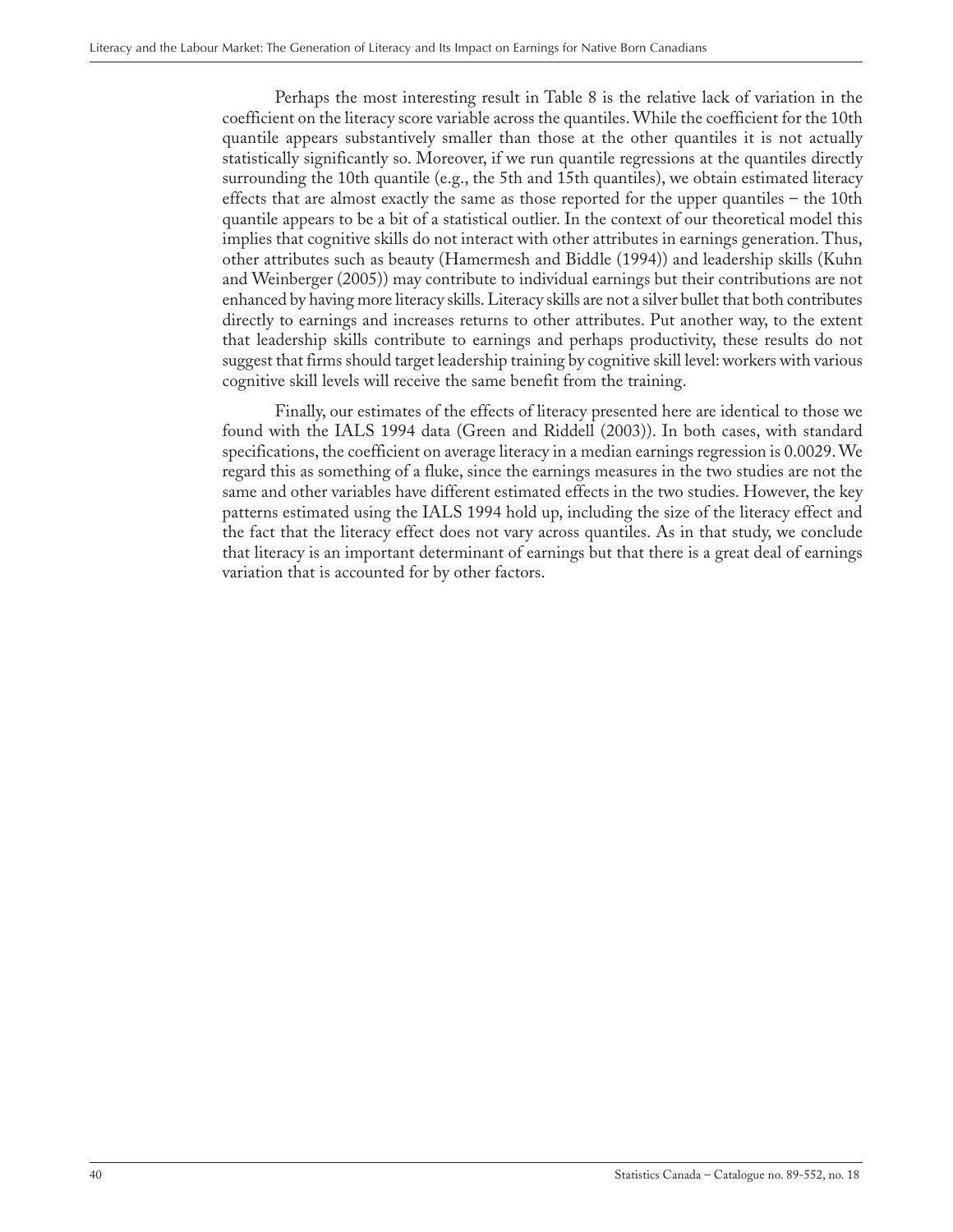Perhaps the most interesting result in Table 8 is the relative lack of variation in the coefficient on the literacy score variable across the quantiles. While the coefficient for the 10th quantile appears substantively smaller than those at the other quantiles it is not actually statistically significantly so. Moreover, if we run quantile regressions at the quantiles directly surrounding the 10th quantile (e.g., the 5th and 15th quantiles), we obtain estimated literacy effects that are almost exactly the same as those reported for the upper quantiles – the 10th quantile appears to be a bit of a statistical outlier. In the context of our theoretical model this implies that cognitive skills do not interact with other attributes in earnings generation. Thus, other attributes such as beauty (Hamermesh and Biddle (1994)) and leadership skills (Kuhn and Weinberger (2005)) may contribute to individual earnings but their contributions are not enhanced by having more literacy skills. Literacy skills are not a silver bullet that both contributes directly to earnings and increases returns to other attributes. Put another way, to the extent that leadership skills contribute to earnings and perhaps productivity, these results do not suggest that firms should target leadership training by cognitive skill level: workers with various cognitive skill levels will receive the same benefit from the training.

Finally, our estimates of the effects of literacy presented here are identical to those we found with the IALS 1994 data (Green and Riddell (2003)). In both cases, with standard specifications, the coefficient on average literacy in a median earnings regression is 0.0029. We regard this as something of a fluke, since the earnings measures in the two studies are not the same and other variables have different estimated effects in the two studies. However, the key patterns estimated using the IALS 1994 hold up, including the size of the literacy effect and the fact that the literacy effect does not vary across quantiles. As in that study, we conclude that literacy is an important determinant of earnings but that there is a great deal of earnings variation that is accounted for by other factors.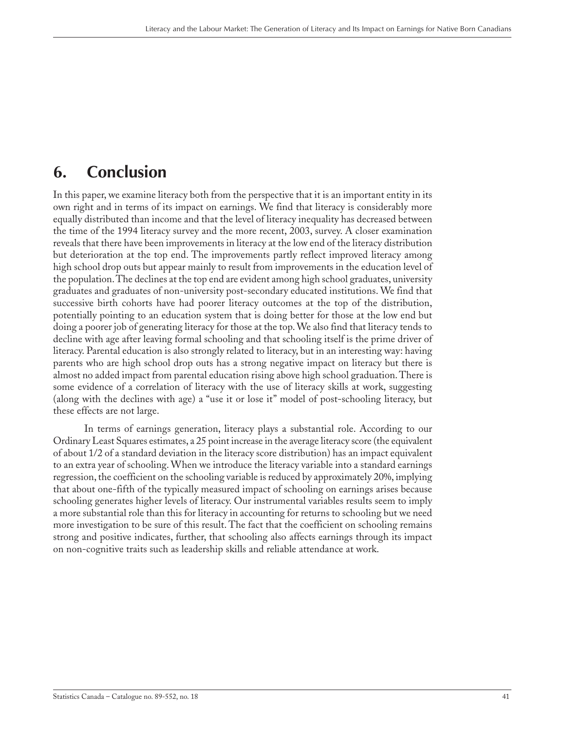## 6. Conclusion

In this paper, we examine literacy both from the perspective that it is an important entity in its own right and in terms of its impact on earnings. We find that literacy is considerably more equally distributed than income and that the level of literacy inequality has decreased between the time of the 1994 literacy survey and the more recent, 2003, survey. A closer examination reveals that there have been improvements in literacy at the low end of the literacy distribution but deterioration at the top end. The improvements partly reflect improved literacy among high school drop outs but appear mainly to result from improvements in the education level of the population. The declines at the top end are evident among high school graduates, university graduates and graduates of non-university post-secondary educated institutions. We find that successive birth cohorts have had poorer literacy outcomes at the top of the distribution, potentially pointing to an education system that is doing better for those at the low end but doing a poorer job of generating literacy for those at the top. We also find that literacy tends to decline with age after leaving formal schooling and that schooling itself is the prime driver of literacy. Parental education is also strongly related to literacy, but in an interesting way: having parents who are high school drop outs has a strong negative impact on literacy but there is almost no added impact from parental education rising above high school graduation. There is some evidence of a correlation of literacy with the use of literacy skills at work, suggesting (along with the declines with age) a "use it or lose it" model of post-schooling literacy, but these effects are not large.

In terms of earnings generation, literacy plays a substantial role. According to our Ordinary Least Squares estimates, a 25 point increase in the average literacy score (the equivalent of about 1/2 of a standard deviation in the literacy score distribution) has an impact equivalent to an extra year of schooling. When we introduce the literacy variable into a standard earnings regression, the coefficient on the schooling variable is reduced by approximately 20%, implying that about one-fifth of the typically measured impact of schooling on earnings arises because schooling generates higher levels of literacy. Our instrumental variables results seem to imply a more substantial role than this for literacy in accounting for returns to schooling but we need more investigation to be sure of this result. The fact that the coefficient on schooling remains strong and positive indicates, further, that schooling also affects earnings through its impact on non-cognitive traits such as leadership skills and reliable attendance at work.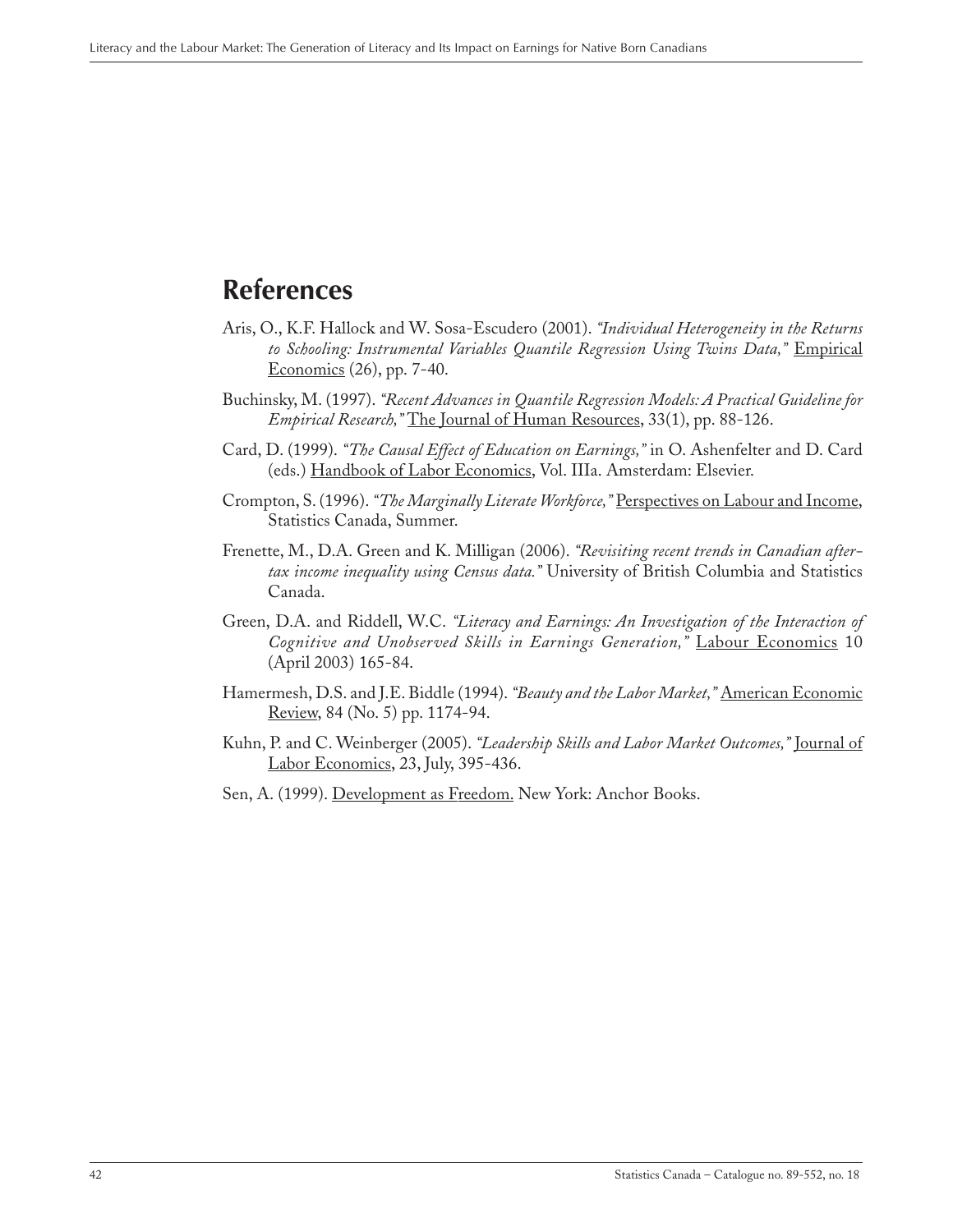## References

Aris, O., K.F. Hallock and W. Sosa-Escudero (2001). *"Individual Heterogeneity in the Returns to Schooling: Instrumental Variables Quantile Regression Using Twins Data,"* Empirical Economics (26), pp. 7-40.

Buchinsky, M. (1997). *"Recent Advances in Quantile Regression Models: A Practical Guideline for Empirical Research,"* The Journal of Human Resources, 33(1), pp. 88-126.

Card, D. (1999). *"The Causal Effect of Education on Earnings,"* in O. Ashenfelter and D. Card (eds.) Handbook of Labor Economics, Vol. IIIa. Amsterdam: Elsevier.

Crompton, S. (1996). *"The Marginally Literate Workforce,"* Perspectives on Labour and Income, Statistics Canada, Summer.

Frenette, M., D.A. Green and K. Milligan (2006). *"Revisiting recent trends in Canadian after-tax income inequality using Census data."* University of British Columbia and Statistics Canada.

Green, D.A. and Riddell, W.C. *"Literacy and Earnings: An Investigation of the Interaction of Cognitive and Unobserved Skills in Earnings Generation,"* Labour Economics 10 (April 2003) 165-84.

Hamermesh, D.S. and J.E. Biddle (1994). *"Beauty and the Labor Market,"* American Economic Review, 84 (No. 5) pp. 1174-94.

Kuhn, P. and C. Weinberger (2005). *"Leadership Skills and Labor Market Outcomes,"* Journal of Labor Economics, 23, July, 395-436.

Sen, A. (1999). Development as Freedom. New York: Anchor Books.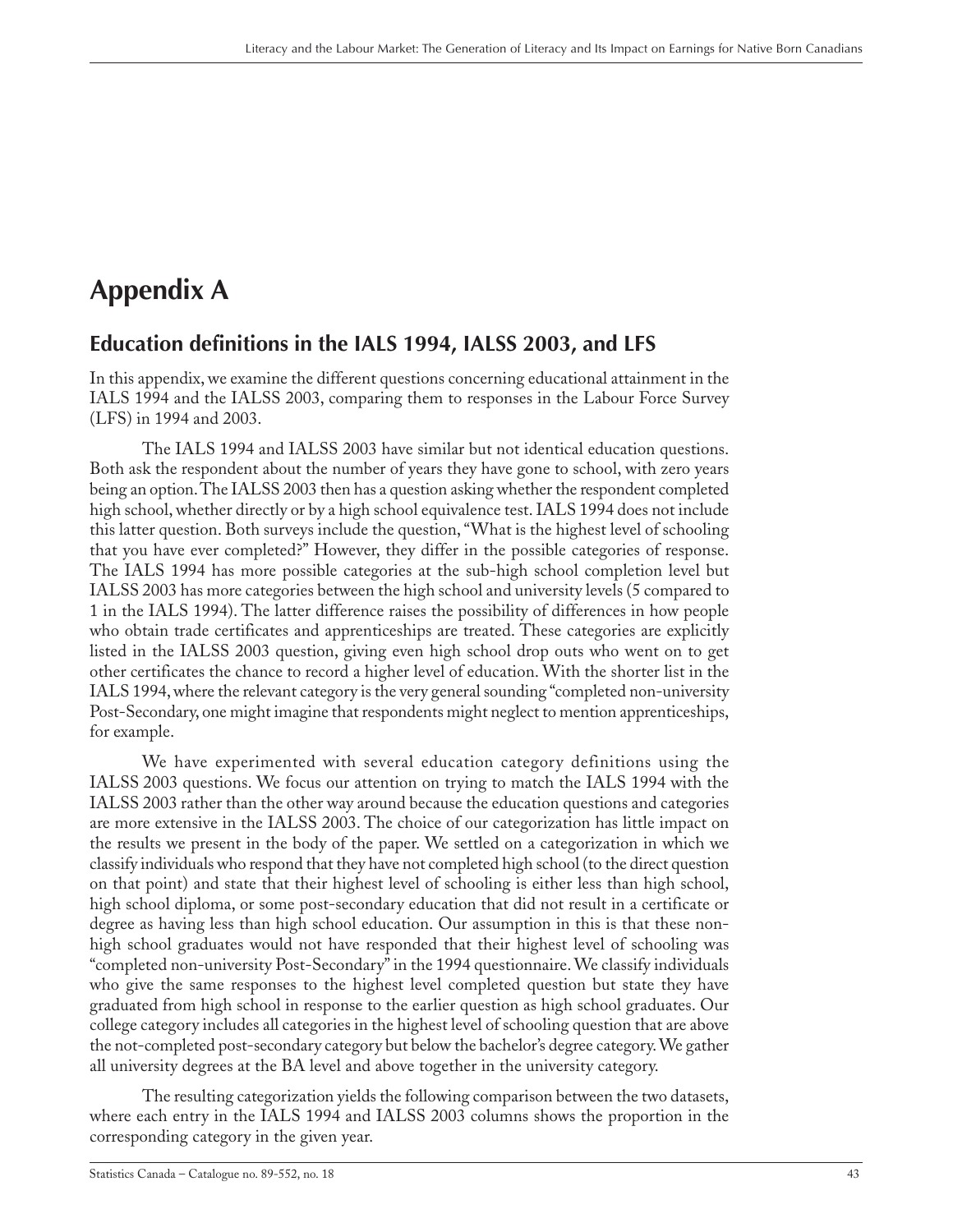# Appendix A

## Education definitions in the IALS 1994, IALSS 2003, and LFS

In this appendix, we examine the different questions concerning educational attainment in the IALS 1994 and the IALSS 2003, comparing them to responses in the Labour Force Survey (LFS) in 1994 and 2003.

The IALS 1994 and IALSS 2003 have similar but not identical education questions. Both ask the respondent about the number of years they have gone to school, with zero years being an option. The IALSS 2003 then has a question asking whether the respondent completed high school, whether directly or by a high school equivalence test. IALS 1994 does not include this latter question. Both surveys include the question, "What is the highest level of schooling that you have ever completed?" However, they differ in the possible categories of response. The IALS 1994 has more possible categories at the sub-high school completion level but IALSS 2003 has more categories between the high school and university levels (5 compared to 1 in the IALS 1994). The latter difference raises the possibility of differences in how people who obtain trade certificates and apprenticeships are treated. These categories are explicitly listed in the IALSS 2003 question, giving even high school drop outs who went on to get other certificates the chance to record a higher level of education. With the shorter list in the IALS 1994, where the relevant category is the very general sounding "completed non-university Post-Secondary, one might imagine that respondents might neglect to mention apprenticeships, for example.

We have experimented with several education category definitions using the IALSS 2003 questions. We focus our attention on trying to match the IALS 1994 with the IALSS 2003 rather than the other way around because the education questions and categories are more extensive in the IALSS 2003. The choice of our categorization has little impact on the results we present in the body of the paper. We settled on a categorization in which we classify individuals who respond that they have not completed high school (to the direct question on that point) and state that their highest level of schooling is either less than high school, high school diploma, or some post-secondary education that did not result in a certificate or degree as having less than high school education. Our assumption in this is that these non-high school graduates would not have responded that their highest level of schooling was "completed non-university Post-Secondary" in the 1994 questionnaire. We classify individuals who give the same responses to the highest level completed question but state they have graduated from high school in response to the earlier question as high school graduates. Our college category includes all categories in the highest level of schooling question that are above the not-completed post-secondary category but below the bachelor's degree category. We gather all university degrees at the BA level and above together in the university category.

The resulting categorization yields the following comparison between the two datasets, where each entry in the IALS 1994 and IALSS 2003 columns shows the proportion in the corresponding category in the given year.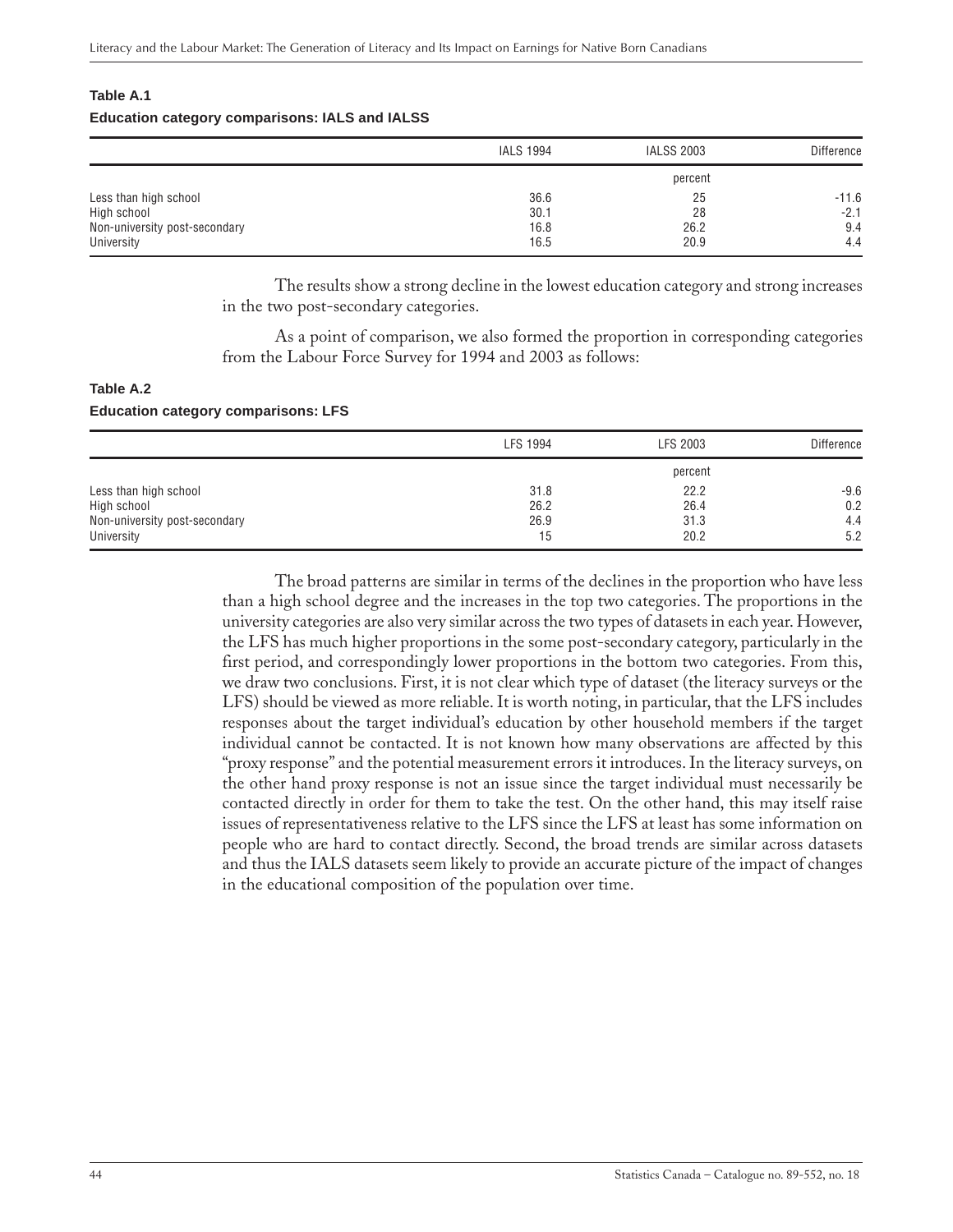**Table A.1**

**Education category comparisons: IALS and IALSS**

| | IALS 1994 | IALSS 2003 | Difference |
|---|---|---|---|
| | | percent | |
| Less than high school | 36.6 | 25 | -11.6 |
| High school | 30.1 | 28 | -2.1 |
| Non-university post-secondary | 16.8 | 26.2 | 9.4 |
| University | 16.5 | 20.9 | 4.4 |

The results show a strong decline in the lowest education category and strong increases in the two post-secondary categories.

As a point of comparison, we also formed the proportion in corresponding categories from the Labour Force Survey for 1994 and 2003 as follows:

**Table A.2**

**Education category comparisons: LFS**

| | LFS 1994 | LFS 2003 | Difference |
|---|---|---|---|
| | | percent | |
| Less than high school | 31.8 | 22.2 | -9.6 |
| High school | 26.2 | 26.4 | 0.2 |
| Non-university post-secondary | 26.9 | 31.3 | 4.4 |
| University | 15 | 20.2 | 5.2 |

The broad patterns are similar in terms of the declines in the proportion who have less than a high school degree and the increases in the top two categories. The proportions in the university categories are also very similar across the two types of datasets in each year. However, the LFS has much higher proportions in the some post-secondary category, particularly in the first period, and correspondingly lower proportions in the bottom two categories. From this, we draw two conclusions. First, it is not clear which type of dataset (the literacy surveys or the LFS) should be viewed as more reliable. It is worth noting, in particular, that the LFS includes responses about the target individual's education by other household members if the target individual cannot be contacted. It is not known how many observations are affected by this "proxy response" and the potential measurement errors it introduces. In the literacy surveys, on the other hand proxy response is not an issue since the target individual must necessarily be contacted directly in order for them to take the test. On the other hand, this may itself raise issues of representativeness relative to the LFS since the LFS at least has some information on people who are hard to contact directly. Second, the broad trends are similar across datasets and thus the IALS datasets seem likely to provide an accurate picture of the impact of changes in the educational composition of the population over time.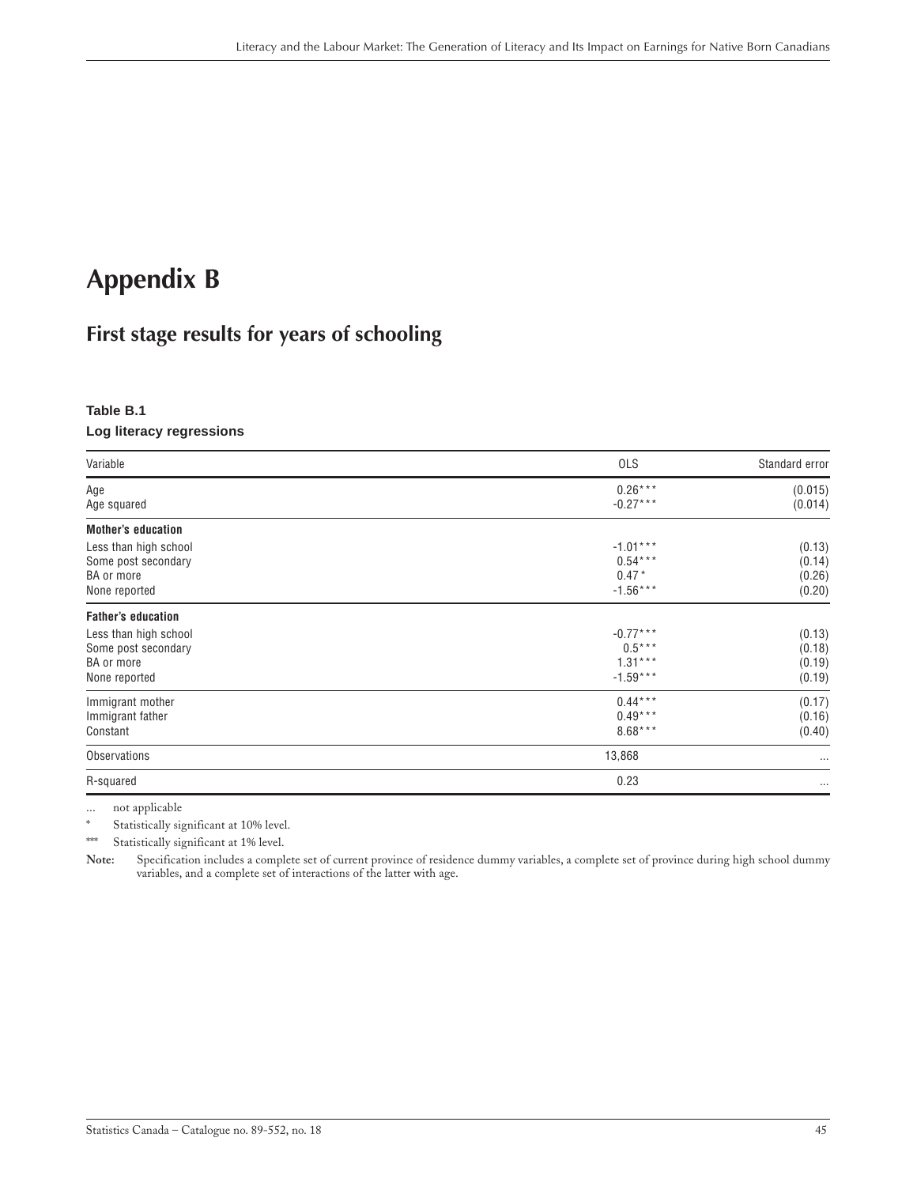# Appendix B

## First stage results for years of schooling

**Table B.1**

**Log literacy regressions**

| Variable | OLS | Standard error |
|---|---|---|
| Age | 0.26*** | (0.015) |
| Age squared | -0.27*** | (0.014) |
| **Mother's education** | | |
| Less than high school | -1.01*** | (0.13) |
| Some post secondary | 0.54*** | (0.14) |
| BA or more | 0.47* | (0.26) |
| None reported | -1.56*** | (0.20) |
| **Father's education** | | |
| Less than high school | -0.77*** | (0.13) |
| Some post secondary | 0.5*** | (0.18) |
| BA or more | 1.31*** | (0.19) |
| None reported | -1.59*** | (0.19) |
| Immigrant mother | 0.44*** | (0.17) |
| Immigrant father | 0.49*** | (0.16) |
| Constant | 8.68*** | (0.40) |
| Observations | 13,868 | ... |
| R-squared | 0.23 | ... |

... not applicable

\* Statistically significant at 10% level.

\*\*\* Statistically significant at 1% level.

**Note:** Specification includes a complete set of current province of residence dummy variables, a complete set of province during high school dummy variables, and a complete set of interactions of the latter with age.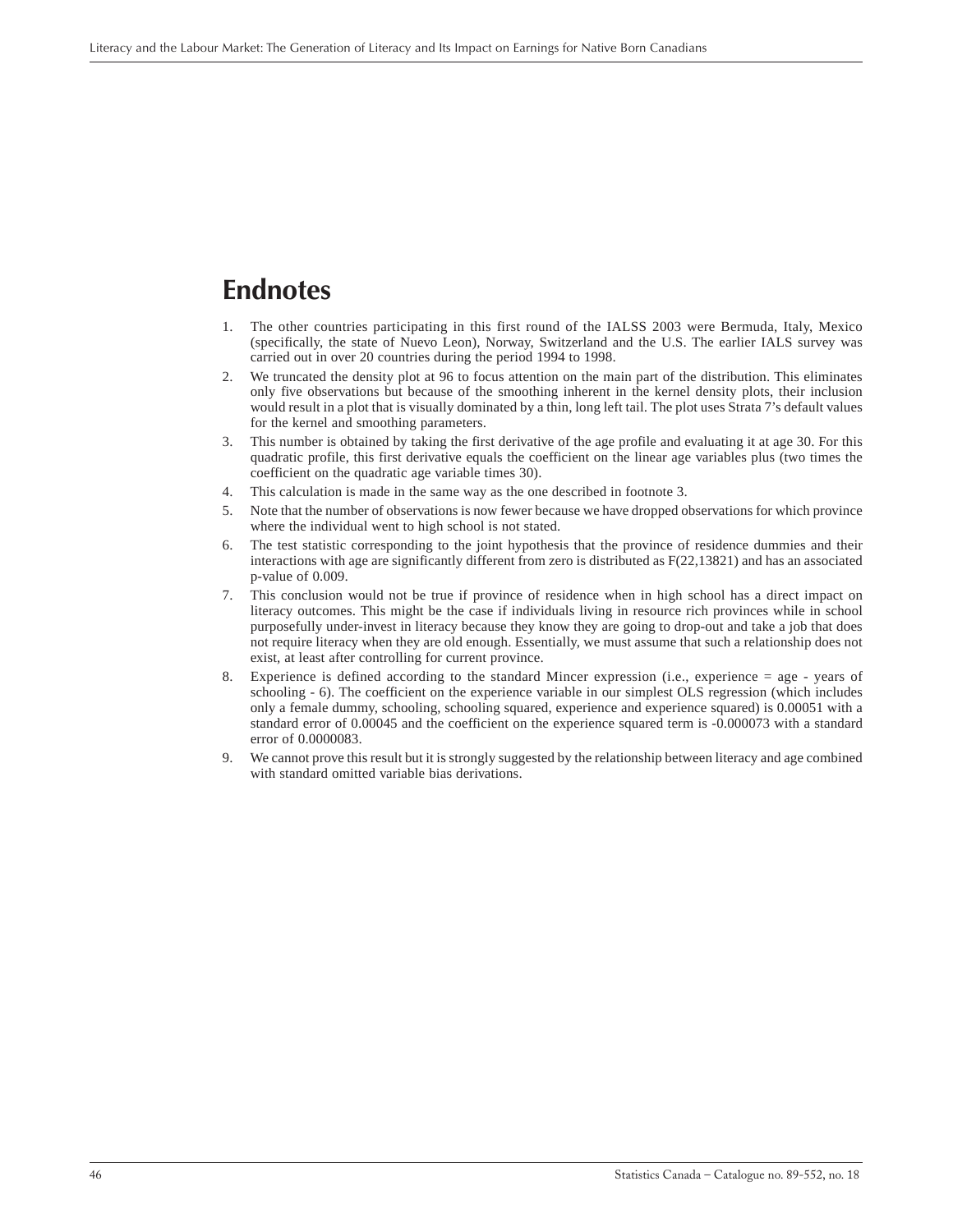# Endnotes

1. The other countries participating in this first round of the IALSS 2003 were Bermuda, Italy, Mexico (specifically, the state of Nuevo Leon), Norway, Switzerland and the U.S. The earlier IALS survey was carried out in over 20 countries during the period 1994 to 1998.
2. We truncated the density plot at 96 to focus attention on the main part of the distribution. This eliminates only five observations but because of the smoothing inherent in the kernel density plots, their inclusion would result in a plot that is visually dominated by a thin, long left tail. The plot uses Strata 7's default values for the kernel and smoothing parameters.
3. This number is obtained by taking the first derivative of the age profile and evaluating it at age 30. For this quadratic profile, this first derivative equals the coefficient on the linear age variables plus (two times the coefficient on the quadratic age variable times 30).
4. This calculation is made in the same way as the one described in footnote 3.
5. Note that the number of observations is now fewer because we have dropped observations for which province where the individual went to high school is not stated.
6. The test statistic corresponding to the joint hypothesis that the province of residence dummies and their interactions with age are significantly different from zero is distributed as $F(22,13821)$ and has an associated p-value of 0.009.
7. This conclusion would not be true if province of residence when in high school has a direct impact on literacy outcomes. This might be the case if individuals living in resource rich provinces while in school purposefully under-invest in literacy because they know they are going to drop-out and take a job that does not require literacy when they are old enough. Essentially, we must assume that such a relationship does not exist, at least after controlling for current province.
8. Experience is defined according to the standard Mincer expression (i.e., experience = age - years of schooling - 6). The coefficient on the experience variable in our simplest OLS regression (which includes only a female dummy, schooling, schooling squared, experience and experience squared) is 0.00051 with a standard error of 0.00045 and the coefficient on the experience squared term is -0.000073 with a standard error of 0.0000083.
9. We cannot prove this result but it is strongly suggested by the relationship between literacy and age combined with standard omitted variable bias derivations.